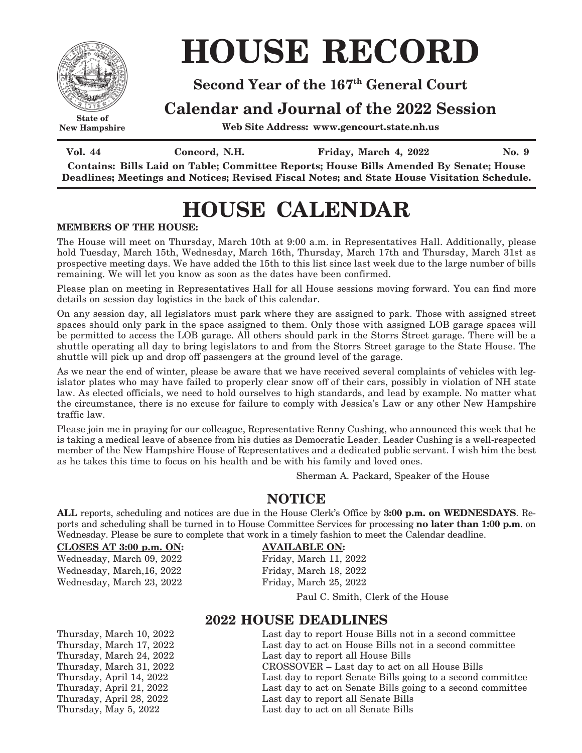State of
New Hampshire

# HOUSE RECORD

**Second Year of the 167th General Court**

**Calendar and Journal of the 2022 Session**

**Web Site Address: www.gencourt.state.nh.us**

**Vol. 44** **Concord, N.H.** **Friday, March 4, 2022** **No. 9**

**Contains: Bills Laid on Table; Committee Reports; House Bills Amended By Senate; House Deadlines; Meetings and Notices; Revised Fiscal Notes; and State House Visitation Schedule.**

# HOUSE CALENDAR

**MEMBERS OF THE HOUSE:**

The House will meet on Thursday, March 10th at 9:00 a.m. in Representatives Hall. Additionally, please hold Tuesday, March 15th, Wednesday, March 16th, Thursday, March 17th and Thursday, March 31st as prospective meeting days. We have added the 15th to this list since last week due to the large number of bills remaining. We will let you know as soon as the dates have been confirmed.

Please plan on meeting in Representatives Hall for all House sessions moving forward. You can find more details on session day logistics in the back of this calendar.

On any session day, all legislators must park where they are assigned to park. Those with assigned street spaces should only park in the space assigned to them. Only those with assigned LOB garage spaces will be permitted to access the LOB garage. All others should park in the Storrs Street garage. There will be a shuttle operating all day to bring legislators to and from the Storrs Street garage to the State House. The shuttle will pick up and drop off passengers at the ground level of the garage.

As we near the end of winter, please be aware that we have received several complaints of vehicles with legislator plates who may have failed to properly clear snow off of their cars, possibly in violation of NH state law. As elected officials, we need to hold ourselves to high standards, and lead by example. No matter what the circumstance, there is no excuse for failure to comply with Jessica's Law or any other New Hampshire traffic law.

Please join me in praying for our colleague, Representative Renny Cushing, who announced this week that he is taking a medical leave of absence from his duties as Democratic Leader. Leader Cushing is a well-respected member of the New Hampshire House of Representatives and a dedicated public servant. I wish him the best as he takes this time to focus on his health and be with his family and loved ones.

Sherman A. Packard, Speaker of the House

## NOTICE

**ALL** reports, scheduling and notices are due in the House Clerk's Office by **3:00 p.m. on WEDNESDAYS**. Reports and scheduling shall be turned in to House Committee Services for processing **no later than 1:00 p.m**. on Wednesday. Please be sure to complete that work in a timely fashion to meet the Calendar deadline.

| **CLOSES AT 3:00 p.m. ON:** | **AVAILABLE ON:** |
|---|---|
| Wednesday, March 09, 2022 | Friday, March 11, 2022 |
| Wednesday, March,16, 2022 | Friday, March 18, 2022 |
| Wednesday, March 23, 2022 | Friday, March 25, 2022 |

Paul C. Smith, Clerk of the House

## 2022 HOUSE DEADLINES

| | |
|---|---|
| Thursday, March 10, 2022 | Last day to report House Bills not in a second committee |
| Thursday, March 17, 2022 | Last day to act on House Bills not in a second committee |
| Thursday, March 24, 2022 | Last day to report all House Bills |
| Thursday, March 31, 2022 | CROSSOVER – Last day to act on all House Bills |
| Thursday, April 14, 2022 | Last day to report Senate Bills going to a second committee |
| Thursday, April 21, 2022 | Last day to act on Senate Bills going to a second committee |
| Thursday, April 28, 2022 | Last day to report all Senate Bills |
| Thursday, May 5, 2022 | Last day to act on all Senate Bills |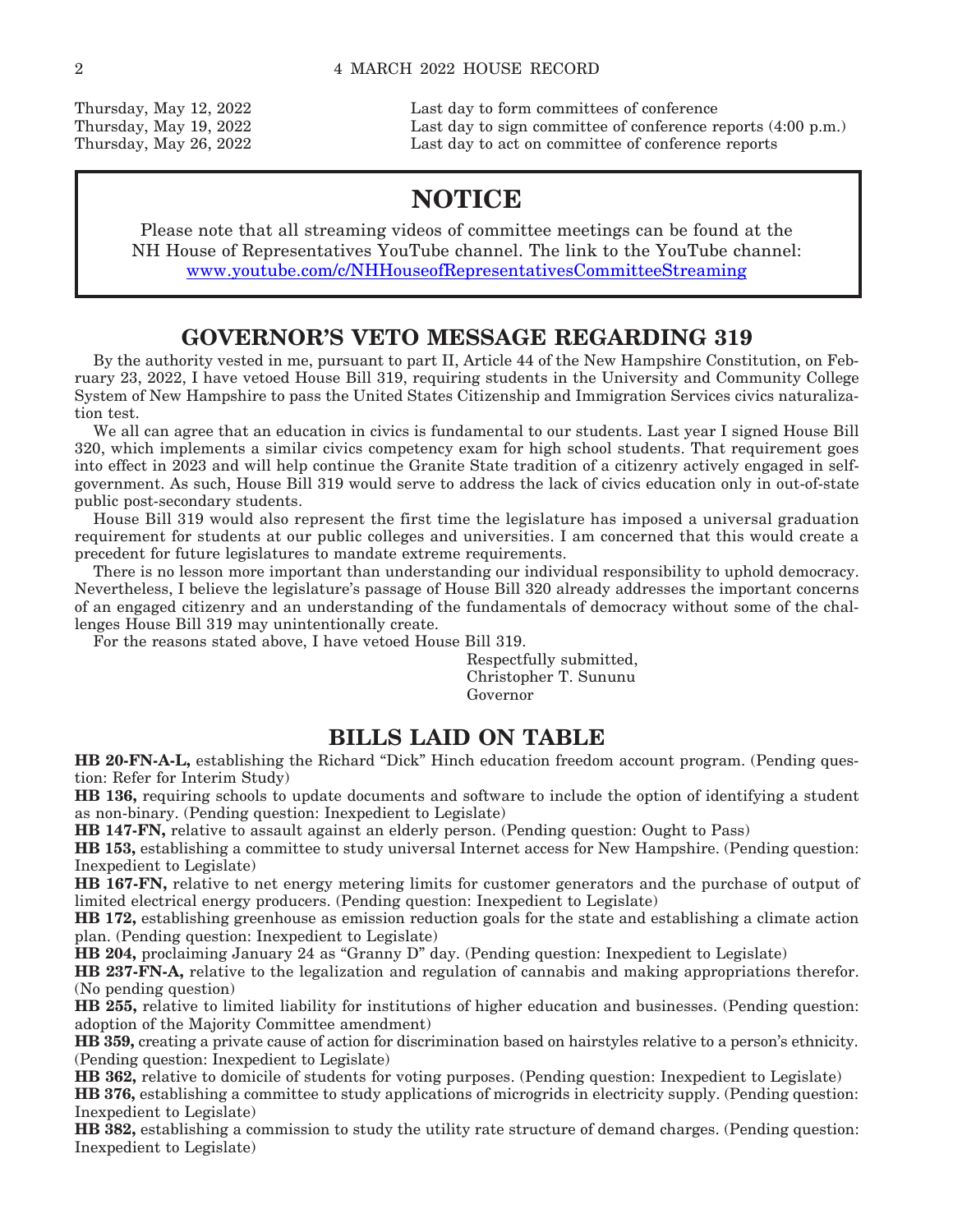| | |
|---|---|
| Thursday, May 12, 2022 | Last day to form committees of conference |
| Thursday, May 19, 2022 | Last day to sign committee of conference reports (4:00 p.m.) |
| Thursday, May 26, 2022 | Last day to act on committee of conference reports |

## NOTICE

Please note that all streaming videos of committee meetings can be found at the NH House of Representatives YouTube channel. The link to the YouTube channel: www.youtube.com/c/NHHouseofRepresentativesCommitteeStreaming

## GOVERNOR'S VETO MESSAGE REGARDING 319

By the authority vested in me, pursuant to part II, Article 44 of the New Hampshire Constitution, on February 23, 2022, I have vetoed House Bill 319, requiring students in the University and Community College System of New Hampshire to pass the United States Citizenship and Immigration Services civics naturalization test.

We all can agree that an education in civics is fundamental to our students. Last year I signed House Bill 320, which implements a similar civics competency exam for high school students. That requirement goes into effect in 2023 and will help continue the Granite State tradition of a citizenry actively engaged in self-government. As such, House Bill 319 would serve to address the lack of civics education only in out-of-state public post-secondary students.

House Bill 319 would also represent the first time the legislature has imposed a universal graduation requirement for students at our public colleges and universities. I am concerned that this would create a precedent for future legislatures to mandate extreme requirements.

There is no lesson more important than understanding our individual responsibility to uphold democracy. Nevertheless, I believe the legislature's passage of House Bill 320 already addresses the important concerns of an engaged citizenry and an understanding of the fundamentals of democracy without some of the challenges House Bill 319 may unintentionally create.

For the reasons stated above, I have vetoed House Bill 319.

Respectfully submitted,
Christopher T. Sununu
Governor

## BILLS LAID ON TABLE

**HB 20-FN-A-L,** establishing the Richard "Dick" Hinch education freedom account program. (Pending question: Refer for Interim Study)

**HB 136,** requiring schools to update documents and software to include the option of identifying a student as non-binary. (Pending question: Inexpedient to Legislate)

**HB 147-FN,** relative to assault against an elderly person. (Pending question: Ought to Pass)

**HB 153,** establishing a committee to study universal Internet access for New Hampshire. (Pending question: Inexpedient to Legislate)

**HB 167-FN,** relative to net energy metering limits for customer generators and the purchase of output of limited electrical energy producers. (Pending question: Inexpedient to Legislate)

**HB 172,** establishing greenhouse as emission reduction goals for the state and establishing a climate action plan. (Pending question: Inexpedient to Legislate)

**HB 204,** proclaiming January 24 as "Granny D" day. (Pending question: Inexpedient to Legislate)

**HB 237-FN-A,** relative to the legalization and regulation of cannabis and making appropriations therefor. (No pending question)

**HB 255,** relative to limited liability for institutions of higher education and businesses. (Pending question: adoption of the Majority Committee amendment)

**HB 359,** creating a private cause of action for discrimination based on hairstyles relative to a person's ethnicity. (Pending question: Inexpedient to Legislate)

**HB 362,** relative to domicile of students for voting purposes. (Pending question: Inexpedient to Legislate)

**HB 376,** establishing a committee to study applications of microgrids in electricity supply. (Pending question: Inexpedient to Legislate)

**HB 382,** establishing a commission to study the utility rate structure of demand charges. (Pending question: Inexpedient to Legislate)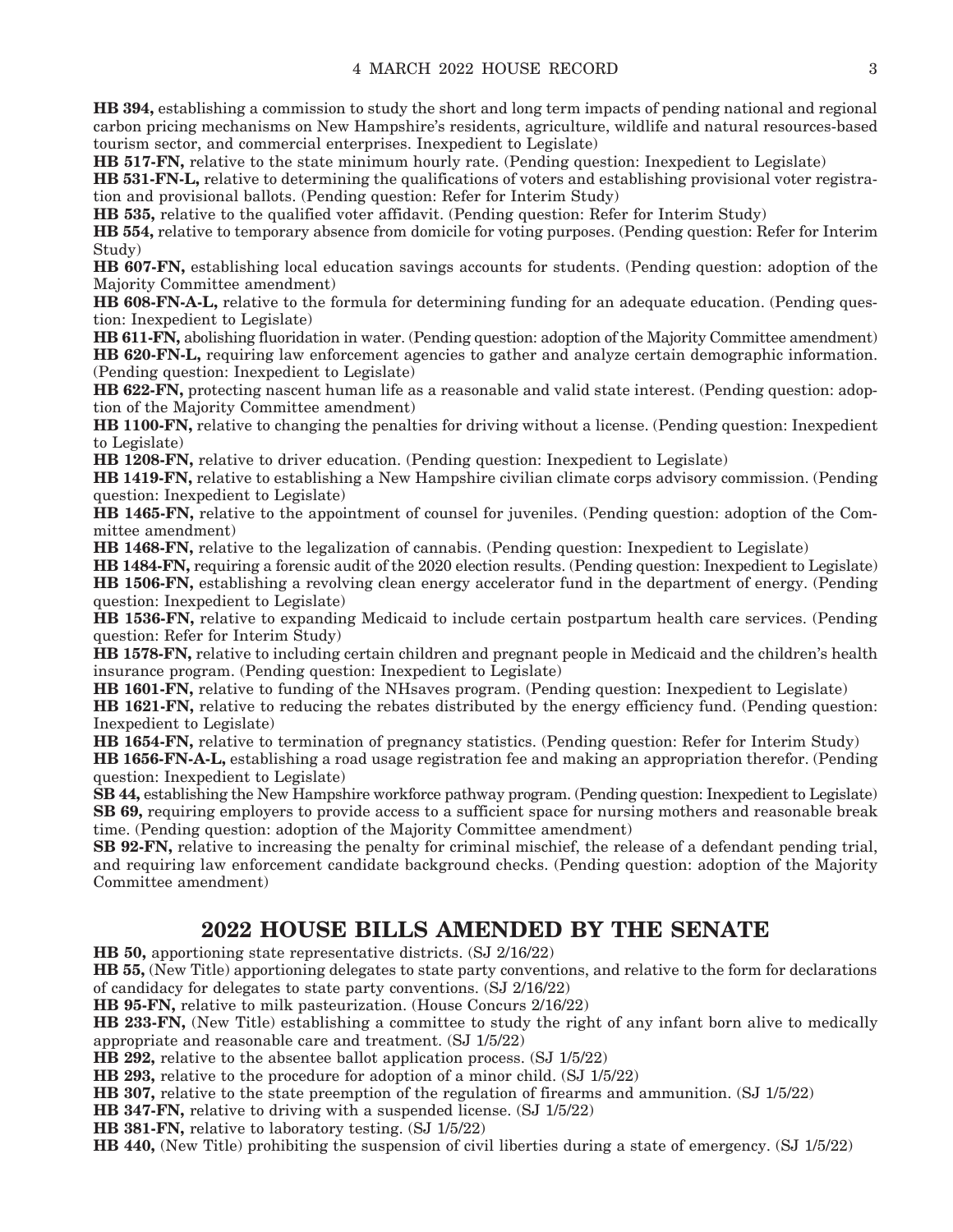**HB 394,** establishing a commission to study the short and long term impacts of pending national and regional carbon pricing mechanisms on New Hampshire's residents, agriculture, wildlife and natural resources-based tourism sector, and commercial enterprises. Inexpedient to Legislate)

**HB 517-FN,** relative to the state minimum hourly rate. (Pending question: Inexpedient to Legislate)

**HB 531-FN-L,** relative to determining the qualifications of voters and establishing provisional voter registration and provisional ballots. (Pending question: Refer for Interim Study)

**HB 535,** relative to the qualified voter affidavit. (Pending question: Refer for Interim Study)

**HB 554,** relative to temporary absence from domicile for voting purposes. (Pending question: Refer for Interim Study)

**HB 607-FN,** establishing local education savings accounts for students. (Pending question: adoption of the Majority Committee amendment)

**HB 608-FN-A-L,** relative to the formula for determining funding for an adequate education. (Pending question: Inexpedient to Legislate)

**HB 611-FN,** abolishing fluoridation in water. (Pending question: adoption of the Majority Committee amendment)

**HB 620-FN-L,** requiring law enforcement agencies to gather and analyze certain demographic information. (Pending question: Inexpedient to Legislate)

**HB 622-FN,** protecting nascent human life as a reasonable and valid state interest. (Pending question: adoption of the Majority Committee amendment)

**HB 1100-FN,** relative to changing the penalties for driving without a license. (Pending question: Inexpedient to Legislate)

**HB 1208-FN,** relative to driver education. (Pending question: Inexpedient to Legislate)

**HB 1419-FN,** relative to establishing a New Hampshire civilian climate corps advisory commission. (Pending question: Inexpedient to Legislate)

**HB 1465-FN,** relative to the appointment of counsel for juveniles. (Pending question: adoption of the Committee amendment)

**HB 1468-FN,** relative to the legalization of cannabis. (Pending question: Inexpedient to Legislate)

**HB 1484-FN,** requiring a forensic audit of the 2020 election results. (Pending question: Inexpedient to Legislate)

**HB 1506-FN,** establishing a revolving clean energy accelerator fund in the department of energy. (Pending question: Inexpedient to Legislate)

**HB 1536-FN,** relative to expanding Medicaid to include certain postpartum health care services. (Pending question: Refer for Interim Study)

**HB 1578-FN,** relative to including certain children and pregnant people in Medicaid and the children's health insurance program. (Pending question: Inexpedient to Legislate)

**HB 1601-FN,** relative to funding of the NHsaves program. (Pending question: Inexpedient to Legislate)

**HB 1621-FN,** relative to reducing the rebates distributed by the energy efficiency fund. (Pending question: Inexpedient to Legislate)

**HB 1654-FN,** relative to termination of pregnancy statistics. (Pending question: Refer for Interim Study)

**HB 1656-FN-A-L,** establishing a road usage registration fee and making an appropriation therefor. (Pending question: Inexpedient to Legislate)

**SB 44,** establishing the New Hampshire workforce pathway program. (Pending question: Inexpedient to Legislate)

**SB 69,** requiring employers to provide access to a sufficient space for nursing mothers and reasonable break time. (Pending question: adoption of the Majority Committee amendment)

**SB 92-FN,** relative to increasing the penalty for criminal mischief, the release of a defendant pending trial, and requiring law enforcement candidate background checks. (Pending question: adoption of the Majority Committee amendment)

## 2022 HOUSE BILLS AMENDED BY THE SENATE

**HB 50,** apportioning state representative districts. (SJ 2/16/22)

**HB 55,** (New Title) apportioning delegates to state party conventions, and relative to the form for declarations of candidacy for delegates to state party conventions. (SJ 2/16/22)

**HB 95-FN,** relative to milk pasteurization. (House Concurs 2/16/22)

**HB 233-FN,** (New Title) establishing a committee to study the right of any infant born alive to medically appropriate and reasonable care and treatment. (SJ 1/5/22)

**HB 292,** relative to the absentee ballot application process. (SJ 1/5/22)

**HB 293,** relative to the procedure for adoption of a minor child. (SJ 1/5/22)

**HB 307,** relative to the state preemption of the regulation of firearms and ammunition. (SJ 1/5/22)

**HB 347-FN,** relative to driving with a suspended license. (SJ 1/5/22)

**HB 381-FN,** relative to laboratory testing. (SJ 1/5/22)

**HB 440,** (New Title) prohibiting the suspension of civil liberties during a state of emergency. (SJ 1/5/22)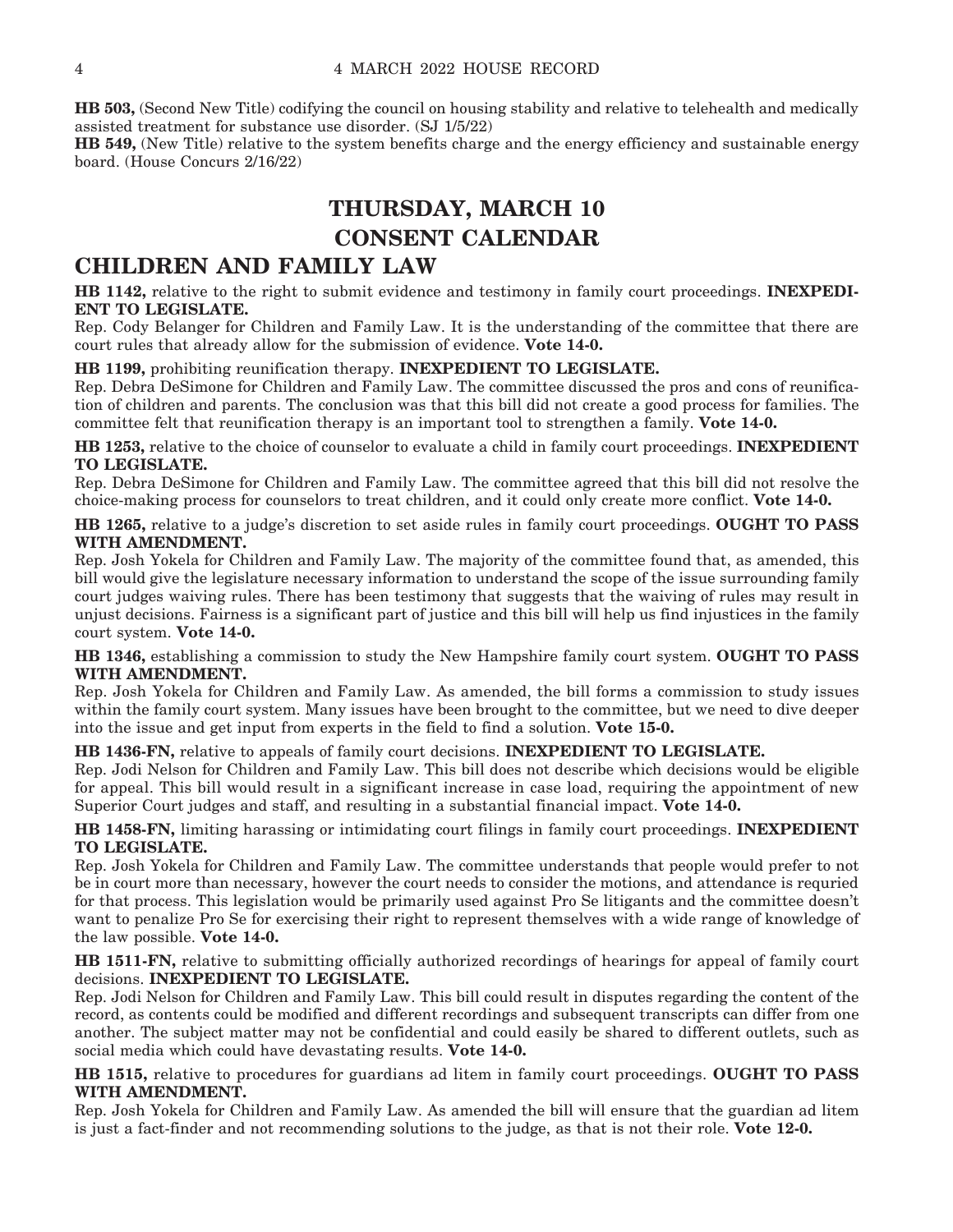**HB 503,** (Second New Title) codifying the council on housing stability and relative to telehealth and medically assisted treatment for substance use disorder. (SJ 1/5/22)

**HB 549,** (New Title) relative to the system benefits charge and the energy efficiency and sustainable energy board. (House Concurs 2/16/22)

# THURSDAY, MARCH 10

# CONSENT CALENDAR

## CHILDREN AND FAMILY LAW

**HB 1142,** relative to the right to submit evidence and testimony in family court proceedings. **INEXPEDIENT TO LEGISLATE.**

Rep. Cody Belanger for Children and Family Law. It is the understanding of the committee that there are court rules that already allow for the submission of evidence. **Vote 14-0.**

**HB 1199,** prohibiting reunification therapy. **INEXPEDIENT TO LEGISLATE.**

Rep. Debra DeSimone for Children and Family Law. The committee discussed the pros and cons of reunification of children and parents. The conclusion was that this bill did not create a good process for families. The committee felt that reunification therapy is an important tool to strengthen a family. **Vote 14-0.**

**HB 1253,** relative to the choice of counselor to evaluate a child in family court proceedings. **INEXPEDIENT TO LEGISLATE.**

Rep. Debra DeSimone for Children and Family Law. The committee agreed that this bill did not resolve the choice-making process for counselors to treat children, and it could only create more conflict. **Vote 14-0.**

**HB 1265,** relative to a judge's discretion to set aside rules in family court proceedings. **OUGHT TO PASS WITH AMENDMENT.**

Rep. Josh Yokela for Children and Family Law. The majority of the committee found that, as amended, this bill would give the legislature necessary information to understand the scope of the issue surrounding family court judges waiving rules. There has been testimony that suggests that the waiving of rules may result in unjust decisions. Fairness is a significant part of justice and this bill will help us find injustices in the family court system. **Vote 14-0.**

**HB 1346,** establishing a commission to study the New Hampshire family court system. **OUGHT TO PASS WITH AMENDMENT.**

Rep. Josh Yokela for Children and Family Law. As amended, the bill forms a commission to study issues within the family court system. Many issues have been brought to the committee, but we need to dive deeper into the issue and get input from experts in the field to find a solution. **Vote 15-0.**

**HB 1436-FN,** relative to appeals of family court decisions. **INEXPEDIENT TO LEGISLATE.**

Rep. Jodi Nelson for Children and Family Law. This bill does not describe which decisions would be eligible for appeal. This bill would result in a significant increase in case load, requiring the appointment of new Superior Court judges and staff, and resulting in a substantial financial impact. **Vote 14-0.**

**HB 1458-FN,** limiting harassing or intimidating court filings in family court proceedings. **INEXPEDIENT TO LEGISLATE.**

Rep. Josh Yokela for Children and Family Law. The committee understands that people would prefer to not be in court more than necessary, however the court needs to consider the motions, and attendance is requried for that process. This legislation would be primarily used against Pro Se litigants and the committee doesn't want to penalize Pro Se for exercising their right to represent themselves with a wide range of knowledge of the law possible. **Vote 14-0.**

**HB 1511-FN,** relative to submitting officially authorized recordings of hearings for appeal of family court decisions. **INEXPEDIENT TO LEGISLATE.**

Rep. Jodi Nelson for Children and Family Law. This bill could result in disputes regarding the content of the record, as contents could be modified and different recordings and subsequent transcripts can differ from one another. The subject matter may not be confidential and could easily be shared to different outlets, such as social media which could have devastating results. **Vote 14-0.**

**HB 1515,** relative to procedures for guardians ad litem in family court proceedings. **OUGHT TO PASS WITH AMENDMENT.**

Rep. Josh Yokela for Children and Family Law. As amended the bill will ensure that the guardian ad litem is just a fact-finder and not recommending solutions to the judge, as that is not their role. **Vote 12-0.**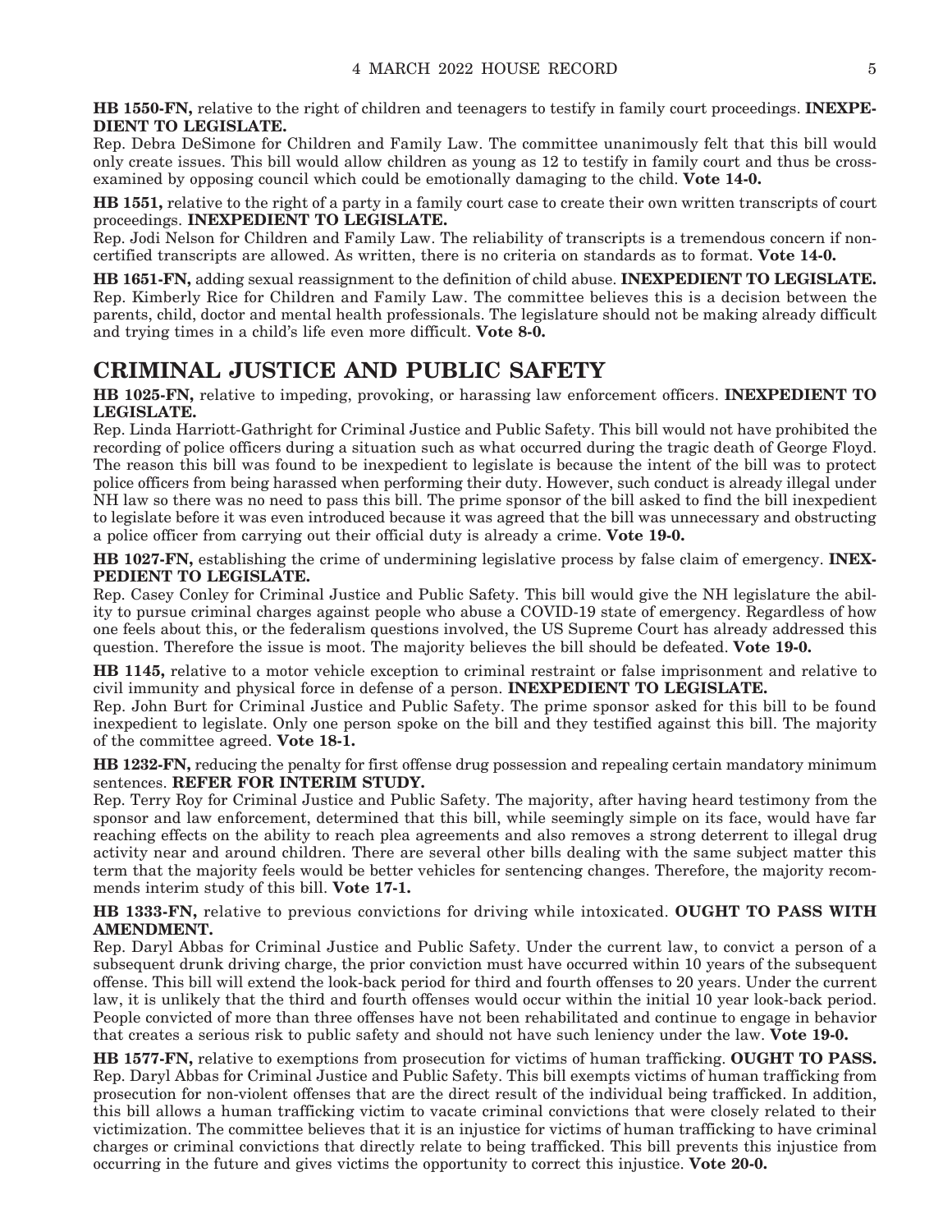**HB 1550-FN,** relative to the right of children and teenagers to testify in family court proceedings. **INEXPEDIENT TO LEGISLATE.**

Rep. Debra DeSimone for Children and Family Law. The committee unanimously felt that this bill would only create issues. This bill would allow children as young as 12 to testify in family court and thus be cross-examined by opposing council which could be emotionally damaging to the child. **Vote 14-0.**

**HB 1551,** relative to the right of a party in a family court case to create their own written transcripts of court proceedings. **INEXPEDIENT TO LEGISLATE.**

Rep. Jodi Nelson for Children and Family Law. The reliability of transcripts is a tremendous concern if non-certified transcripts are allowed. As written, there is no criteria on standards as to format. **Vote 14-0.**

**HB 1651-FN,** adding sexual reassignment to the definition of child abuse. **INEXPEDIENT TO LEGISLATE.**

Rep. Kimberly Rice for Children and Family Law. The committee believes this is a decision between the parents, child, doctor and mental health professionals. The legislature should not be making already difficult and trying times in a child's life even more difficult. **Vote 8-0.**

## CRIMINAL JUSTICE AND PUBLIC SAFETY

**HB 1025-FN,** relative to impeding, provoking, or harassing law enforcement officers. **INEXPEDIENT TO LEGISLATE.**

Rep. Linda Harriott-Gathright for Criminal Justice and Public Safety. This bill would not have prohibited the recording of police officers during a situation such as what occurred during the tragic death of George Floyd. The reason this bill was found to be inexpedient to legislate is because the intent of the bill was to protect police officers from being harassed when performing their duty. However, such conduct is already illegal under NH law so there was no need to pass this bill. The prime sponsor of the bill asked to find the bill inexpedient to legislate before it was even introduced because it was agreed that the bill was unnecessary and obstructing a police officer from carrying out their official duty is already a crime. **Vote 19-0.**

**HB 1027-FN,** establishing the crime of undermining legislative process by false claim of emergency. **INEXPEDIENT TO LEGISLATE.**

Rep. Casey Conley for Criminal Justice and Public Safety. This bill would give the NH legislature the ability to pursue criminal charges against people who abuse a COVID-19 state of emergency. Regardless of how one feels about this, or the federalism questions involved, the US Supreme Court has already addressed this question. Therefore the issue is moot. The majority believes the bill should be defeated. **Vote 19-0.**

**HB 1145,** relative to a motor vehicle exception to criminal restraint or false imprisonment and relative to civil immunity and physical force in defense of a person. **INEXPEDIENT TO LEGISLATE.**

Rep. John Burt for Criminal Justice and Public Safety. The prime sponsor asked for this bill to be found inexpedient to legislate. Only one person spoke on the bill and they testified against this bill. The majority of the committee agreed. **Vote 18-1.**

**HB 1232-FN,** reducing the penalty for first offense drug possession and repealing certain mandatory minimum sentences. **REFER FOR INTERIM STUDY.**

Rep. Terry Roy for Criminal Justice and Public Safety. The majority, after having heard testimony from the sponsor and law enforcement, determined that this bill, while seemingly simple on its face, would have far reaching effects on the ability to reach plea agreements and also removes a strong deterrent to illegal drug activity near and around children. There are several other bills dealing with the same subject matter this term that the majority feels would be better vehicles for sentencing changes. Therefore, the majority recommends interim study of this bill. **Vote 17-1.**

**HB 1333-FN,** relative to previous convictions for driving while intoxicated. **OUGHT TO PASS WITH AMENDMENT.**

Rep. Daryl Abbas for Criminal Justice and Public Safety. Under the current law, to convict a person of a subsequent drunk driving charge, the prior conviction must have occurred within 10 years of the subsequent offense. This bill will extend the look-back period for third and fourth offenses to 20 years. Under the current law, it is unlikely that the third and fourth offenses would occur within the initial 10 year look-back period. People convicted of more than three offenses have not been rehabilitated and continue to engage in behavior that creates a serious risk to public safety and should not have such leniency under the law. **Vote 19-0.**

**HB 1577-FN,** relative to exemptions from prosecution for victims of human trafficking. **OUGHT TO PASS.**

Rep. Daryl Abbas for Criminal Justice and Public Safety. This bill exempts victims of human trafficking from prosecution for non-violent offenses that are the direct result of the individual being trafficked. In addition, this bill allows a human trafficking victim to vacate criminal convictions that were closely related to their victimization. The committee believes that it is an injustice for victims of human trafficking to have criminal charges or criminal convictions that directly relate to being trafficked. This bill prevents this injustice from occurring in the future and gives victims the opportunity to correct this injustice. **Vote 20-0.**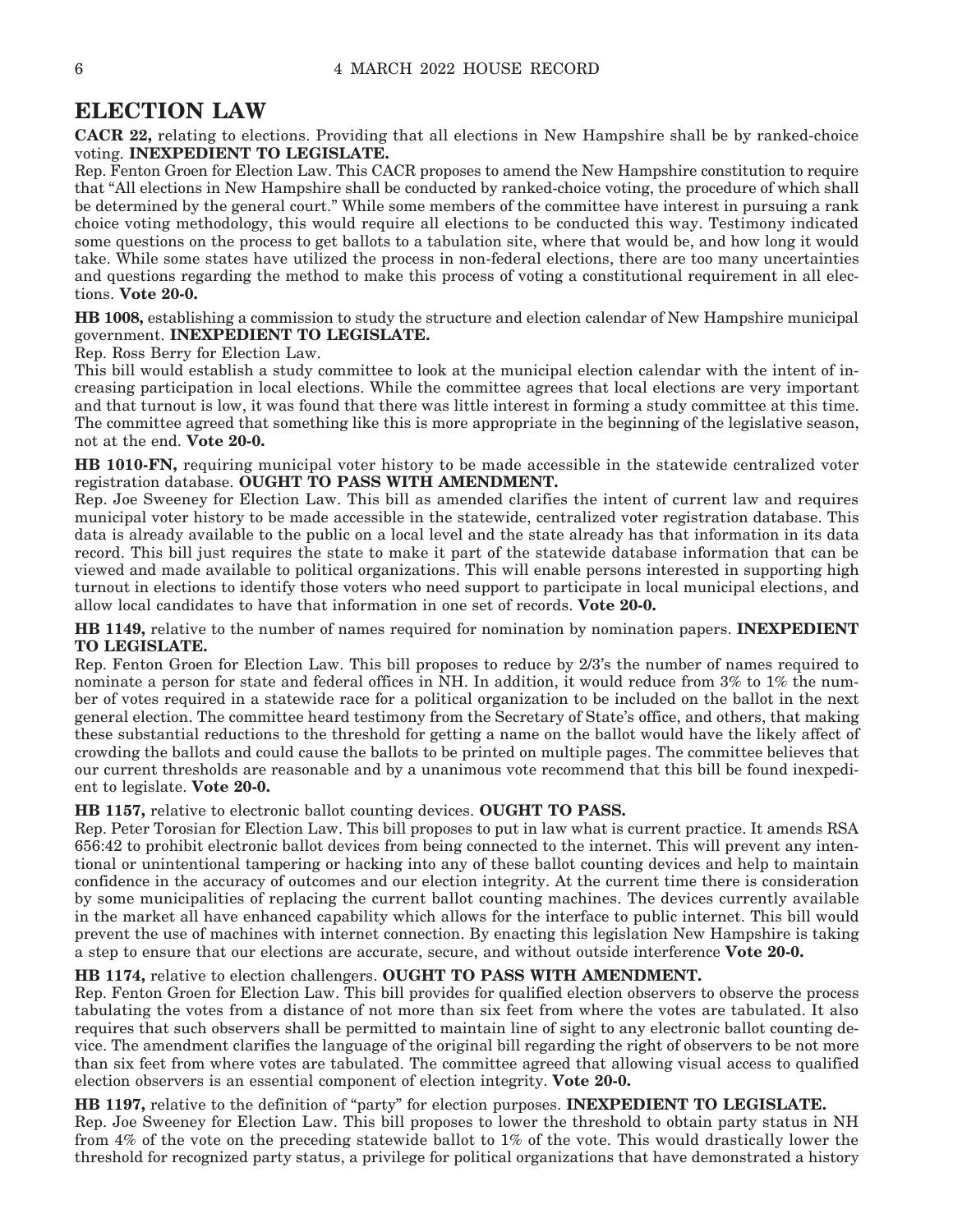## ELECTION LAW

**CACR 22,** relating to elections. Providing that all elections in New Hampshire shall be by ranked-choice voting. **INEXPEDIENT TO LEGISLATE.**

Rep. Fenton Groen for Election Law. This CACR proposes to amend the New Hampshire constitution to require that "All elections in New Hampshire shall be conducted by ranked-choice voting, the procedure of which shall be determined by the general court." While some members of the committee have interest in pursuing a rank choice voting methodology, this would require all elections to be conducted this way. Testimony indicated some questions on the process to get ballots to a tabulation site, where that would be, and how long it would take. While some states have utilized the process in non-federal elections, there are too many uncertainties and questions regarding the method to make this process of voting a constitutional requirement in all elections. **Vote 20-0.**

**HB 1008,** establishing a commission to study the structure and election calendar of New Hampshire municipal government. **INEXPEDIENT TO LEGISLATE.**

Rep. Ross Berry for Election Law.

This bill would establish a study committee to look at the municipal election calendar with the intent of increasing participation in local elections. While the committee agrees that local elections are very important and that turnout is low, it was found that there was little interest in forming a study committee at this time. The committee agreed that something like this is more appropriate in the beginning of the legislative season, not at the end. **Vote 20-0.**

**HB 1010-FN,** requiring municipal voter history to be made accessible in the statewide centralized voter registration database. **OUGHT TO PASS WITH AMENDMENT.**

Rep. Joe Sweeney for Election Law. This bill as amended clarifies the intent of current law and requires municipal voter history to be made accessible in the statewide, centralized voter registration database. This data is already available to the public on a local level and the state already has that information in its data record. This bill just requires the state to make it part of the statewide database information that can be viewed and made available to political organizations. This will enable persons interested in supporting high turnout in elections to identify those voters who need support to participate in local municipal elections, and allow local candidates to have that information in one set of records. **Vote 20-0.**

**HB 1149,** relative to the number of names required for nomination by nomination papers. **INEXPEDIENT TO LEGISLATE.**

Rep. Fenton Groen for Election Law. This bill proposes to reduce by 2/3's the number of names required to nominate a person for state and federal offices in NH. In addition, it would reduce from 3% to 1% the number of votes required in a statewide race for a political organization to be included on the ballot in the next general election. The committee heard testimony from the Secretary of State's office, and others, that making these substantial reductions to the threshold for getting a name on the ballot would have the likely affect of crowding the ballots and could cause the ballots to be printed on multiple pages. The committee believes that our current thresholds are reasonable and by a unanimous vote recommend that this bill be found inexpedient to legislate. **Vote 20-0.**

**HB 1157,** relative to electronic ballot counting devices. **OUGHT TO PASS.**

Rep. Peter Torosian for Election Law. This bill proposes to put in law what is current practice. It amends RSA 656:42 to prohibit electronic ballot devices from being connected to the internet. This will prevent any intentional or unintentional tampering or hacking into any of these ballot counting devices and help to maintain confidence in the accuracy of outcomes and our election integrity. At the current time there is consideration by some municipalities of replacing the current ballot counting machines. The devices currently available in the market all have enhanced capability which allows for the interface to public internet. This bill would prevent the use of machines with internet connection. By enacting this legislation New Hampshire is taking a step to ensure that our elections are accurate, secure, and without outside interference **Vote 20-0.**

**HB 1174,** relative to election challengers. **OUGHT TO PASS WITH AMENDMENT.**

Rep. Fenton Groen for Election Law. This bill provides for qualified election observers to observe the process tabulating the votes from a distance of not more than six feet from where the votes are tabulated. It also requires that such observers shall be permitted to maintain line of sight to any electronic ballot counting device. The amendment clarifies the language of the original bill regarding the right of observers to be not more than six feet from where votes are tabulated. The committee agreed that allowing visual access to qualified election observers is an essential component of election integrity. **Vote 20-0.**

**HB 1197,** relative to the definition of "party" for election purposes. **INEXPEDIENT TO LEGISLATE.**

Rep. Joe Sweeney for Election Law. This bill proposes to lower the threshold to obtain party status in NH from 4% of the vote on the preceding statewide ballot to 1% of the vote. This would drastically lower the threshold for recognized party status, a privilege for political organizations that have demonstrated a history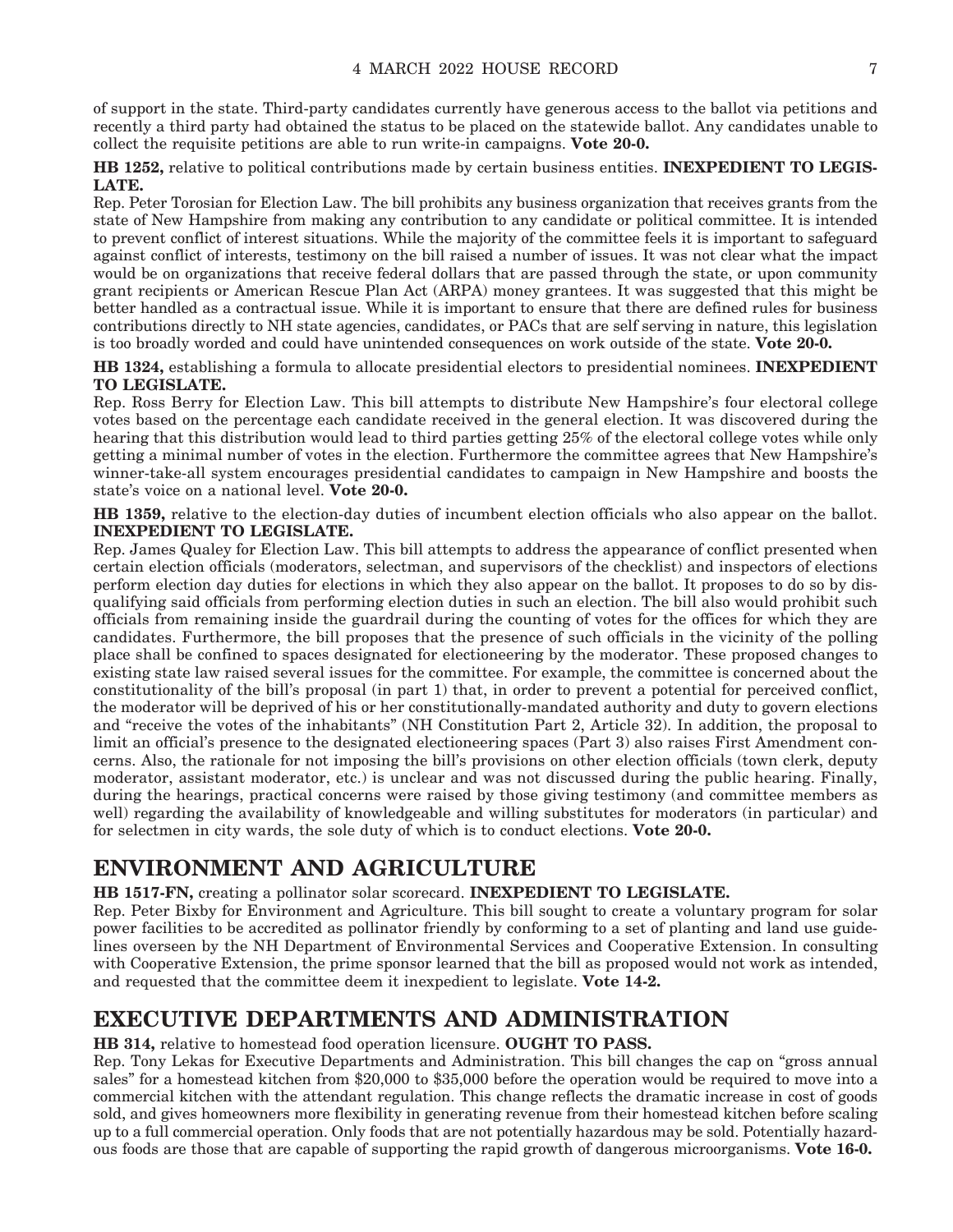of support in the state. Third-party candidates currently have generous access to the ballot via petitions and recently a third party had obtained the status to be placed on the statewide ballot. Any candidates unable to collect the requisite petitions are able to run write-in campaigns. **Vote 20-0.**

**HB 1252,** relative to political contributions made by certain business entities. **INEXPEDIENT TO LEGISLATE.**

Rep. Peter Torosian for Election Law. The bill prohibits any business organization that receives grants from the state of New Hampshire from making any contribution to any candidate or political committee. It is intended to prevent conflict of interest situations. While the majority of the committee feels it is important to safeguard against conflict of interests, testimony on the bill raised a number of issues. It was not clear what the impact would be on organizations that receive federal dollars that are passed through the state, or upon community grant recipients or American Rescue Plan Act (ARPA) money grantees. It was suggested that this might be better handled as a contractual issue. While it is important to ensure that there are defined rules for business contributions directly to NH state agencies, candidates, or PACs that are self serving in nature, this legislation is too broadly worded and could have unintended consequences on work outside of the state. **Vote 20-0.**

**HB 1324,** establishing a formula to allocate presidential electors to presidential nominees. **INEXPEDIENT TO LEGISLATE.**

Rep. Ross Berry for Election Law. This bill attempts to distribute New Hampshire's four electoral college votes based on the percentage each candidate received in the general election. It was discovered during the hearing that this distribution would lead to third parties getting 25% of the electoral college votes while only getting a minimal number of votes in the election. Furthermore the committee agrees that New Hampshire's winner-take-all system encourages presidential candidates to campaign in New Hampshire and boosts the state's voice on a national level. **Vote 20-0.**

**HB 1359,** relative to the election-day duties of incumbent election officials who also appear on the ballot. **INEXPEDIENT TO LEGISLATE.**

Rep. James Qualey for Election Law. This bill attempts to address the appearance of conflict presented when certain election officials (moderators, selectman, and supervisors of the checklist) and inspectors of elections perform election day duties for elections in which they also appear on the ballot. It proposes to do so by disqualifying said officials from performing election duties in such an election. The bill also would prohibit such officials from remaining inside the guardrail during the counting of votes for the offices for which they are candidates. Furthermore, the bill proposes that the presence of such officials in the vicinity of the polling place shall be confined to spaces designated for electioneering by the moderator. These proposed changes to existing state law raised several issues for the committee. For example, the committee is concerned about the constitutionality of the bill's proposal (in part 1) that, in order to prevent a potential for perceived conflict, the moderator will be deprived of his or her constitutionally-mandated authority and duty to govern elections and "receive the votes of the inhabitants" (NH Constitution Part 2, Article 32). In addition, the proposal to limit an official's presence to the designated electioneering spaces (Part 3) also raises First Amendment concerns. Also, the rationale for not imposing the bill's provisions on other election officials (town clerk, deputy moderator, assistant moderator, etc.) is unclear and was not discussed during the public hearing. Finally, during the hearings, practical concerns were raised by those giving testimony (and committee members as well) regarding the availability of knowledgeable and willing substitutes for moderators (in particular) and for selectmen in city wards, the sole duty of which is to conduct elections. **Vote 20-0.**

## ENVIRONMENT AND AGRICULTURE

**HB 1517-FN,** creating a pollinator solar scorecard. **INEXPEDIENT TO LEGISLATE.**

Rep. Peter Bixby for Environment and Agriculture. This bill sought to create a voluntary program for solar power facilities to be accredited as pollinator friendly by conforming to a set of planting and land use guidelines overseen by the NH Department of Environmental Services and Cooperative Extension. In consulting with Cooperative Extension, the prime sponsor learned that the bill as proposed would not work as intended, and requested that the committee deem it inexpedient to legislate. **Vote 14-2.**

## EXECUTIVE DEPARTMENTS AND ADMINISTRATION

**HB 314,** relative to homestead food operation licensure. **OUGHT TO PASS.**

Rep. Tony Lekas for Executive Departments and Administration. This bill changes the cap on "gross annual sales" for a homestead kitchen from $20,000 to $35,000 before the operation would be required to move into a commercial kitchen with the attendant regulation. This change reflects the dramatic increase in cost of goods sold, and gives homeowners more flexibility in generating revenue from their homestead kitchen before scaling up to a full commercial operation. Only foods that are not potentially hazardous may be sold. Potentially hazardous foods are those that are capable of supporting the rapid growth of dangerous microorganisms. **Vote 16-0.**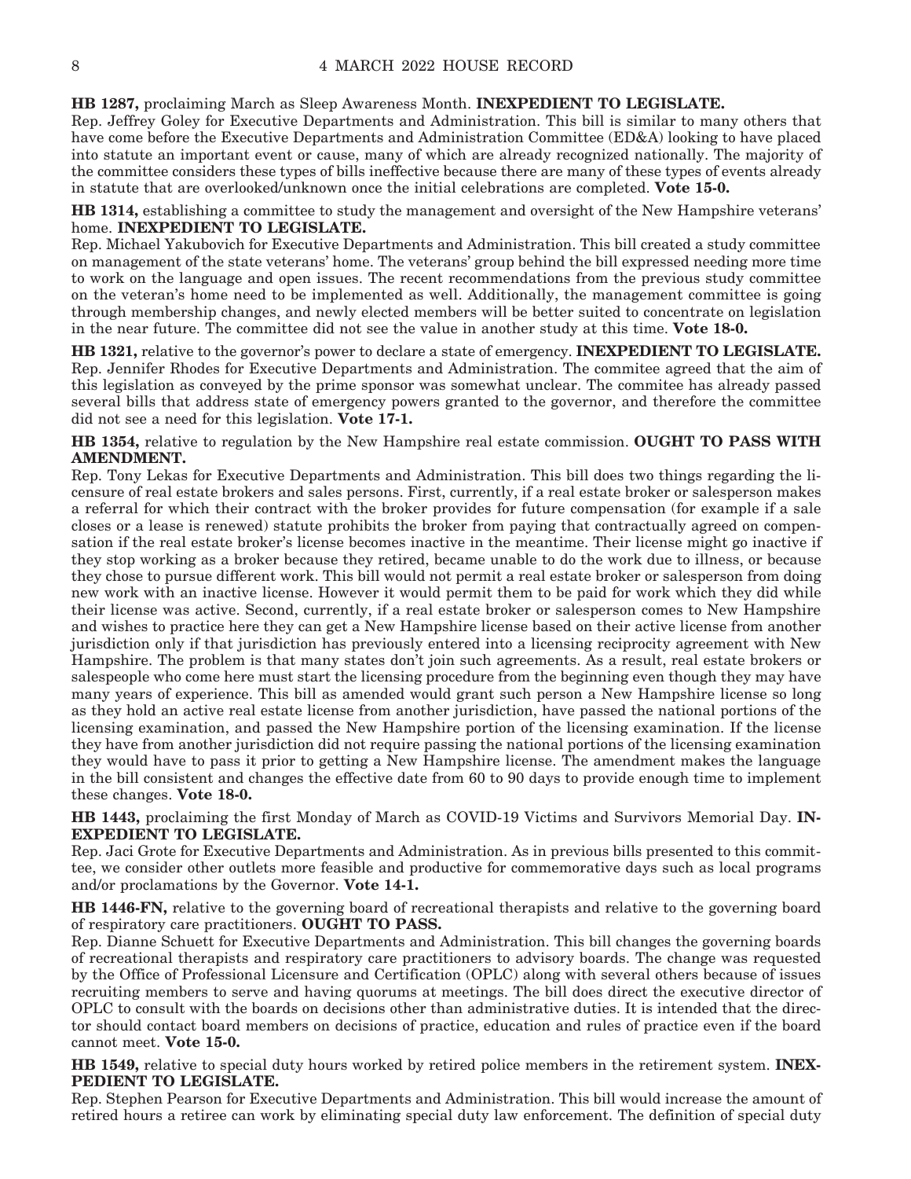**HB 1287,** proclaiming March as Sleep Awareness Month. **INEXPEDIENT TO LEGISLATE.**

Rep. Jeffrey Goley for Executive Departments and Administration. This bill is similar to many others that have come before the Executive Departments and Administration Committee (ED&A) looking to have placed into statute an important event or cause, many of which are already recognized nationally. The majority of the committee considers these types of bills ineffective because there are many of these types of events already in statute that are overlooked/unknown once the initial celebrations are completed. **Vote 15-0.**

**HB 1314,** establishing a committee to study the management and oversight of the New Hampshire veterans' home. **INEXPEDIENT TO LEGISLATE.**

Rep. Michael Yakubovich for Executive Departments and Administration. This bill created a study committee on management of the state veterans' home. The veterans' group behind the bill expressed needing more time to work on the language and open issues. The recent recommendations from the previous study committee on the veteran's home need to be implemented as well. Additionally, the management committee is going through membership changes, and newly elected members will be better suited to concentrate on legislation in the near future. The committee did not see the value in another study at this time. **Vote 18-0.**

**HB 1321,** relative to the governor's power to declare a state of emergency. **INEXPEDIENT TO LEGISLATE.**

Rep. Jennifer Rhodes for Executive Departments and Administration. The commitee agreed that the aim of this legislation as conveyed by the prime sponsor was somewhat unclear. The commitee has already passed several bills that address state of emergency powers granted to the governor, and therefore the committee did not see a need for this legislation. **Vote 17-1.**

**HB 1354,** relative to regulation by the New Hampshire real estate commission. **OUGHT TO PASS WITH AMENDMENT.**

Rep. Tony Lekas for Executive Departments and Administration. This bill does two things regarding the licensure of real estate brokers and sales persons. First, currently, if a real estate broker or salesperson makes a referral for which their contract with the broker provides for future compensation (for example if a sale closes or a lease is renewed) statute prohibits the broker from paying that contractually agreed on compensation if the real estate broker's license becomes inactive in the meantime. Their license might go inactive if they stop working as a broker because they retired, became unable to do the work due to illness, or because they chose to pursue different work. This bill would not permit a real estate broker or salesperson from doing new work with an inactive license. However it would permit them to be paid for work which they did while their license was active. Second, currently, if a real estate broker or salesperson comes to New Hampshire and wishes to practice here they can get a New Hampshire license based on their active license from another jurisdiction only if that jurisdiction has previously entered into a licensing reciprocity agreement with New Hampshire. The problem is that many states don't join such agreements. As a result, real estate brokers or salespeople who come here must start the licensing procedure from the beginning even though they may have many years of experience. This bill as amended would grant such person a New Hampshire license so long as they hold an active real estate license from another jurisdiction, have passed the national portions of the licensing examination, and passed the New Hampshire portion of the licensing examination. If the license they have from another jurisdiction did not require passing the national portions of the licensing examination they would have to pass it prior to getting a New Hampshire license. The amendment makes the language in the bill consistent and changes the effective date from 60 to 90 days to provide enough time to implement these changes. **Vote 18-0.**

**HB 1443,** proclaiming the first Monday of March as COVID-19 Victims and Survivors Memorial Day. **INEXPEDIENT TO LEGISLATE.**

Rep. Jaci Grote for Executive Departments and Administration. As in previous bills presented to this committee, we consider other outlets more feasible and productive for commemorative days such as local programs and/or proclamations by the Governor. **Vote 14-1.**

**HB 1446-FN,** relative to the governing board of recreational therapists and relative to the governing board of respiratory care practitioners. **OUGHT TO PASS.**

Rep. Dianne Schuett for Executive Departments and Administration. This bill changes the governing boards of recreational therapists and respiratory care practitioners to advisory boards. The change was requested by the Office of Professional Licensure and Certification (OPLC) along with several others because of issues recruiting members to serve and having quorums at meetings. The bill does direct the executive director of OPLC to consult with the boards on decisions other than administrative duties. It is intended that the director should contact board members on decisions of practice, education and rules of practice even if the board cannot meet. **Vote 15-0.**

**HB 1549,** relative to special duty hours worked by retired police members in the retirement system. **INEXPEDIENT TO LEGISLATE.**

Rep. Stephen Pearson for Executive Departments and Administration. This bill would increase the amount of retired hours a retiree can work by eliminating special duty law enforcement. The definition of special duty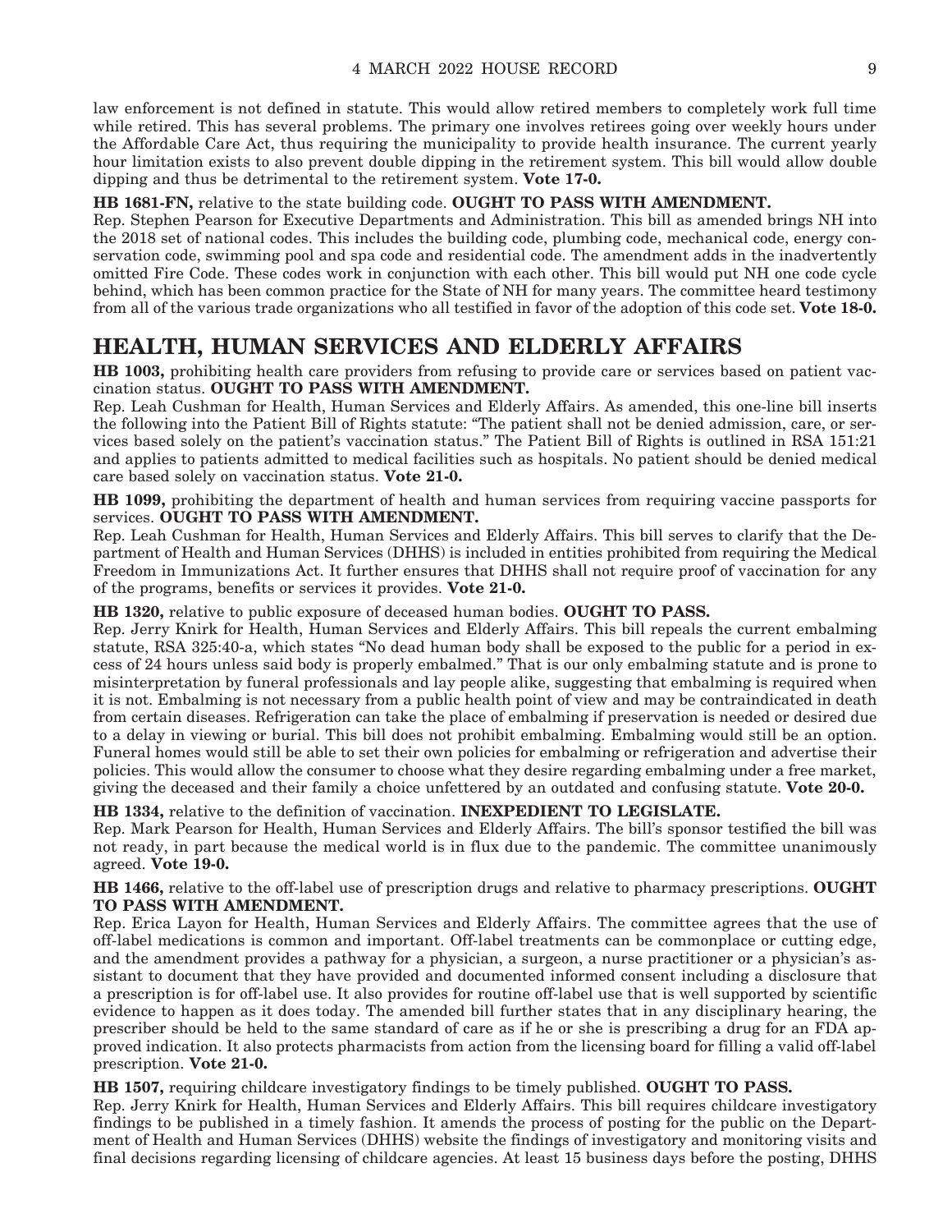law enforcement is not defined in statute. This would allow retired members to completely work full time while retired. This has several problems. The primary one involves retirees going over weekly hours under the Affordable Care Act, thus requiring the municipality to provide health insurance. The current yearly hour limitation exists to also prevent double dipping in the retirement system. This bill would allow double dipping and thus be detrimental to the retirement system. **Vote 17-0.**

**HB 1681-FN,** relative to the state building code. **OUGHT TO PASS WITH AMENDMENT.**

Rep. Stephen Pearson for Executive Departments and Administration. This bill as amended brings NH into the 2018 set of national codes. This includes the building code, plumbing code, mechanical code, energy conservation code, swimming pool and spa code and residential code. The amendment adds in the inadvertently omitted Fire Code. These codes work in conjunction with each other. This bill would put NH one code cycle behind, which has been common practice for the State of NH for many years. The committee heard testimony from all of the various trade organizations who all testified in favor of the adoption of this code set. **Vote 18-0.**

## HEALTH, HUMAN SERVICES AND ELDERLY AFFAIRS

**HB 1003,** prohibiting health care providers from refusing to provide care or services based on patient vaccination status. **OUGHT TO PASS WITH AMENDMENT.**

Rep. Leah Cushman for Health, Human Services and Elderly Affairs. As amended, this one-line bill inserts the following into the Patient Bill of Rights statute: "The patient shall not be denied admission, care, or services based solely on the patient's vaccination status." The Patient Bill of Rights is outlined in RSA 151:21 and applies to patients admitted to medical facilities such as hospitals. No patient should be denied medical care based solely on vaccination status. **Vote 21-0.**

**HB 1099,** prohibiting the department of health and human services from requiring vaccine passports for services. **OUGHT TO PASS WITH AMENDMENT.**

Rep. Leah Cushman for Health, Human Services and Elderly Affairs. This bill serves to clarify that the Department of Health and Human Services (DHHS) is included in entities prohibited from requiring the Medical Freedom in Immunizations Act. It further ensures that DHHS shall not require proof of vaccination for any of the programs, benefits or services it provides. **Vote 21-0.**

**HB 1320,** relative to public exposure of deceased human bodies. **OUGHT TO PASS.**

Rep. Jerry Knirk for Health, Human Services and Elderly Affairs. This bill repeals the current embalming statute, RSA 325:40-a, which states "No dead human body shall be exposed to the public for a period in excess of 24 hours unless said body is properly embalmed." That is our only embalming statute and is prone to misinterpretation by funeral professionals and lay people alike, suggesting that embalming is required when it is not. Embalming is not necessary from a public health point of view and may be contraindicated in death from certain diseases. Refrigeration can take the place of embalming if preservation is needed or desired due to a delay in viewing or burial. This bill does not prohibit embalming. Embalming would still be an option. Funeral homes would still be able to set their own policies for embalming or refrigeration and advertise their policies. This would allow the consumer to choose what they desire regarding embalming under a free market, giving the deceased and their family a choice unfettered by an outdated and confusing statute. **Vote 20-0.**

**HB 1334,** relative to the definition of vaccination. **INEXPEDIENT TO LEGISLATE.**

Rep. Mark Pearson for Health, Human Services and Elderly Affairs. The bill's sponsor testified the bill was not ready, in part because the medical world is in flux due to the pandemic. The committee unanimously agreed. **Vote 19-0.**

**HB 1466,** relative to the off-label use of prescription drugs and relative to pharmacy prescriptions. **OUGHT TO PASS WITH AMENDMENT.**

Rep. Erica Layon for Health, Human Services and Elderly Affairs. The committee agrees that the use of off-label medications is common and important. Off-label treatments can be commonplace or cutting edge, and the amendment provides a pathway for a physician, a surgeon, a nurse practitioner or a physician's assistant to document that they have provided and documented informed consent including a disclosure that a prescription is for off-label use. It also provides for routine off-label use that is well supported by scientific evidence to happen as it does today. The amended bill further states that in any disciplinary hearing, the prescriber should be held to the same standard of care as if he or she is prescribing a drug for an FDA approved indication. It also protects pharmacists from action from the licensing board for filling a valid off-label prescription. **Vote 21-0.**

**HB 1507,** requiring childcare investigatory findings to be timely published. **OUGHT TO PASS.**

Rep. Jerry Knirk for Health, Human Services and Elderly Affairs. This bill requires childcare investigatory findings to be published in a timely fashion. It amends the process of posting for the public on the Department of Health and Human Services (DHHS) website the findings of investigatory and monitoring visits and final decisions regarding licensing of childcare agencies. At least 15 business days before the posting, DHHS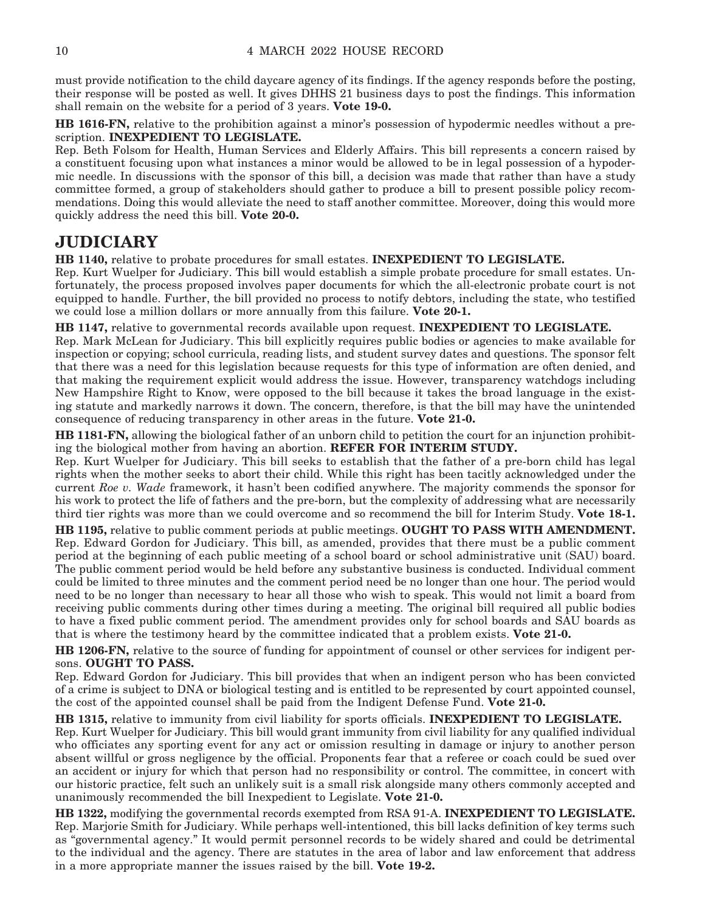must provide notification to the child daycare agency of its findings. If the agency responds before the posting, their response will be posted as well. It gives DHHS 21 business days to post the findings. This information shall remain on the website for a period of 3 years. **Vote 19-0.**

**HB 1616-FN,** relative to the prohibition against a minor's possession of hypodermic needles without a prescription. **INEXPEDIENT TO LEGISLATE.**
Rep. Beth Folsom for Health, Human Services and Elderly Affairs. This bill represents a concern raised by a constituent focusing upon what instances a minor would be allowed to be in legal possession of a hypodermic needle. In discussions with the sponsor of this bill, a decision was made that rather than have a study committee formed, a group of stakeholders should gather to produce a bill to present possible policy recommendations. Doing this would alleviate the need to staff another committee. Moreover, doing this would more quickly address the need this bill. **Vote 20-0.**

## JUDICIARY

**HB 1140,** relative to probate procedures for small estates. **INEXPEDIENT TO LEGISLATE.**
Rep. Kurt Wuelper for Judiciary. This bill would establish a simple probate procedure for small estates. Unfortunately, the process proposed involves paper documents for which the all-electronic probate court is not equipped to handle. Further, the bill provided no process to notify debtors, including the state, who testified we could lose a million dollars or more annually from this failure. **Vote 20-1.**

**HB 1147,** relative to governmental records available upon request. **INEXPEDIENT TO LEGISLATE.**
Rep. Mark McLean for Judiciary. This bill explicitly requires public bodies or agencies to make available for inspection or copying; school curricula, reading lists, and student survey dates and questions. The sponsor felt that there was a need for this legislation because requests for this type of information are often denied, and that making the requirement explicit would address the issue. However, transparency watchdogs including New Hampshire Right to Know, were opposed to the bill because it takes the broad language in the existing statute and markedly narrows it down. The concern, therefore, is that the bill may have the unintended consequence of reducing transparency in other areas in the future. **Vote 21-0.**

**HB 1181-FN,** allowing the biological father of an unborn child to petition the court for an injunction prohibiting the biological mother from having an abortion. **REFER FOR INTERIM STUDY.**
Rep. Kurt Wuelper for Judiciary. This bill seeks to establish that the father of a pre-born child has legal rights when the mother seeks to abort their child. While this right has been tacitly acknowledged under the current *Roe v. Wade* framework, it hasn't been codified anywhere. The majority commends the sponsor for his work to protect the life of fathers and the pre-born, but the complexity of addressing what are necessarily third tier rights was more than we could overcome and so recommend the bill for Interim Study. **Vote 18-1.**

**HB 1195,** relative to public comment periods at public meetings. **OUGHT TO PASS WITH AMENDMENT.**
Rep. Edward Gordon for Judiciary. This bill, as amended, provides that there must be a public comment period at the beginning of each public meeting of a school board or school administrative unit (SAU) board. The public comment period would be held before any substantive business is conducted. Individual comment could be limited to three minutes and the comment period need be no longer than one hour. The period would need to be no longer than necessary to hear all those who wish to speak. This would not limit a board from receiving public comments during other times during a meeting. The original bill required all public bodies to have a fixed public comment period. The amendment provides only for school boards and SAU boards as that is where the testimony heard by the committee indicated that a problem exists. **Vote 21-0.**

**HB 1206-FN,** relative to the source of funding for appointment of counsel or other services for indigent persons. **OUGHT TO PASS.**
Rep. Edward Gordon for Judiciary. This bill provides that when an indigent person who has been convicted of a crime is subject to DNA or biological testing and is entitled to be represented by court appointed counsel, the cost of the appointed counsel shall be paid from the Indigent Defense Fund. **Vote 21-0.**

**HB 1315,** relative to immunity from civil liability for sports officials. **INEXPEDIENT TO LEGISLATE.**
Rep. Kurt Wuelper for Judiciary. This bill would grant immunity from civil liability for any qualified individual who officiates any sporting event for any act or omission resulting in damage or injury to another person absent willful or gross negligence by the official. Proponents fear that a referee or coach could be sued over an accident or injury for which that person had no responsibility or control. The committee, in concert with our historic practice, felt such an unlikely suit is a small risk alongside many others commonly accepted and unanimously recommended the bill Inexpedient to Legislate. **Vote 21-0.**

**HB 1322,** modifying the governmental records exempted from RSA 91-A. **INEXPEDIENT TO LEGISLATE.**
Rep. Marjorie Smith for Judiciary. While perhaps well-intentioned, this bill lacks definition of key terms such as "governmental agency." It would permit personnel records to be widely shared and could be detrimental to the individual and the agency. There are statutes in the area of labor and law enforcement that address in a more appropriate manner the issues raised by the bill. **Vote 19-2.**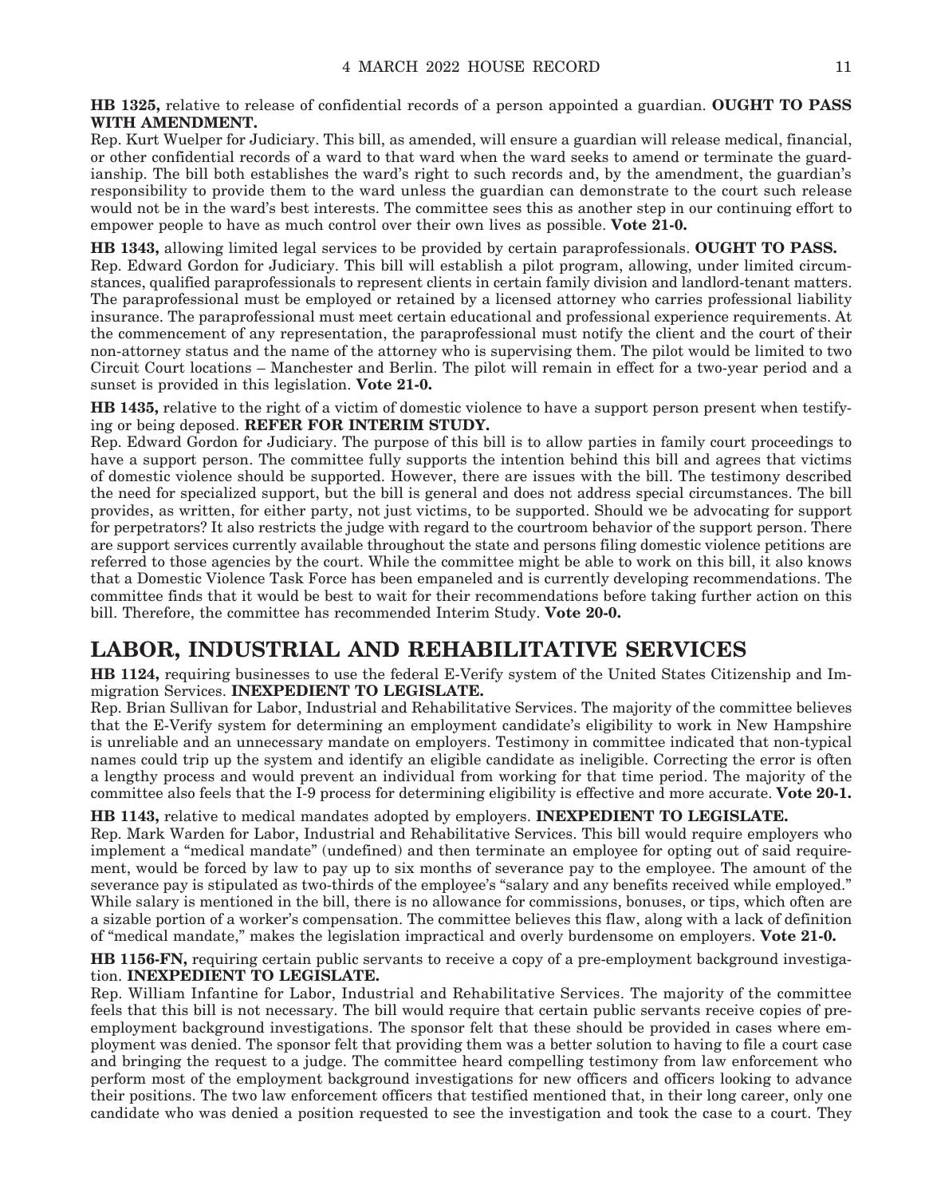**HB 1325,** relative to release of confidential records of a person appointed a guardian. **OUGHT TO PASS WITH AMENDMENT.**

Rep. Kurt Wuelper for Judiciary. This bill, as amended, will ensure a guardian will release medical, financial, or other confidential records of a ward to that ward when the ward seeks to amend or terminate the guardianship. The bill both establishes the ward's right to such records and, by the amendment, the guardian's responsibility to provide them to the ward unless the guardian can demonstrate to the court such release would not be in the ward's best interests. The committee sees this as another step in our continuing effort to empower people to have as much control over their own lives as possible. **Vote 21-0.**

**HB 1343,** allowing limited legal services to be provided by certain paraprofessionals. **OUGHT TO PASS.**

Rep. Edward Gordon for Judiciary. This bill will establish a pilot program, allowing, under limited circumstances, qualified paraprofessionals to represent clients in certain family division and landlord-tenant matters. The paraprofessional must be employed or retained by a licensed attorney who carries professional liability insurance. The paraprofessional must meet certain educational and professional experience requirements. At the commencement of any representation, the paraprofessional must notify the client and the court of their non-attorney status and the name of the attorney who is supervising them. The pilot would be limited to two Circuit Court locations – Manchester and Berlin. The pilot will remain in effect for a two-year period and a sunset is provided in this legislation. **Vote 21-0.**

**HB 1435,** relative to the right of a victim of domestic violence to have a support person present when testifying or being deposed. **REFER FOR INTERIM STUDY.**

Rep. Edward Gordon for Judiciary. The purpose of this bill is to allow parties in family court proceedings to have a support person. The committee fully supports the intention behind this bill and agrees that victims of domestic violence should be supported. However, there are issues with the bill. The testimony described the need for specialized support, but the bill is general and does not address special circumstances. The bill provides, as written, for either party, not just victims, to be supported. Should we be advocating for support for perpetrators? It also restricts the judge with regard to the courtroom behavior of the support person. There are support services currently available throughout the state and persons filing domestic violence petitions are referred to those agencies by the court. While the committee might be able to work on this bill, it also knows that a Domestic Violence Task Force has been empaneled and is currently developing recommendations. The committee finds that it would be best to wait for their recommendations before taking further action on this bill. Therefore, the committee has recommended Interim Study. **Vote 20-0.**

## LABOR, INDUSTRIAL AND REHABILITATIVE SERVICES

**HB 1124,** requiring businesses to use the federal E-Verify system of the United States Citizenship and Immigration Services. **INEXPEDIENT TO LEGISLATE.**

Rep. Brian Sullivan for Labor, Industrial and Rehabilitative Services. The majority of the committee believes that the E-Verify system for determining an employment candidate's eligibility to work in New Hampshire is unreliable and an unnecessary mandate on employers. Testimony in committee indicated that non-typical names could trip up the system and identify an eligible candidate as ineligible. Correcting the error is often a lengthy process and would prevent an individual from working for that time period. The majority of the committee also feels that the I-9 process for determining eligibility is effective and more accurate. **Vote 20-1.**

**HB 1143,** relative to medical mandates adopted by employers. **INEXPEDIENT TO LEGISLATE.**

Rep. Mark Warden for Labor, Industrial and Rehabilitative Services. This bill would require employers who implement a "medical mandate" (undefined) and then terminate an employee for opting out of said requirement, would be forced by law to pay up to six months of severance pay to the employee. The amount of the severance pay is stipulated as two-thirds of the employee's "salary and any benefits received while employed." While salary is mentioned in the bill, there is no allowance for commissions, bonuses, or tips, which often are a sizable portion of a worker's compensation. The committee believes this flaw, along with a lack of definition of "medical mandate," makes the legislation impractical and overly burdensome on employers. **Vote 21-0.**

**HB 1156-FN,** requiring certain public servants to receive a copy of a pre-employment background investigation. **INEXPEDIENT TO LEGISLATE.**

Rep. William Infantine for Labor, Industrial and Rehabilitative Services. The majority of the committee feels that this bill is not necessary. The bill would require that certain public servants receive copies of pre-employment background investigations. The sponsor felt that these should be provided in cases where employment was denied. The sponsor felt that providing them was a better solution to having to file a court case and bringing the request to a judge. The committee heard compelling testimony from law enforcement who perform most of the employment background investigations for new officers and officers looking to advance their positions. The two law enforcement officers that testified mentioned that, in their long career, only one candidate who was denied a position requested to see the investigation and took the case to a court. They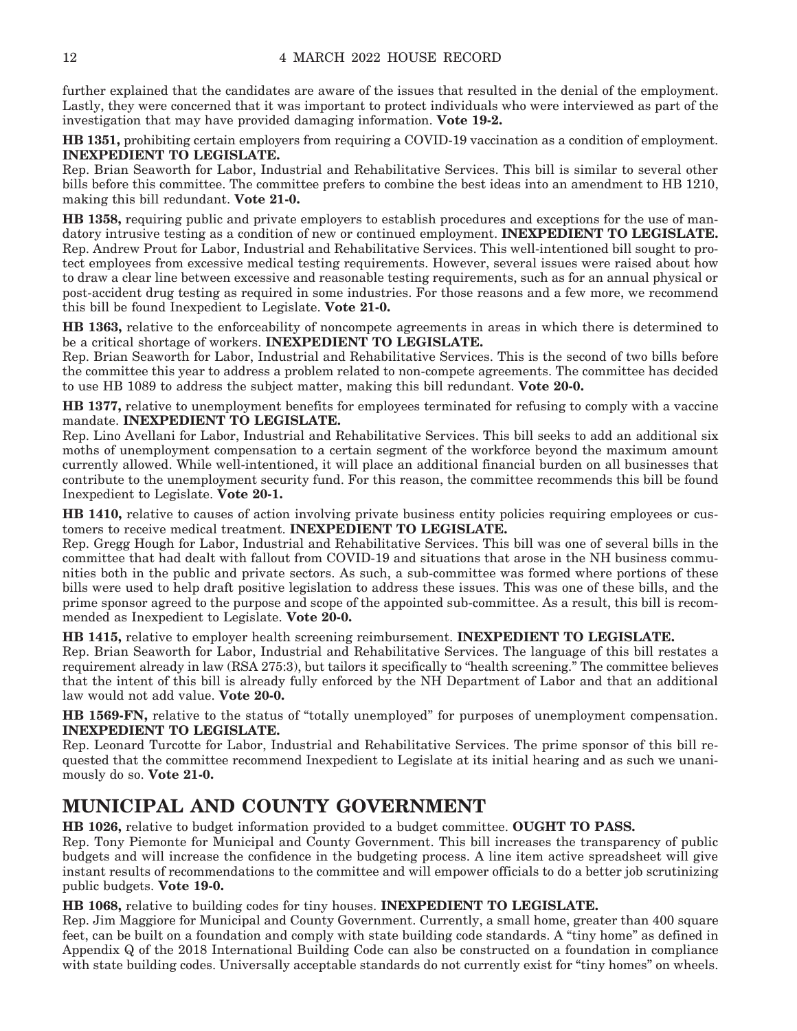further explained that the candidates are aware of the issues that resulted in the denial of the employment. Lastly, they were concerned that it was important to protect individuals who were interviewed as part of the investigation that may have provided damaging information. **Vote 19-2.**

**HB 1351,** prohibiting certain employers from requiring a COVID-19 vaccination as a condition of employment. **INEXPEDIENT TO LEGISLATE.**
Rep. Brian Seaworth for Labor, Industrial and Rehabilitative Services. This bill is similar to several other bills before this committee. The committee prefers to combine the best ideas into an amendment to HB 1210, making this bill redundant. **Vote 21-0.**

**HB 1358,** requiring public and private employers to establish procedures and exceptions for the use of mandatory intrusive testing as a condition of new or continued employment. **INEXPEDIENT TO LEGISLATE.**
Rep. Andrew Prout for Labor, Industrial and Rehabilitative Services. This well-intentioned bill sought to protect employees from excessive medical testing requirements. However, several issues were raised about how to draw a clear line between excessive and reasonable testing requirements, such as for an annual physical or post-accident drug testing as required in some industries. For those reasons and a few more, we recommend this bill be found Inexpedient to Legislate. **Vote 21-0.**

**HB 1363,** relative to the enforceability of noncompete agreements in areas in which there is determined to be a critical shortage of workers. **INEXPEDIENT TO LEGISLATE.**
Rep. Brian Seaworth for Labor, Industrial and Rehabilitative Services. This is the second of two bills before the committee this year to address a problem related to non-compete agreements. The committee has decided to use HB 1089 to address the subject matter, making this bill redundant. **Vote 20-0.**

**HB 1377,** relative to unemployment benefits for employees terminated for refusing to comply with a vaccine mandate. **INEXPEDIENT TO LEGISLATE.**
Rep. Lino Avellani for Labor, Industrial and Rehabilitative Services. This bill seeks to add an additional six moths of unemployment compensation to a certain segment of the workforce beyond the maximum amount currently allowed. While well-intentioned, it will place an additional financial burden on all businesses that contribute to the unemployment security fund. For this reason, the committee recommends this bill be found Inexpedient to Legislate. **Vote 20-1.**

**HB 1410,** relative to causes of action involving private business entity policies requiring employees or customers to receive medical treatment. **INEXPEDIENT TO LEGISLATE.**
Rep. Gregg Hough for Labor, Industrial and Rehabilitative Services. This bill was one of several bills in the committee that had dealt with fallout from COVID-19 and situations that arose in the NH business communities both in the public and private sectors. As such, a sub-committee was formed where portions of these bills were used to help draft positive legislation to address these issues. This was one of these bills, and the prime sponsor agreed to the purpose and scope of the appointed sub-committee. As a result, this bill is recommended as Inexpedient to Legislate. **Vote 20-0.**

**HB 1415,** relative to employer health screening reimbursement. **INEXPEDIENT TO LEGISLATE.**
Rep. Brian Seaworth for Labor, Industrial and Rehabilitative Services. The language of this bill restates a requirement already in law (RSA 275:3), but tailors it specifically to "health screening." The committee believes that the intent of this bill is already fully enforced by the NH Department of Labor and that an additional law would not add value. **Vote 20-0.**

**HB 1569-FN,** relative to the status of "totally unemployed" for purposes of unemployment compensation. **INEXPEDIENT TO LEGISLATE.**
Rep. Leonard Turcotte for Labor, Industrial and Rehabilitative Services. The prime sponsor of this bill requested that the committee recommend Inexpedient to Legislate at its initial hearing and as such we unanimously do so. **Vote 21-0.**

## MUNICIPAL AND COUNTY GOVERNMENT

**HB 1026,** relative to budget information provided to a budget committee. **OUGHT TO PASS.**
Rep. Tony Piemonte for Municipal and County Government. This bill increases the transparency of public budgets and will increase the confidence in the budgeting process. A line item active spreadsheet will give instant results of recommendations to the committee and will empower officials to do a better job scrutinizing public budgets. **Vote 19-0.**

**HB 1068,** relative to building codes for tiny houses. **INEXPEDIENT TO LEGISLATE.**
Rep. Jim Maggiore for Municipal and County Government. Currently, a small home, greater than 400 square feet, can be built on a foundation and comply with state building code standards. A "tiny home" as defined in Appendix Q of the 2018 International Building Code can also be constructed on a foundation in compliance with state building codes. Universally acceptable standards do not currently exist for "tiny homes" on wheels.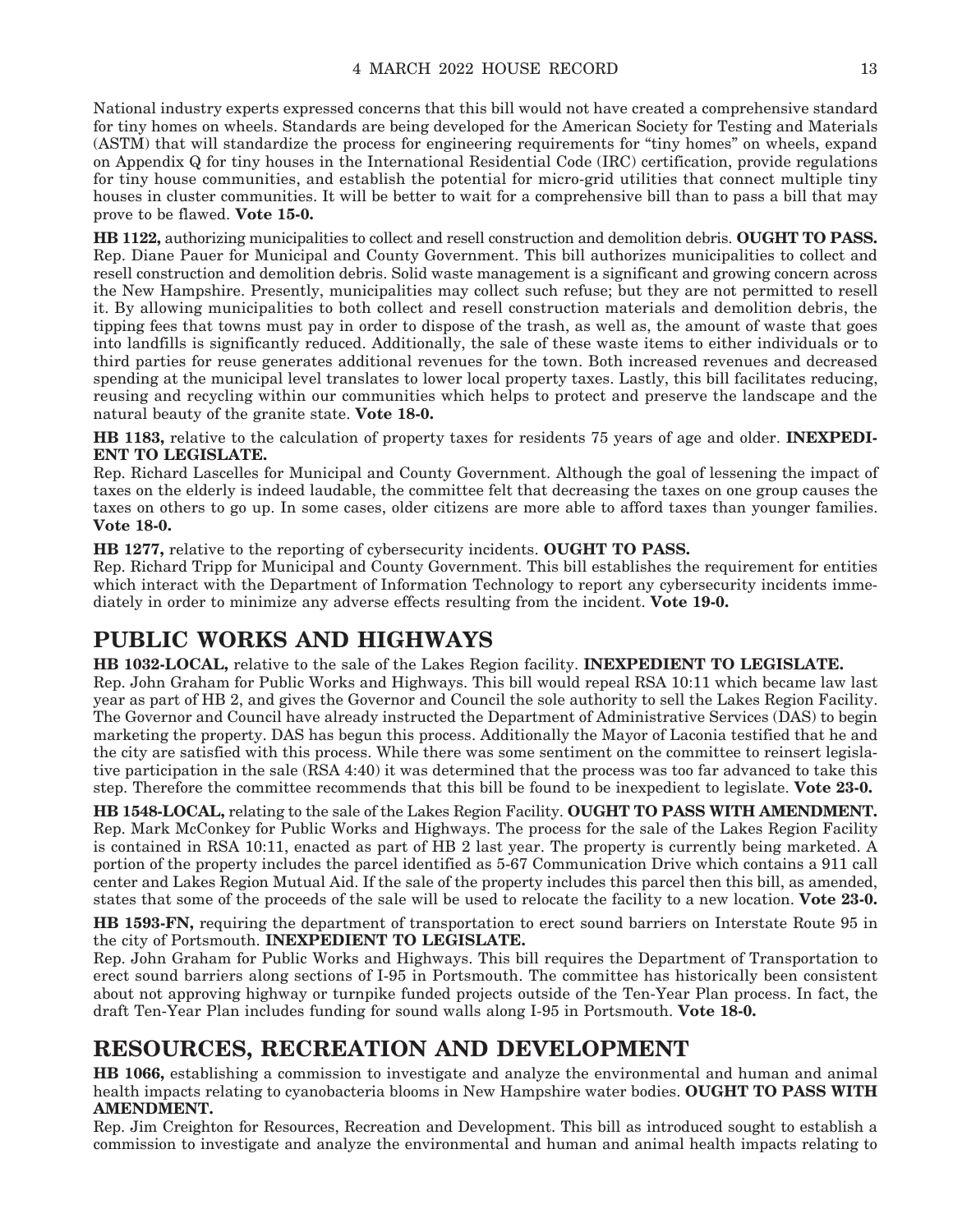National industry experts expressed concerns that this bill would not have created a comprehensive standard for tiny homes on wheels. Standards are being developed for the American Society for Testing and Materials (ASTM) that will standardize the process for engineering requirements for "tiny homes" on wheels, expand on Appendix Q for tiny houses in the International Residential Code (IRC) certification, provide regulations for tiny house communities, and establish the potential for micro-grid utilities that connect multiple tiny houses in cluster communities. It will be better to wait for a comprehensive bill than to pass a bill that may prove to be flawed. **Vote 15-0.**

**HB 1122,** authorizing municipalities to collect and resell construction and demolition debris. **OUGHT TO PASS.**
Rep. Diane Pauer for Municipal and County Government. This bill authorizes municipalities to collect and resell construction and demolition debris. Solid waste management is a significant and growing concern across the New Hampshire. Presently, municipalities may collect such refuse; but they are not permitted to resell it. By allowing municipalities to both collect and resell construction materials and demolition debris, the tipping fees that towns must pay in order to dispose of the trash, as well as, the amount of waste that goes into landfills is significantly reduced. Additionally, the sale of these waste items to either individuals or to third parties for reuse generates additional revenues for the town. Both increased revenues and decreased spending at the municipal level translates to lower local property taxes. Lastly, this bill facilitates reducing, reusing and recycling within our communities which helps to protect and preserve the landscape and the natural beauty of the granite state. **Vote 18-0.**

**HB 1183,** relative to the calculation of property taxes for residents 75 years of age and older. **INEXPEDIENT TO LEGISLATE.**
Rep. Richard Lascelles for Municipal and County Government. Although the goal of lessening the impact of taxes on the elderly is indeed laudable, the committee felt that decreasing the taxes on one group causes the taxes on others to go up. In some cases, older citizens are more able to afford taxes than younger families. **Vote 18-0.**

**HB 1277,** relative to the reporting of cybersecurity incidents. **OUGHT TO PASS.**
Rep. Richard Tripp for Municipal and County Government. This bill establishes the requirement for entities which interact with the Department of Information Technology to report any cybersecurity incidents immediately in order to minimize any adverse effects resulting from the incident. **Vote 19-0.**

## PUBLIC WORKS AND HIGHWAYS

**HB 1032-LOCAL,** relative to the sale of the Lakes Region facility. **INEXPEDIENT TO LEGISLATE.**
Rep. John Graham for Public Works and Highways. This bill would repeal RSA 10:11 which became law last year as part of HB 2, and gives the Governor and Council the sole authority to sell the Lakes Region Facility. The Governor and Council have already instructed the Department of Administrative Services (DAS) to begin marketing the property. DAS has begun this process. Additionally the Mayor of Laconia testified that he and the city are satisfied with this process. While there was some sentiment on the committee to reinsert legislative participation in the sale (RSA 4:40) it was determined that the process was too far advanced to take this step. Therefore the committee recommends that this bill be found to be inexpedient to legislate. **Vote 23-0.**

**HB 1548-LOCAL,** relating to the sale of the Lakes Region Facility. **OUGHT TO PASS WITH AMENDMENT.**
Rep. Mark McConkey for Public Works and Highways. The process for the sale of the Lakes Region Facility is contained in RSA 10:11, enacted as part of HB 2 last year. The property is currently being marketed. A portion of the property includes the parcel identified as 5-67 Communication Drive which contains a 911 call center and Lakes Region Mutual Aid. If the sale of the property includes this parcel then this bill, as amended, states that some of the proceeds of the sale will be used to relocate the facility to a new location. **Vote 23-0.**

**HB 1593-FN,** requiring the department of transportation to erect sound barriers on Interstate Route 95 in the city of Portsmouth. **INEXPEDIENT TO LEGISLATE.**
Rep. John Graham for Public Works and Highways. This bill requires the Department of Transportation to erect sound barriers along sections of I-95 in Portsmouth. The committee has historically been consistent about not approving highway or turnpike funded projects outside of the Ten-Year Plan process. In fact, the draft Ten-Year Plan includes funding for sound walls along I-95 in Portsmouth. **Vote 18-0.**

## RESOURCES, RECREATION AND DEVELOPMENT

**HB 1066,** establishing a commission to investigate and analyze the environmental and human and animal health impacts relating to cyanobacteria blooms in New Hampshire water bodies. **OUGHT TO PASS WITH AMENDMENT.**
Rep. Jim Creighton for Resources, Recreation and Development. This bill as introduced sought to establish a commission to investigate and analyze the environmental and human and animal health impacts relating to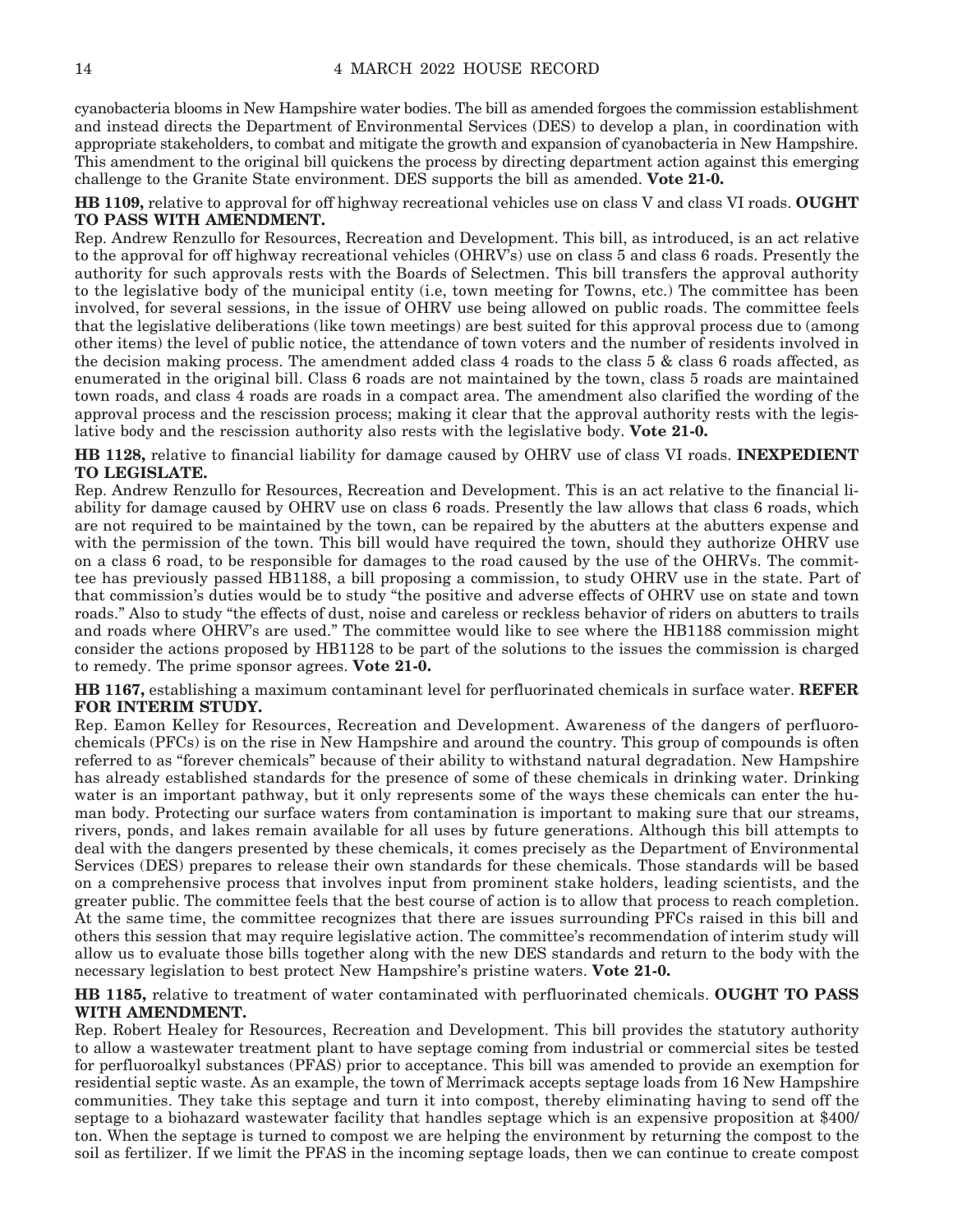cyanobacteria blooms in New Hampshire water bodies. The bill as amended forgoes the commission establishment and instead directs the Department of Environmental Services (DES) to develop a plan, in coordination with appropriate stakeholders, to combat and mitigate the growth and expansion of cyanobacteria in New Hampshire. This amendment to the original bill quickens the process by directing department action against this emerging challenge to the Granite State environment. DES supports the bill as amended. **Vote 21-0.**

**HB 1109,** relative to approval for off highway recreational vehicles use on class V and class VI roads. **OUGHT TO PASS WITH AMENDMENT.**

Rep. Andrew Renzullo for Resources, Recreation and Development. This bill, as introduced, is an act relative to the approval for off highway recreational vehicles (OHRV's) use on class 5 and class 6 roads. Presently the authority for such approvals rests with the Boards of Selectmen. This bill transfers the approval authority to the legislative body of the municipal entity (i.e, town meeting for Towns, etc.) The committee has been involved, for several sessions, in the issue of OHRV use being allowed on public roads. The committee feels that the legislative deliberations (like town meetings) are best suited for this approval process due to (among other items) the level of public notice, the attendance of town voters and the number of residents involved in the decision making process. The amendment added class 4 roads to the class 5 & class 6 roads affected, as enumerated in the original bill. Class 6 roads are not maintained by the town, class 5 roads are maintained town roads, and class 4 roads are roads in a compact area. The amendment also clarified the wording of the approval process and the rescission process; making it clear that the approval authority rests with the legislative body and the rescission authority also rests with the legislative body. **Vote 21-0.**

**HB 1128,** relative to financial liability for damage caused by OHRV use of class VI roads. **INEXPEDIENT TO LEGISLATE.**

Rep. Andrew Renzullo for Resources, Recreation and Development. This is an act relative to the financial liability for damage caused by OHRV use on class 6 roads. Presently the law allows that class 6 roads, which are not required to be maintained by the town, can be repaired by the abutters at the abutters expense and with the permission of the town. This bill would have required the town, should they authorize OHRV use on a class 6 road, to be responsible for damages to the road caused by the use of the OHRVs. The committee has previously passed HB1188, a bill proposing a commission, to study OHRV use in the state. Part of that commission's duties would be to study "the positive and adverse effects of OHRV use on state and town roads." Also to study "the effects of dust, noise and careless or reckless behavior of riders on abutters to trails and roads where OHRV's are used." The committee would like to see where the HB1188 commission might consider the actions proposed by HB1128 to be part of the solutions to the issues the commission is charged to remedy. The prime sponsor agrees. **Vote 21-0.**

**HB 1167,** establishing a maximum contaminant level for perfluorinated chemicals in surface water. **REFER FOR INTERIM STUDY.**

Rep. Eamon Kelley for Resources, Recreation and Development. Awareness of the dangers of perfluorochemicals (PFCs) is on the rise in New Hampshire and around the country. This group of compounds is often referred to as "forever chemicals" because of their ability to withstand natural degradation. New Hampshire has already established standards for the presence of some of these chemicals in drinking water. Drinking water is an important pathway, but it only represents some of the ways these chemicals can enter the human body. Protecting our surface waters from contamination is important to making sure that our streams, rivers, ponds, and lakes remain available for all uses by future generations. Although this bill attempts to deal with the dangers presented by these chemicals, it comes precisely as the Department of Environmental Services (DES) prepares to release their own standards for these chemicals. Those standards will be based on a comprehensive process that involves input from prominent stake holders, leading scientists, and the greater public. The committee feels that the best course of action is to allow that process to reach completion. At the same time, the committee recognizes that there are issues surrounding PFCs raised in this bill and others this session that may require legislative action. The committee's recommendation of interim study will allow us to evaluate those bills together along with the new DES standards and return to the body with the necessary legislation to best protect New Hampshire's pristine waters. **Vote 21-0.**

**HB 1185,** relative to treatment of water contaminated with perfluorinated chemicals. **OUGHT TO PASS WITH AMENDMENT.**

Rep. Robert Healey for Resources, Recreation and Development. This bill provides the statutory authority to allow a wastewater treatment plant to have septage coming from industrial or commercial sites be tested for perfluoroalkyl substances (PFAS) prior to acceptance. This bill was amended to provide an exemption for residential septic waste. As an example, the town of Merrimack accepts septage loads from 16 New Hampshire communities. They take this septage and turn it into compost, thereby eliminating having to send off the septage to a biohazard wastewater facility that handles septage which is an expensive proposition at $400/ton. When the septage is turned to compost we are helping the environment by returning the compost to the soil as fertilizer. If we limit the PFAS in the incoming septage loads, then we can continue to create compost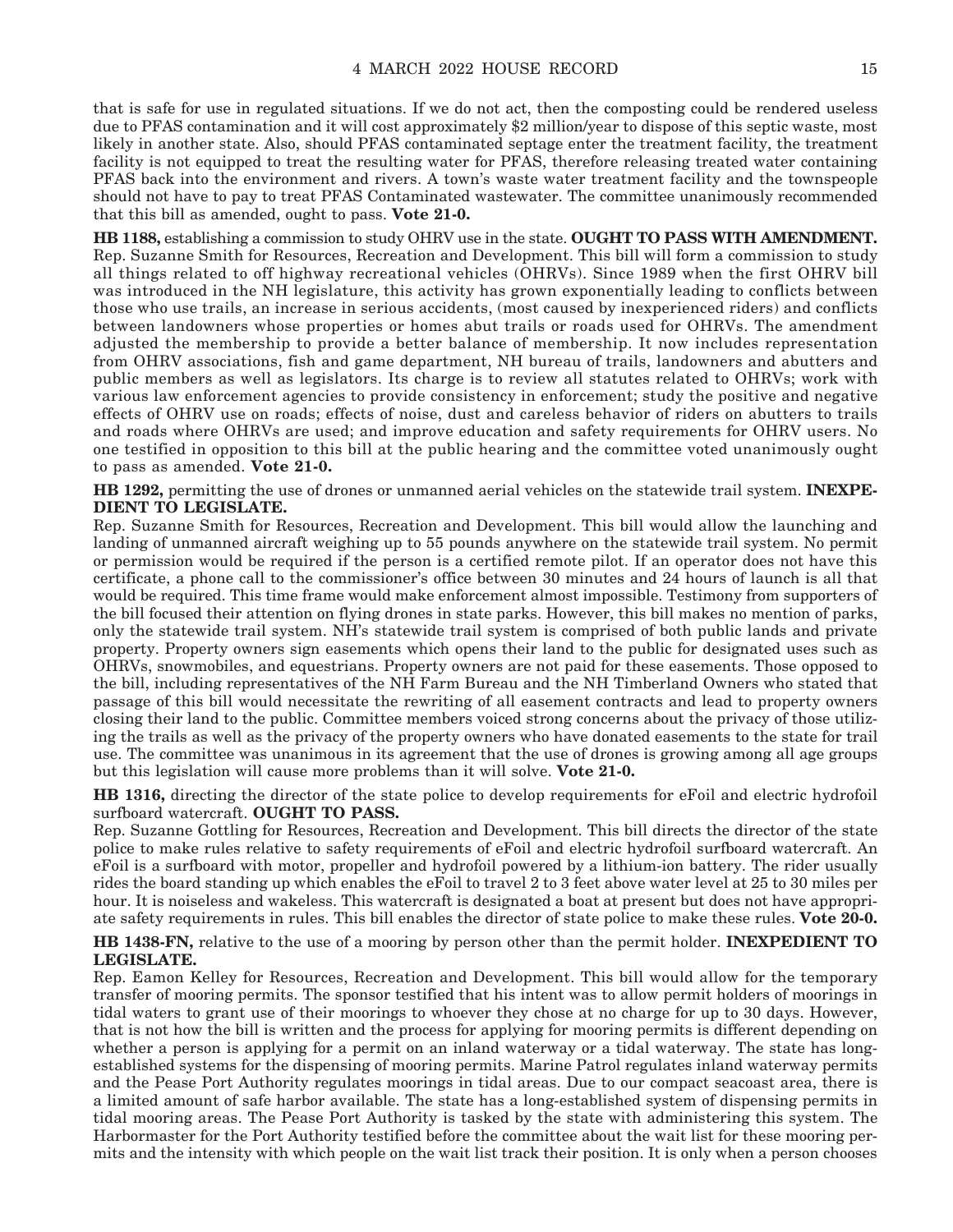that is safe for use in regulated situations. If we do not act, then the composting could be rendered useless due to PFAS contamination and it will cost approximately $2 million/year to dispose of this septic waste, most likely in another state. Also, should PFAS contaminated septage enter the treatment facility, the treatment facility is not equipped to treat the resulting water for PFAS, therefore releasing treated water containing PFAS back into the environment and rivers. A town's waste water treatment facility and the townspeople should not have to pay to treat PFAS Contaminated wastewater. The committee unanimously recommended that this bill as amended, ought to pass. **Vote 21-0.**

**HB 1188,** establishing a commission to study OHRV use in the state. **OUGHT TO PASS WITH AMENDMENT.**
Rep. Suzanne Smith for Resources, Recreation and Development. This bill will form a commission to study all things related to off highway recreational vehicles (OHRVs). Since 1989 when the first OHRV bill was introduced in the NH legislature, this activity has grown exponentially leading to conflicts between those who use trails, an increase in serious accidents, (most caused by inexperienced riders) and conflicts between landowners whose properties or homes abut trails or roads used for OHRVs. The amendment adjusted the membership to provide a better balance of membership. It now includes representation from OHRV associations, fish and game department, NH bureau of trails, landowners and abutters and public members as well as legislators. Its charge is to review all statutes related to OHRVs; work with various law enforcement agencies to provide consistency in enforcement; study the positive and negative effects of OHRV use on roads; effects of noise, dust and careless behavior of riders on abutters to trails and roads where OHRVs are used; and improve education and safety requirements for OHRV users. No one testified in opposition to this bill at the public hearing and the committee voted unanimously ought to pass as amended. **Vote 21-0.**

**HB 1292,** permitting the use of drones or unmanned aerial vehicles on the statewide trail system. **INEXPEDIENT TO LEGISLATE.**
Rep. Suzanne Smith for Resources, Recreation and Development. This bill would allow the launching and landing of unmanned aircraft weighing up to 55 pounds anywhere on the statewide trail system. No permit or permission would be required if the person is a certified remote pilot. If an operator does not have this certificate, a phone call to the commissioner's office between 30 minutes and 24 hours of launch is all that would be required. This time frame would make enforcement almost impossible. Testimony from supporters of the bill focused their attention on flying drones in state parks. However, this bill makes no mention of parks, only the statewide trail system. NH's statewide trail system is comprised of both public lands and private property. Property owners sign easements which opens their land to the public for designated uses such as OHRVs, snowmobiles, and equestrians. Property owners are not paid for these easements. Those opposed to the bill, including representatives of the NH Farm Bureau and the NH Timberland Owners who stated that passage of this bill would necessitate the rewriting of all easement contracts and lead to property owners closing their land to the public. Committee members voiced strong concerns about the privacy of those utilizing the trails as well as the privacy of the property owners who have donated easements to the state for trail use. The committee was unanimous in its agreement that the use of drones is growing among all age groups but this legislation will cause more problems than it will solve. **Vote 21-0.**

**HB 1316,** directing the director of the state police to develop requirements for eFoil and electric hydrofoil surfboard watercraft. **OUGHT TO PASS.**
Rep. Suzanne Gottling for Resources, Recreation and Development. This bill directs the director of the state police to make rules relative to safety requirements of eFoil and electric hydrofoil surfboard watercraft. An eFoil is a surfboard with motor, propeller and hydrofoil powered by a lithium-ion battery. The rider usually rides the board standing up which enables the eFoil to travel 2 to 3 feet above water level at 25 to 30 miles per hour. It is noiseless and wakeless. This watercraft is designated a boat at present but does not have appropriate safety requirements in rules. This bill enables the director of state police to make these rules. **Vote 20-0.**

**HB 1438-FN,** relative to the use of a mooring by person other than the permit holder. **INEXPEDIENT TO LEGISLATE.**
Rep. Eamon Kelley for Resources, Recreation and Development. This bill would allow for the temporary transfer of mooring permits. The sponsor testified that his intent was to allow permit holders of moorings in tidal waters to grant use of their moorings to whoever they chose at no charge for up to 30 days. However, that is not how the bill is written and the process for applying for mooring permits is different depending on whether a person is applying for a permit on an inland waterway or a tidal waterway. The state has long-established systems for the dispensing of mooring permits. Marine Patrol regulates inland waterway permits and the Pease Port Authority regulates moorings in tidal areas. Due to our compact seacoast area, there is a limited amount of safe harbor available. The state has a long-established system of dispensing permits in tidal mooring areas. The Pease Port Authority is tasked by the state with administering this system. The Harbormaster for the Port Authority testified before the committee about the wait list for these mooring permits and the intensity with which people on the wait list track their position. It is only when a person chooses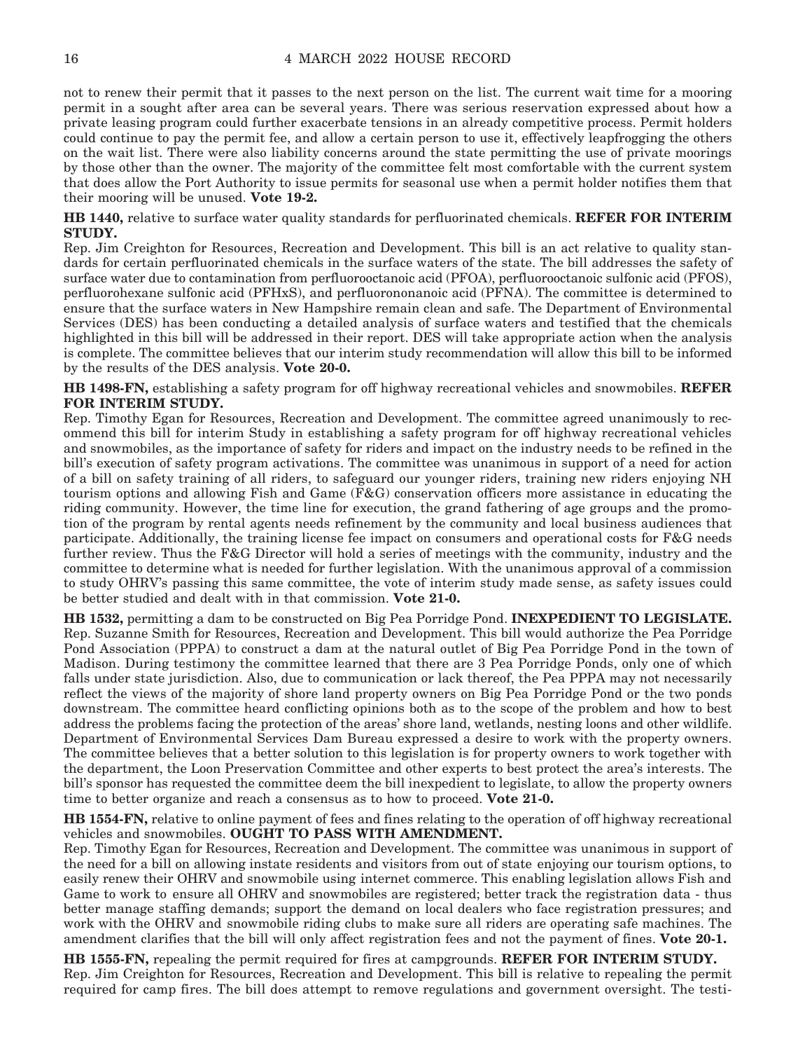not to renew their permit that it passes to the next person on the list. The current wait time for a mooring permit in a sought after area can be several years. There was serious reservation expressed about how a private leasing program could further exacerbate tensions in an already competitive process. Permit holders could continue to pay the permit fee, and allow a certain person to use it, effectively leapfrogging the others on the wait list. There were also liability concerns around the state permitting the use of private moorings by those other than the owner. The majority of the committee felt most comfortable with the current system that does allow the Port Authority to issue permits for seasonal use when a permit holder notifies them that their mooring will be unused. **Vote 19-2.**

**HB 1440,** relative to surface water quality standards for perfluorinated chemicals. **REFER FOR INTERIM STUDY.**

Rep. Jim Creighton for Resources, Recreation and Development. This bill is an act relative to quality standards for certain perfluorinated chemicals in the surface waters of the state. The bill addresses the safety of surface water due to contamination from perfluorooctanoic acid (PFOA), perfluorooctanoic sulfonic acid (PFOS), perfluorohexane sulfonic acid (PFHxS), and perfluorononanoic acid (PFNA). The committee is determined to ensure that the surface waters in New Hampshire remain clean and safe. The Department of Environmental Services (DES) has been conducting a detailed analysis of surface waters and testified that the chemicals highlighted in this bill will be addressed in their report. DES will take appropriate action when the analysis is complete. The committee believes that our interim study recommendation will allow this bill to be informed by the results of the DES analysis. **Vote 20-0.**

**HB 1498-FN,** establishing a safety program for off highway recreational vehicles and snowmobiles. **REFER FOR INTERIM STUDY.**

Rep. Timothy Egan for Resources, Recreation and Development. The committee agreed unanimously to recommend this bill for interim Study in establishing a safety program for off highway recreational vehicles and snowmobiles, as the importance of safety for riders and impact on the industry needs to be refined in the bill's execution of safety program activations. The committee was unanimous in support of a need for action of a bill on safety training of all riders, to safeguard our younger riders, training new riders enjoying NH tourism options and allowing Fish and Game (F&G) conservation officers more assistance in educating the riding community. However, the time line for execution, the grand fathering of age groups and the promotion of the program by rental agents needs refinement by the community and local business audiences that participate. Additionally, the training license fee impact on consumers and operational costs for F&G needs further review. Thus the F&G Director will hold a series of meetings with the community, industry and the committee to determine what is needed for further legislation. With the unanimous approval of a commission to study OHRV's passing this same committee, the vote of interim study made sense, as safety issues could be better studied and dealt with in that commission. **Vote 21-0.**

**HB 1532,** permitting a dam to be constructed on Big Pea Porridge Pond. **INEXPEDIENT TO LEGISLATE.**

Rep. Suzanne Smith for Resources, Recreation and Development. This bill would authorize the Pea Porridge Pond Association (PPPA) to construct a dam at the natural outlet of Big Pea Porridge Pond in the town of Madison. During testimony the committee learned that there are 3 Pea Porridge Ponds, only one of which falls under state jurisdiction. Also, due to communication or lack thereof, the Pea PPPA may not necessarily reflect the views of the majority of shore land property owners on Big Pea Porridge Pond or the two ponds downstream. The committee heard conflicting opinions both as to the scope of the problem and how to best address the problems facing the protection of the areas' shore land, wetlands, nesting loons and other wildlife. Department of Environmental Services Dam Bureau expressed a desire to work with the property owners. The committee believes that a better solution to this legislation is for property owners to work together with the department, the Loon Preservation Committee and other experts to best protect the area's interests. The bill's sponsor has requested the committee deem the bill inexpedient to legislate, to allow the property owners time to better organize and reach a consensus as to how to proceed. **Vote 21-0.**

**HB 1554-FN,** relative to online payment of fees and fines relating to the operation of off highway recreational vehicles and snowmobiles. **OUGHT TO PASS WITH AMENDMENT.**

Rep. Timothy Egan for Resources, Recreation and Development. The committee was unanimous in support of the need for a bill on allowing instate residents and visitors from out of state enjoying our tourism options, to easily renew their OHRV and snowmobile using internet commerce. This enabling legislation allows Fish and Game to work to ensure all OHRV and snowmobiles are registered; better track the registration data - thus better manage staffing demands; support the demand on local dealers who face registration pressures; and work with the OHRV and snowmobile riding clubs to make sure all riders are operating safe machines. The amendment clarifies that the bill will only affect registration fees and not the payment of fines. **Vote 20-1.**

**HB 1555-FN,** repealing the permit required for fires at campgrounds. **REFER FOR INTERIM STUDY.**

Rep. Jim Creighton for Resources, Recreation and Development. This bill is relative to repealing the permit required for camp fires. The bill does attempt to remove regulations and government oversight. The testi-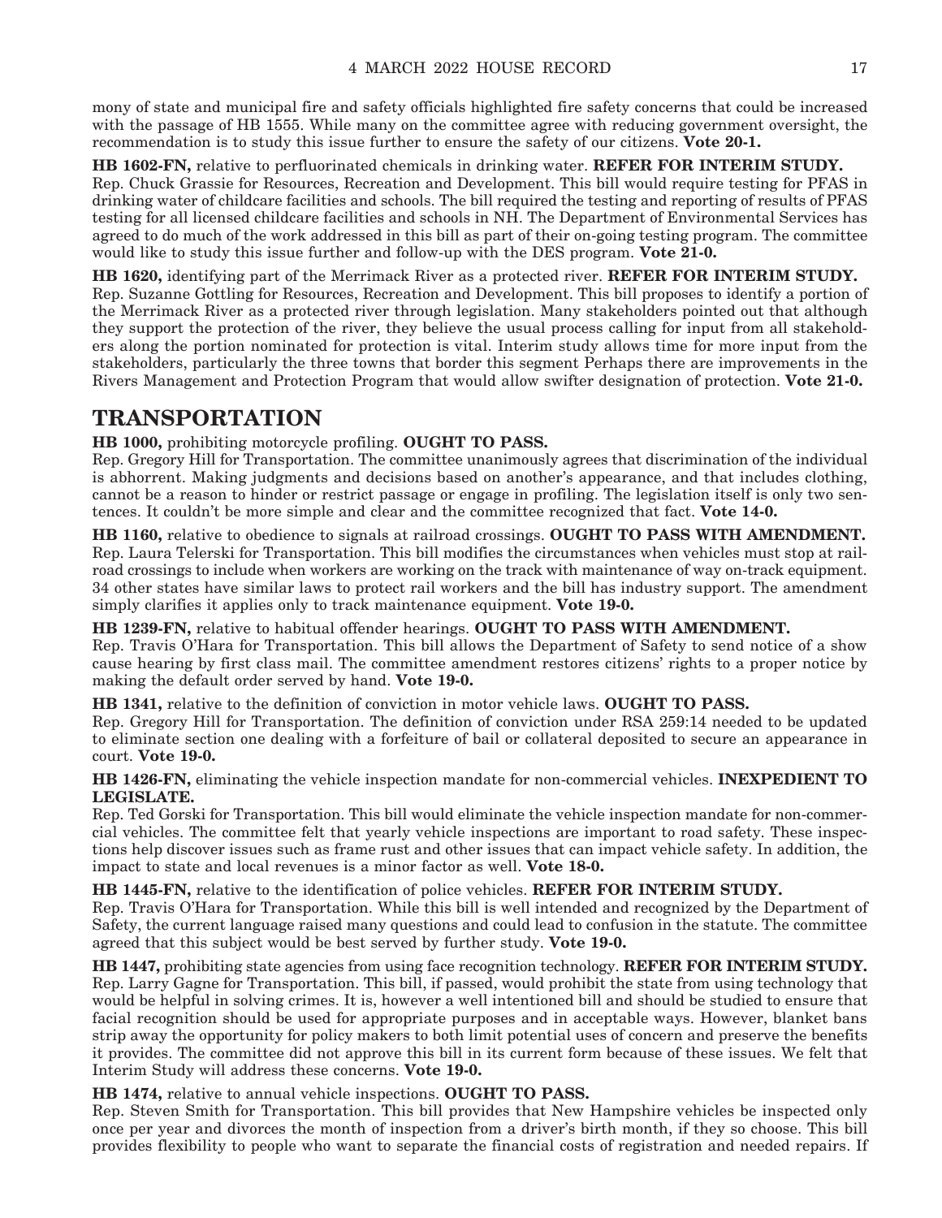mony of state and municipal fire and safety officials highlighted fire safety concerns that could be increased with the passage of HB 1555. While many on the committee agree with reducing government oversight, the recommendation is to study this issue further to ensure the safety of our citizens. **Vote 20-1.**

**HB 1602-FN,** relative to perfluorinated chemicals in drinking water. **REFER FOR INTERIM STUDY.**
Rep. Chuck Grassie for Resources, Recreation and Development. This bill would require testing for PFAS in drinking water of childcare facilities and schools. The bill required the testing and reporting of results of PFAS testing for all licensed childcare facilities and schools in NH. The Department of Environmental Services has agreed to do much of the work addressed in this bill as part of their on-going testing program. The committee would like to study this issue further and follow-up with the DES program. **Vote 21-0.**

**HB 1620,** identifying part of the Merrimack River as a protected river. **REFER FOR INTERIM STUDY.**
Rep. Suzanne Gottling for Resources, Recreation and Development. This bill proposes to identify a portion of the Merrimack River as a protected river through legislation. Many stakeholders pointed out that although they support the protection of the river, they believe the usual process calling for input from all stakeholders along the portion nominated for protection is vital. Interim study allows time for more input from the stakeholders, particularly the three towns that border this segment Perhaps there are improvements in the Rivers Management and Protection Program that would allow swifter designation of protection. **Vote 21-0.**

## TRANSPORTATION

**HB 1000,** prohibiting motorcycle profiling. **OUGHT TO PASS.**
Rep. Gregory Hill for Transportation. The committee unanimously agrees that discrimination of the individual is abhorrent. Making judgments and decisions based on another's appearance, and that includes clothing, cannot be a reason to hinder or restrict passage or engage in profiling. The legislation itself is only two sentences. It couldn't be more simple and clear and the committee recognized that fact. **Vote 14-0.**

**HB 1160,** relative to obedience to signals at railroad crossings. **OUGHT TO PASS WITH AMENDMENT.**
Rep. Laura Telerski for Transportation. This bill modifies the circumstances when vehicles must stop at railroad crossings to include when workers are working on the track with maintenance of way on-track equipment. 34 other states have similar laws to protect rail workers and the bill has industry support. The amendment simply clarifies it applies only to track maintenance equipment. **Vote 19-0.**

**HB 1239-FN,** relative to habitual offender hearings. **OUGHT TO PASS WITH AMENDMENT.**
Rep. Travis O'Hara for Transportation. This bill allows the Department of Safety to send notice of a show cause hearing by first class mail. The committee amendment restores citizens' rights to a proper notice by making the default order served by hand. **Vote 19-0.**

**HB 1341,** relative to the definition of conviction in motor vehicle laws. **OUGHT TO PASS.**
Rep. Gregory Hill for Transportation. The definition of conviction under RSA 259:14 needed to be updated to eliminate section one dealing with a forfeiture of bail or collateral deposited to secure an appearance in court. **Vote 19-0.**

**HB 1426-FN,** eliminating the vehicle inspection mandate for non-commercial vehicles. **INEXPEDIENT TO LEGISLATE.**
Rep. Ted Gorski for Transportation. This bill would eliminate the vehicle inspection mandate for non-commercial vehicles. The committee felt that yearly vehicle inspections are important to road safety. These inspections help discover issues such as frame rust and other issues that can impact vehicle safety. In addition, the impact to state and local revenues is a minor factor as well. **Vote 18-0.**

**HB 1445-FN,** relative to the identification of police vehicles. **REFER FOR INTERIM STUDY.**
Rep. Travis O'Hara for Transportation. While this bill is well intended and recognized by the Department of Safety, the current language raised many questions and could lead to confusion in the statute. The committee agreed that this subject would be best served by further study. **Vote 19-0.**

**HB 1447,** prohibiting state agencies from using face recognition technology. **REFER FOR INTERIM STUDY.**
Rep. Larry Gagne for Transportation. This bill, if passed, would prohibit the state from using technology that would be helpful in solving crimes. It is, however a well intentioned bill and should be studied to ensure that facial recognition should be used for appropriate purposes and in acceptable ways. However, blanket bans strip away the opportunity for policy makers to both limit potential uses of concern and preserve the benefits it provides. The committee did not approve this bill in its current form because of these issues. We felt that Interim Study will address these concerns. **Vote 19-0.**

**HB 1474,** relative to annual vehicle inspections. **OUGHT TO PASS.**
Rep. Steven Smith for Transportation. This bill provides that New Hampshire vehicles be inspected only once per year and divorces the month of inspection from a driver's birth month, if they so choose. This bill provides flexibility to people who want to separate the financial costs of registration and needed repairs. If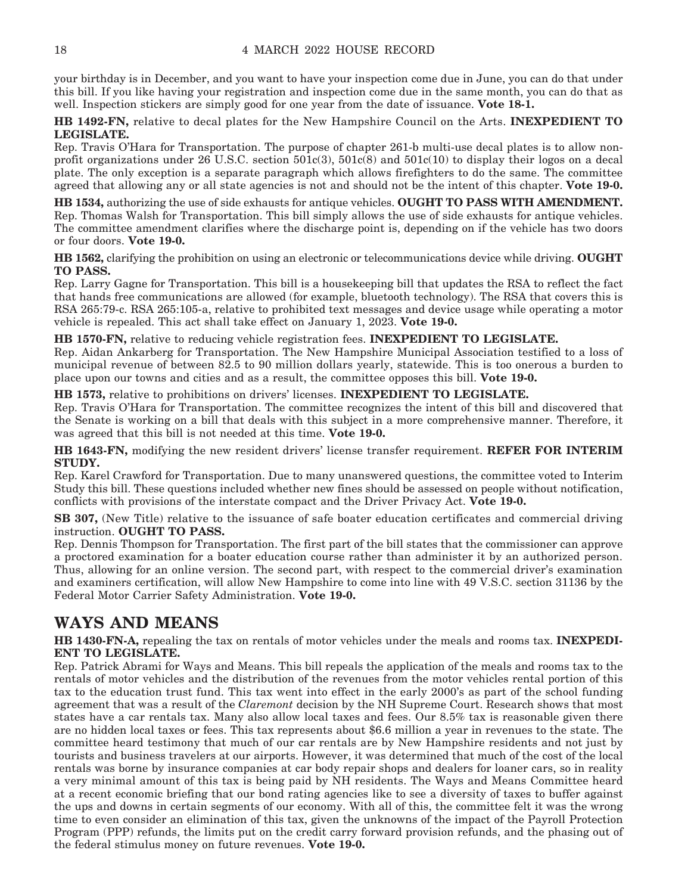your birthday is in December, and you want to have your inspection come due in June, you can do that under this bill. If you like having your registration and inspection come due in the same month, you can do that as well. Inspection stickers are simply good for one year from the date of issuance. **Vote 18-1.**

**HB 1492-FN,** relative to decal plates for the New Hampshire Council on the Arts. **INEXPEDIENT TO LEGISLATE.**
Rep. Travis O'Hara for Transportation. The purpose of chapter 261-b multi-use decal plates is to allow non-profit organizations under 26 U.S.C. section 501c(3), 501c(8) and 501c(10) to display their logos on a decal plate. The only exception is a separate paragraph which allows firefighters to do the same. The committee agreed that allowing any or all state agencies is not and should not be the intent of this chapter. **Vote 19-0.**

**HB 1534,** authorizing the use of side exhausts for antique vehicles. **OUGHT TO PASS WITH AMENDMENT.**
Rep. Thomas Walsh for Transportation. This bill simply allows the use of side exhausts for antique vehicles. The committee amendment clarifies where the discharge point is, depending on if the vehicle has two doors or four doors. **Vote 19-0.**

**HB 1562,** clarifying the prohibition on using an electronic or telecommunications device while driving. **OUGHT TO PASS.**
Rep. Larry Gagne for Transportation. This bill is a housekeeping bill that updates the RSA to reflect the fact that hands free communications are allowed (for example, bluetooth technology). The RSA that covers this is RSA 265:79-c. RSA 265:105-a, relative to prohibited text messages and device usage while operating a motor vehicle is repealed. This act shall take effect on January 1, 2023. **Vote 19-0.**

**HB 1570-FN,** relative to reducing vehicle registration fees. **INEXPEDIENT TO LEGISLATE.**
Rep. Aidan Ankarberg for Transportation. The New Hampshire Municipal Association testified to a loss of municipal revenue of between 82.5 to 90 million dollars yearly, statewide. This is too onerous a burden to place upon our towns and cities and as a result, the committee opposes this bill. **Vote 19-0.**

**HB 1573,** relative to prohibitions on drivers' licenses. **INEXPEDIENT TO LEGISLATE.**
Rep. Travis O'Hara for Transportation. The committee recognizes the intent of this bill and discovered that the Senate is working on a bill that deals with this subject in a more comprehensive manner. Therefore, it was agreed that this bill is not needed at this time. **Vote 19-0.**

**HB 1643-FN,** modifying the new resident drivers' license transfer requirement. **REFER FOR INTERIM STUDY.**
Rep. Karel Crawford for Transportation. Due to many unanswered questions, the committee voted to Interim Study this bill. These questions included whether new fines should be assessed on people without notification, conflicts with provisions of the interstate compact and the Driver Privacy Act. **Vote 19-0.**

**SB 307,** (New Title) relative to the issuance of safe boater education certificates and commercial driving instruction. **OUGHT TO PASS.**
Rep. Dennis Thompson for Transportation. The first part of the bill states that the commissioner can approve a proctored examination for a boater education course rather than administer it by an authorized person. Thus, allowing for an online version. The second part, with respect to the commercial driver's examination and examiners certification, will allow New Hampshire to come into line with 49 V.S.C. section 31136 by the Federal Motor Carrier Safety Administration. **Vote 19-0.**

## WAYS AND MEANS

**HB 1430-FN-A,** repealing the tax on rentals of motor vehicles under the meals and rooms tax. **INEXPEDIENT TO LEGISLATE.**
Rep. Patrick Abrami for Ways and Means. This bill repeals the application of the meals and rooms tax to the rentals of motor vehicles and the distribution of the revenues from the motor vehicles rental portion of this tax to the education trust fund. This tax went into effect in the early 2000's as part of the school funding agreement that was a result of the *Claremont* decision by the NH Supreme Court. Research shows that most states have a car rentals tax. Many also allow local taxes and fees. Our 8.5% tax is reasonable given there are no hidden local taxes or fees. This tax represents about $6.6 million a year in revenues to the state. The committee heard testimony that much of our car rentals are by New Hampshire residents and not just by tourists and business travelers at our airports. However, it was determined that much of the cost of the local rentals was borne by insurance companies at car body repair shops and dealers for loaner cars, so in reality a very minimal amount of this tax is being paid by NH residents. The Ways and Means Committee heard at a recent economic briefing that our bond rating agencies like to see a diversity of taxes to buffer against the ups and downs in certain segments of our economy. With all of this, the committee felt it was the wrong time to even consider an elimination of this tax, given the unknowns of the impact of the Payroll Protection Program (PPP) refunds, the limits put on the credit carry forward provision refunds, and the phasing out of the federal stimulus money on future revenues. **Vote 19-0.**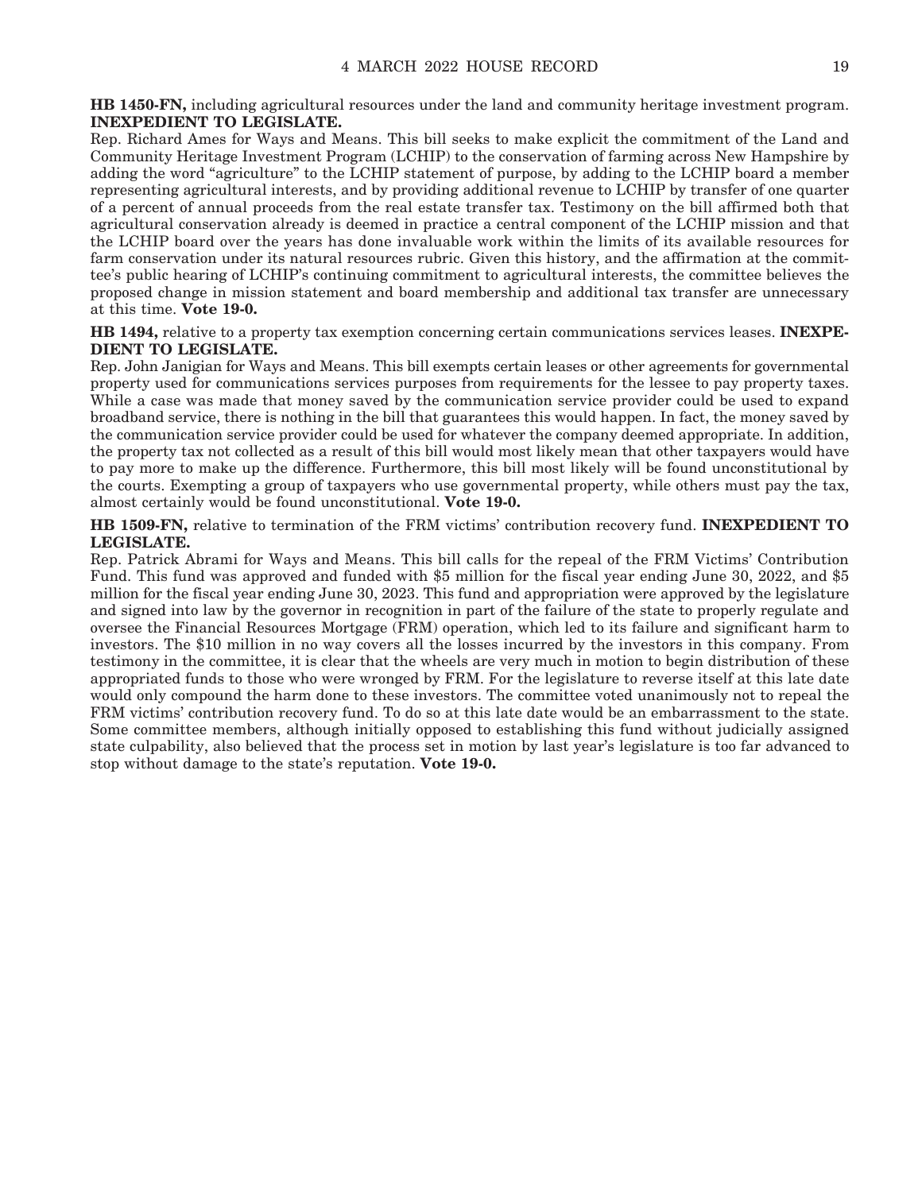**HB 1450-FN,** including agricultural resources under the land and community heritage investment program. **INEXPEDIENT TO LEGISLATE.**

Rep. Richard Ames for Ways and Means. This bill seeks to make explicit the commitment of the Land and Community Heritage Investment Program (LCHIP) to the conservation of farming across New Hampshire by adding the word "agriculture" to the LCHIP statement of purpose, by adding to the LCHIP board a member representing agricultural interests, and by providing additional revenue to LCHIP by transfer of one quarter of a percent of annual proceeds from the real estate transfer tax. Testimony on the bill affirmed both that agricultural conservation already is deemed in practice a central component of the LCHIP mission and that the LCHIP board over the years has done invaluable work within the limits of its available resources for farm conservation under its natural resources rubric. Given this history, and the affirmation at the committee's public hearing of LCHIP's continuing commitment to agricultural interests, the committee believes the proposed change in mission statement and board membership and additional tax transfer are unnecessary at this time. **Vote 19-0.**

**HB 1494,** relative to a property tax exemption concerning certain communications services leases. **INEXPEDIENT TO LEGISLATE.**

Rep. John Janigian for Ways and Means. This bill exempts certain leases or other agreements for governmental property used for communications services purposes from requirements for the lessee to pay property taxes. While a case was made that money saved by the communication service provider could be used to expand broadband service, there is nothing in the bill that guarantees this would happen. In fact, the money saved by the communication service provider could be used for whatever the company deemed appropriate. In addition, the property tax not collected as a result of this bill would most likely mean that other taxpayers would have to pay more to make up the difference. Furthermore, this bill most likely will be found unconstitutional by the courts. Exempting a group of taxpayers who use governmental property, while others must pay the tax, almost certainly would be found unconstitutional. **Vote 19-0.**

**HB 1509-FN,** relative to termination of the FRM victims' contribution recovery fund. **INEXPEDIENT TO LEGISLATE.**

Rep. Patrick Abrami for Ways and Means. This bill calls for the repeal of the FRM Victims' Contribution Fund. This fund was approved and funded with $5 million for the fiscal year ending June 30, 2022, and $5 million for the fiscal year ending June 30, 2023. This fund and appropriation were approved by the legislature and signed into law by the governor in recognition in part of the failure of the state to properly regulate and oversee the Financial Resources Mortgage (FRM) operation, which led to its failure and significant harm to investors. The $10 million in no way covers all the losses incurred by the investors in this company. From testimony in the committee, it is clear that the wheels are very much in motion to begin distribution of these appropriated funds to those who were wronged by FRM. For the legislature to reverse itself at this late date would only compound the harm done to these investors. The committee voted unanimously not to repeal the FRM victims' contribution recovery fund. To do so at this late date would be an embarrassment to the state. Some committee members, although initially opposed to establishing this fund without judicially assigned state culpability, also believed that the process set in motion by last year's legislature is too far advanced to stop without damage to the state's reputation. **Vote 19-0.**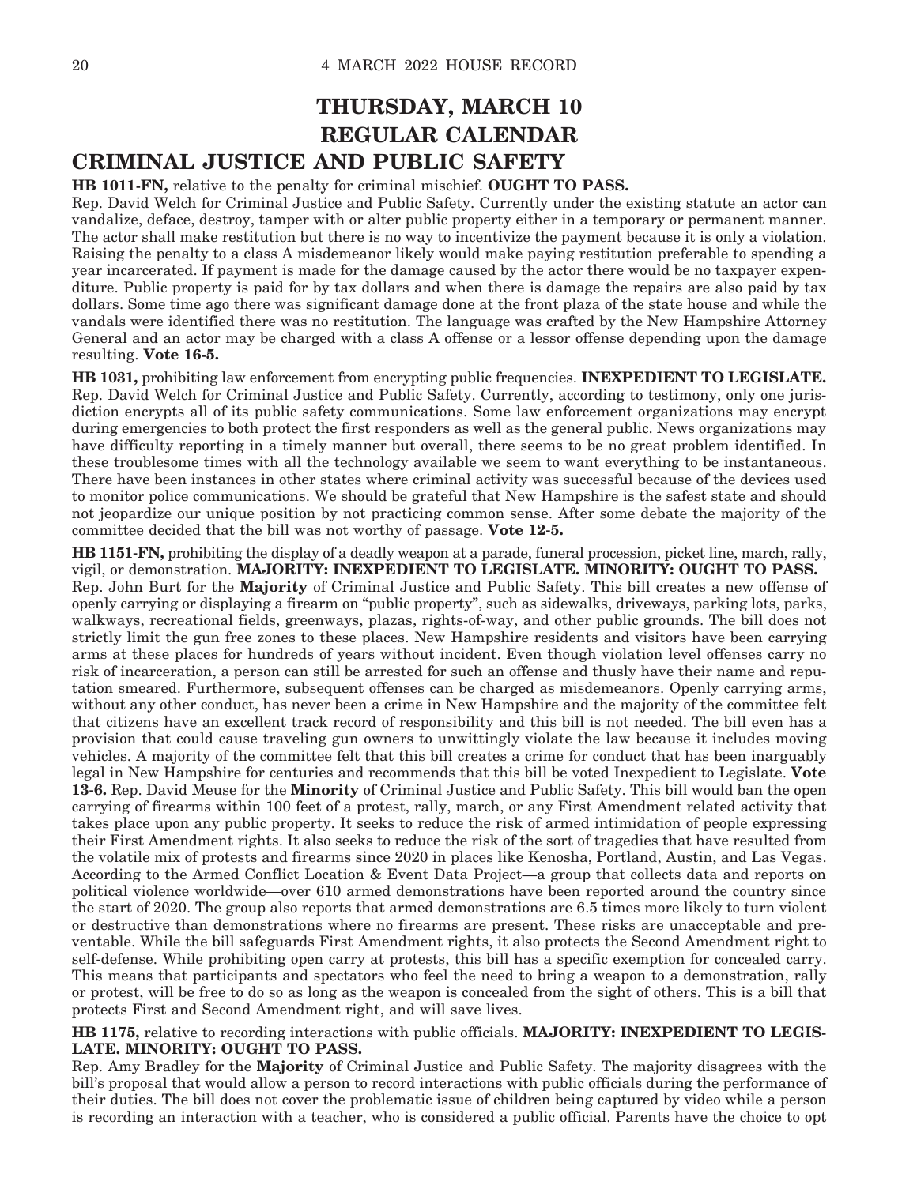# THURSDAY, MARCH 10

# REGULAR CALENDAR

## CRIMINAL JUSTICE AND PUBLIC SAFETY

**HB 1011-FN,** relative to the penalty for criminal mischief. **OUGHT TO PASS.**

Rep. David Welch for Criminal Justice and Public Safety. Currently under the existing statute an actor can vandalize, deface, destroy, tamper with or alter public property either in a temporary or permanent manner. The actor shall make restitution but there is no way to incentivize the payment because it is only a violation. Raising the penalty to a class A misdemeanor likely would make paying restitution preferable to spending a year incarcerated. If payment is made for the damage caused by the actor there would be no taxpayer expenditure. Public property is paid for by tax dollars and when there is damage the repairs are also paid by tax dollars. Some time ago there was significant damage done at the front plaza of the state house and while the vandals were identified there was no restitution. The language was crafted by the New Hampshire Attorney General and an actor may be charged with a class A offense or a lessor offense depending upon the damage resulting. **Vote 16-5.**

**HB 1031,** prohibiting law enforcement from encrypting public frequencies. **INEXPEDIENT TO LEGISLATE.**

Rep. David Welch for Criminal Justice and Public Safety. Currently, according to testimony, only one jurisdiction encrypts all of its public safety communications. Some law enforcement organizations may encrypt during emergencies to both protect the first responders as well as the general public. News organizations may have difficulty reporting in a timely manner but overall, there seems to be no great problem identified. In these troublesome times with all the technology available we seem to want everything to be instantaneous. There have been instances in other states where criminal activity was successful because of the devices used to monitor police communications. We should be grateful that New Hampshire is the safest state and should not jeopardize our unique position by not practicing common sense. After some debate the majority of the committee decided that the bill was not worthy of passage. **Vote 12-5.**

**HB 1151-FN,** prohibiting the display of a deadly weapon at a parade, funeral procession, picket line, march, rally, vigil, or demonstration. **MAJORITY: INEXPEDIENT TO LEGISLATE. MINORITY: OUGHT TO PASS.**

Rep. John Burt for the **Majority** of Criminal Justice and Public Safety. This bill creates a new offense of openly carrying or displaying a firearm on "public property", such as sidewalks, driveways, parking lots, parks, walkways, recreational fields, greenways, plazas, rights-of-way, and other public grounds. The bill does not strictly limit the gun free zones to these places. New Hampshire residents and visitors have been carrying arms at these places for hundreds of years without incident. Even though violation level offenses carry no risk of incarceration, a person can still be arrested for such an offense and thusly have their name and reputation smeared. Furthermore, subsequent offenses can be charged as misdemeanors. Openly carrying arms, without any other conduct, has never been a crime in New Hampshire and the majority of the committee felt that citizens have an excellent track record of responsibility and this bill is not needed. The bill even has a provision that could cause traveling gun owners to unwittingly violate the law because it includes moving vehicles. A majority of the committee felt that this bill creates a crime for conduct that has been inarguably legal in New Hampshire for centuries and recommends that this bill be voted Inexpedient to Legislate. **Vote 13-6.** Rep. David Meuse for the **Minority** of Criminal Justice and Public Safety. This bill would ban the open carrying of firearms within 100 feet of a protest, rally, march, or any First Amendment related activity that takes place upon any public property. It seeks to reduce the risk of armed intimidation of people expressing their First Amendment rights. It also seeks to reduce the risk of the sort of tragedies that have resulted from the volatile mix of protests and firearms since 2020 in places like Kenosha, Portland, Austin, and Las Vegas. According to the Armed Conflict Location & Event Data Project—a group that collects data and reports on political violence worldwide—over 610 armed demonstrations have been reported around the country since the start of 2020. The group also reports that armed demonstrations are 6.5 times more likely to turn violent or destructive than demonstrations where no firearms are present. These risks are unacceptable and preventable. While the bill safeguards First Amendment rights, it also protects the Second Amendment right to self-defense. While prohibiting open carry at protests, this bill has a specific exemption for concealed carry. This means that participants and spectators who feel the need to bring a weapon to a demonstration, rally or protest, will be free to do so as long as the weapon is concealed from the sight of others. This is a bill that protects First and Second Amendment right, and will save lives.

**HB 1175,** relative to recording interactions with public officials. **MAJORITY: INEXPEDIENT TO LEGISLATE. MINORITY: OUGHT TO PASS.**

Rep. Amy Bradley for the **Majority** of Criminal Justice and Public Safety. The majority disagrees with the bill's proposal that would allow a person to record interactions with public officials during the performance of their duties. The bill does not cover the problematic issue of children being captured by video while a person is recording an interaction with a teacher, who is considered a public official. Parents have the choice to opt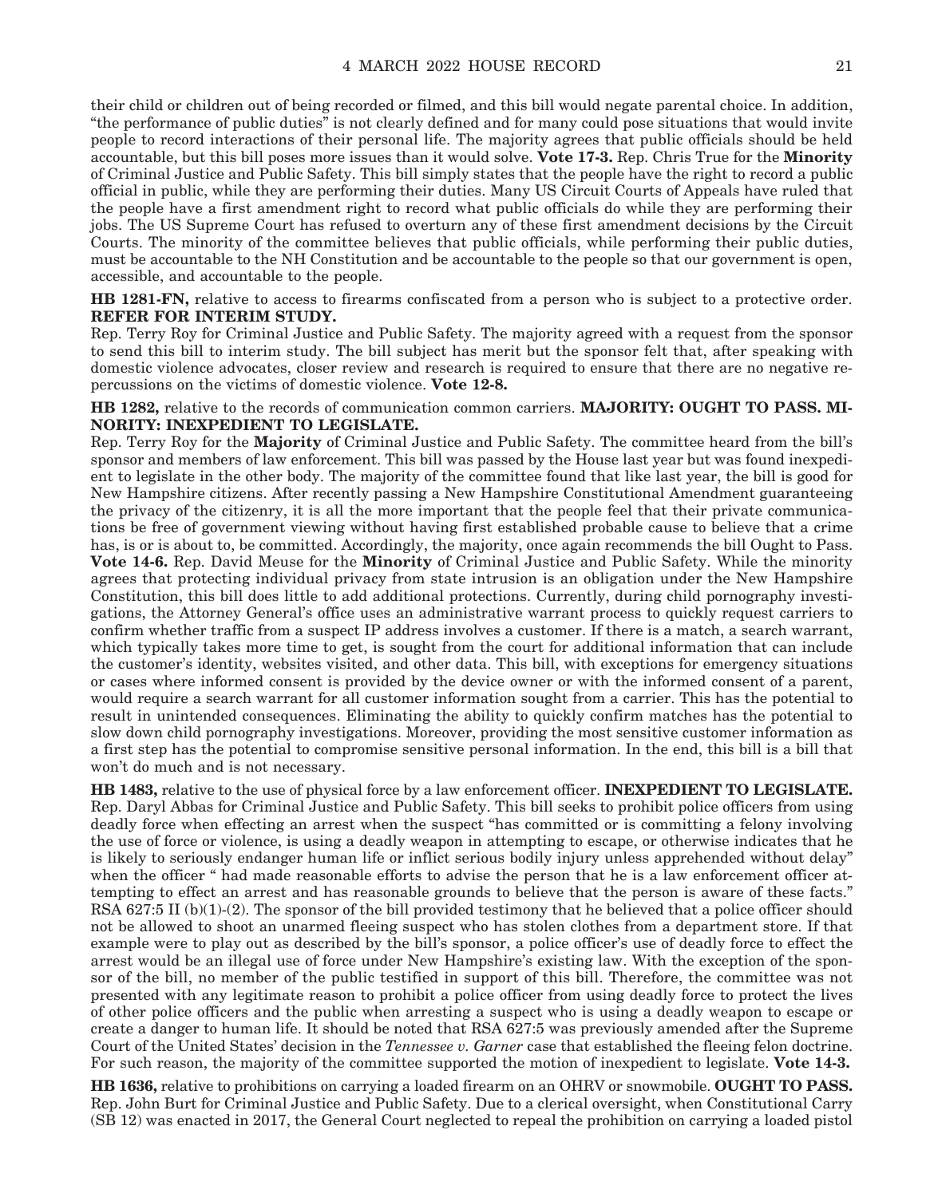their child or children out of being recorded or filmed, and this bill would negate parental choice. In addition, "the performance of public duties" is not clearly defined and for many could pose situations that would invite people to record interactions of their personal life. The majority agrees that public officials should be held accountable, but this bill poses more issues than it would solve. **Vote 17-3.** Rep. Chris True for the **Minority** of Criminal Justice and Public Safety. This bill simply states that the people have the right to record a public official in public, while they are performing their duties. Many US Circuit Courts of Appeals have ruled that the people have a first amendment right to record what public officials do while they are performing their jobs. The US Supreme Court has refused to overturn any of these first amendment decisions by the Circuit Courts. The minority of the committee believes that public officials, while performing their public duties, must be accountable to the NH Constitution and be accountable to the people so that our government is open, accessible, and accountable to the people.

**HB 1281-FN,** relative to access to firearms confiscated from a person who is subject to a protective order. **REFER FOR INTERIM STUDY.**

Rep. Terry Roy for Criminal Justice and Public Safety. The majority agreed with a request from the sponsor to send this bill to interim study. The bill subject has merit but the sponsor felt that, after speaking with domestic violence advocates, closer review and research is required to ensure that there are no negative repercussions on the victims of domestic violence. **Vote 12-8.**

**HB 1282,** relative to the records of communication common carriers. **MAJORITY: OUGHT TO PASS. MINORITY: INEXPEDIENT TO LEGISLATE.**

Rep. Terry Roy for the **Majority** of Criminal Justice and Public Safety. The committee heard from the bill's sponsor and members of law enforcement. This bill was passed by the House last year but was found inexpedient to legislate in the other body. The majority of the committee found that like last year, the bill is good for New Hampshire citizens. After recently passing a New Hampshire Constitutional Amendment guaranteeing the privacy of the citizenry, it is all the more important that the people feel that their private communications be free of government viewing without having first established probable cause to believe that a crime has, is or is about to, be committed. Accordingly, the majority, once again recommends the bill Ought to Pass. **Vote 14-6.** Rep. David Meuse for the **Minority** of Criminal Justice and Public Safety. While the minority agrees that protecting individual privacy from state intrusion is an obligation under the New Hampshire Constitution, this bill does little to add additional protections. Currently, during child pornography investigations, the Attorney General's office uses an administrative warrant process to quickly request carriers to confirm whether traffic from a suspect IP address involves a customer. If there is a match, a search warrant, which typically takes more time to get, is sought from the court for additional information that can include the customer's identity, websites visited, and other data. This bill, with exceptions for emergency situations or cases where informed consent is provided by the device owner or with the informed consent of a parent, would require a search warrant for all customer information sought from a carrier. This has the potential to result in unintended consequences. Eliminating the ability to quickly confirm matches has the potential to slow down child pornography investigations. Moreover, providing the most sensitive customer information as a first step has the potential to compromise sensitive personal information. In the end, this bill is a bill that won't do much and is not necessary.

**HB 1483,** relative to the use of physical force by a law enforcement officer. **INEXPEDIENT TO LEGISLATE.**
Rep. Daryl Abbas for Criminal Justice and Public Safety. This bill seeks to prohibit police officers from using deadly force when effecting an arrest when the suspect "has committed or is committing a felony involving the use of force or violence, is using a deadly weapon in attempting to escape, or otherwise indicates that he is likely to seriously endanger human life or inflict serious bodily injury unless apprehended without delay" when the officer " had made reasonable efforts to advise the person that he is a law enforcement officer attempting to effect an arrest and has reasonable grounds to believe that the person is aware of these facts." RSA 627:5 II (b)(1)-(2). The sponsor of the bill provided testimony that he believed that a police officer should not be allowed to shoot an unarmed fleeing suspect who has stolen clothes from a department store. If that example were to play out as described by the bill's sponsor, a police officer's use of deadly force to effect the arrest would be an illegal use of force under New Hampshire's existing law. With the exception of the sponsor of the bill, no member of the public testified in support of this bill. Therefore, the committee was not presented with any legitimate reason to prohibit a police officer from using deadly force to protect the lives of other police officers and the public when arresting a suspect who is using a deadly weapon to escape or create a danger to human life. It should be noted that RSA 627:5 was previously amended after the Supreme Court of the United States' decision in the *Tennessee v. Garner* case that established the fleeing felon doctrine. For such reason, the majority of the committee supported the motion of inexpedient to legislate. **Vote 14-3.**

**HB 1636,** relative to prohibitions on carrying a loaded firearm on an OHRV or snowmobile. **OUGHT TO PASS.**
Rep. John Burt for Criminal Justice and Public Safety. Due to a clerical oversight, when Constitutional Carry (SB 12) was enacted in 2017, the General Court neglected to repeal the prohibition on carrying a loaded pistol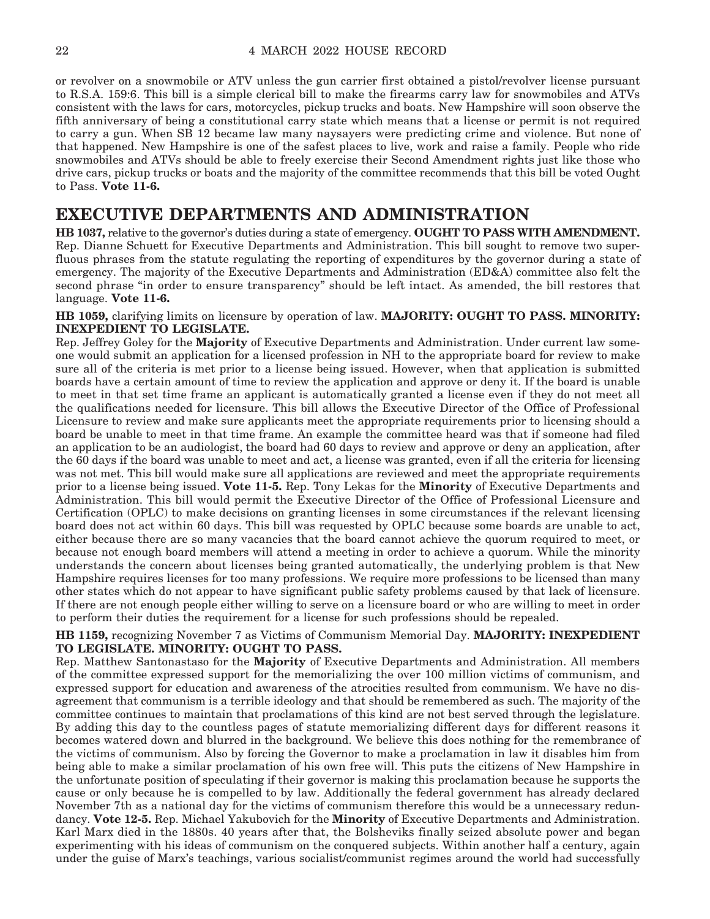or revolver on a snowmobile or ATV unless the gun carrier first obtained a pistol/revolver license pursuant to R.S.A. 159:6. This bill is a simple clerical bill to make the firearms carry law for snowmobiles and ATVs consistent with the laws for cars, motorcycles, pickup trucks and boats. New Hampshire will soon observe the fifth anniversary of being a constitutional carry state which means that a license or permit is not required to carry a gun. When SB 12 became law many naysayers were predicting crime and violence. But none of that happened. New Hampshire is one of the safest places to live, work and raise a family. People who ride snowmobiles and ATVs should be able to freely exercise their Second Amendment rights just like those who drive cars, pickup trucks or boats and the majority of the committee recommends that this bill be voted Ought to Pass. **Vote 11-6.**

## EXECUTIVE DEPARTMENTS AND ADMINISTRATION

**HB 1037,** relative to the governor's duties during a state of emergency. **OUGHT TO PASS WITH AMENDMENT.** Rep. Dianne Schuett for Executive Departments and Administration. This bill sought to remove two superfluous phrases from the statute regulating the reporting of expenditures by the governor during a state of emergency. The majority of the Executive Departments and Administration (ED&A) committee also felt the second phrase "in order to ensure transparency" should be left intact. As amended, the bill restores that language. **Vote 11-6.**

**HB 1059,** clarifying limits on licensure by operation of law. **MAJORITY: OUGHT TO PASS. MINORITY: INEXPEDIENT TO LEGISLATE.**
Rep. Jeffrey Goley for the **Majority** of Executive Departments and Administration. Under current law someone would submit an application for a licensed profession in NH to the appropriate board for review to make sure all of the criteria is met prior to a license being issued. However, when that application is submitted boards have a certain amount of time to review the application and approve or deny it. If the board is unable to meet in that set time frame an applicant is automatically granted a license even if they do not meet all the qualifications needed for licensure. This bill allows the Executive Director of the Office of Professional Licensure to review and make sure applicants meet the appropriate requirements prior to licensing should a board be unable to meet in that time frame. An example the committee heard was that if someone had filed an application to be an audiologist, the board had 60 days to review and approve or deny an application, after the 60 days if the board was unable to meet and act, a license was granted, even if all the criteria for licensing was not met. This bill would make sure all applications are reviewed and meet the appropriate requirements prior to a license being issued. **Vote 11-5.** Rep. Tony Lekas for the **Minority** of Executive Departments and Administration. This bill would permit the Executive Director of the Office of Professional Licensure and Certification (OPLC) to make decisions on granting licenses in some circumstances if the relevant licensing board does not act within 60 days. This bill was requested by OPLC because some boards are unable to act, either because there are so many vacancies that the board cannot achieve the quorum required to meet, or because not enough board members will attend a meeting in order to achieve a quorum. While the minority understands the concern about licenses being granted automatically, the underlying problem is that New Hampshire requires licenses for too many professions. We require more professions to be licensed than many other states which do not appear to have significant public safety problems caused by that lack of licensure. If there are not enough people either willing to serve on a licensure board or who are willing to meet in order to perform their duties the requirement for a license for such professions should be repealed.

**HB 1159,** recognizing November 7 as Victims of Communism Memorial Day. **MAJORITY: INEXPEDIENT TO LEGISLATE. MINORITY: OUGHT TO PASS.**
Rep. Matthew Santonastaso for the **Majority** of Executive Departments and Administration. All members of the committee expressed support for the memorializing the over 100 million victims of communism, and expressed support for education and awareness of the atrocities resulted from communism. We have no disagreement that communism is a terrible ideology and that should be remembered as such. The majority of the committee continues to maintain that proclamations of this kind are not best served through the legislature. By adding this day to the countless pages of statute memorializing different days for different reasons it becomes watered down and blurred in the background. We believe this does nothing for the remembrance of the victims of communism. Also by forcing the Governor to make a proclamation in law it disables him from being able to make a similar proclamation of his own free will. This puts the citizens of New Hampshire in the unfortunate position of speculating if their governor is making this proclamation because he supports the cause or only because he is compelled to by law. Additionally the federal government has already declared November 7th as a national day for the victims of communism therefore this would be a unnecessary redundancy. **Vote 12-5.** Rep. Michael Yakubovich for the **Minority** of Executive Departments and Administration. Karl Marx died in the 1880s. 40 years after that, the Bolsheviks finally seized absolute power and began experimenting with his ideas of communism on the conquered subjects. Within another half a century, again under the guise of Marx's teachings, various socialist/communist regimes around the world had successfully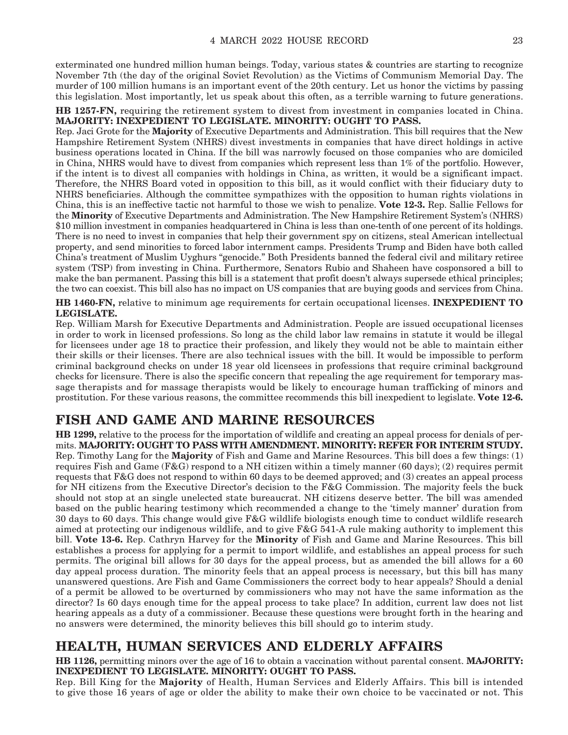exterminated one hundred million human beings. Today, various states & countries are starting to recognize November 7th (the day of the original Soviet Revolution) as the Victims of Communism Memorial Day. The murder of 100 million humans is an important event of the 20th century. Let us honor the victims by passing this legislation. Most importantly, let us speak about this often, as a terrible warning to future generations.

**HB 1257-FN,** requiring the retirement system to divest from investment in companies located in China. **MAJORITY: INEXPEDIENT TO LEGISLATE. MINORITY: OUGHT TO PASS.**

Rep. Jaci Grote for the **Majority** of Executive Departments and Administration. This bill requires that the New Hampshire Retirement System (NHRS) divest investments in companies that have direct holdings in active business operations located in China. If the bill was narrowly focused on those companies who are domiciled in China, NHRS would have to divest from companies which represent less than 1% of the portfolio. However, if the intent is to divest all companies with holdings in China, as written, it would be a significant impact. Therefore, the NHRS Board voted in opposition to this bill, as it would conflict with their fiduciary duty to NHRS beneficiaries. Although the committee sympathizes with the opposition to human rights violations in China, this is an ineffective tactic not harmful to those we wish to penalize. **Vote 12-3.** Rep. Sallie Fellows for the **Minority** of Executive Departments and Administration. The New Hampshire Retirement System's (NHRS) $10 million investment in companies headquartered in China is less than one-tenth of one percent of its holdings. There is no need to invest in companies that help their government spy on citizens, steal American intellectual property, and send minorities to forced labor internment camps. Presidents Trump and Biden have both called China's treatment of Muslim Uyghurs "genocide." Both Presidents banned the federal civil and military retiree system (TSP) from investing in China. Furthermore, Senators Rubio and Shaheen have cosponsored a bill to make the ban permanent. Passing this bill is a statement that profit doesn't always supersede ethical principles; the two can coexist. This bill also has no impact on US companies that are buying goods and services from China.

**HB 1460-FN,** relative to minimum age requirements for certain occupational licenses. **INEXPEDIENT TO LEGISLATE.**

Rep. William Marsh for Executive Departments and Administration. People are issued occupational licenses in order to work in licensed professions. So long as the child labor law remains in statute it would be illegal for licensees under age 18 to practice their profession, and likely they would not be able to maintain either their skills or their licenses. There are also technical issues with the bill. It would be impossible to perform criminal background checks on under 18 year old licensees in professions that require criminal background checks for licensure. There is also the specific concern that repealing the age requirement for temporary massage therapists and for massage therapists would be likely to encourage human trafficking of minors and prostitution. For these various reasons, the committee recommends this bill inexpedient to legislate. **Vote 12-6.**

## FISH AND GAME AND MARINE RESOURCES

**HB 1299,** relative to the process for the importation of wildlife and creating an appeal process for denials of permits. **MAJORITY: OUGHT TO PASS WITH AMENDMENT. MINORITY: REFER FOR INTERIM STUDY.**

Rep. Timothy Lang for the **Majority** of Fish and Game and Marine Resources. This bill does a few things: (1) requires Fish and Game (F&G) respond to a NH citizen within a timely manner (60 days); (2) requires permit requests that F&G does not respond to within 60 days to be deemed approved; and (3) creates an appeal process for NH citizens from the Executive Director's decision to the F&G Commission. The majority feels the buck should not stop at an single unelected state bureaucrat. NH citizens deserve better. The bill was amended based on the public hearing testimony which recommended a change to the 'timely manner' duration from 30 days to 60 days. This change would give F&G wildlife biologists enough time to conduct wildlife research aimed at protecting our indigenous wildlife, and to give F&G 541-A rule making authority to implement this bill. **Vote 13-6.** Rep. Cathryn Harvey for the **Minority** of Fish and Game and Marine Resources. This bill establishes a process for applying for a permit to import wildlife, and establishes an appeal process for such permits. The original bill allows for 30 days for the appeal process, but as amended the bill allows for a 60 day appeal process duration. The minority feels that an appeal process is necessary, but this bill has many unanswered questions. Are Fish and Game Commissioners the correct body to hear appeals? Should a denial of a permit be allowed to be overturned by commissioners who may not have the same information as the director? Is 60 days enough time for the appeal process to take place? In addition, current law does not list hearing appeals as a duty of a commissioner. Because these questions were brought forth in the hearing and no answers were determined, the minority believes this bill should go to interim study.

## HEALTH, HUMAN SERVICES AND ELDERLY AFFAIRS

**HB 1126,** permitting minors over the age of 16 to obtain a vaccination without parental consent. **MAJORITY: INEXPEDIENT TO LEGISLATE. MINORITY: OUGHT TO PASS.**

Rep. Bill King for the **Majority** of Health, Human Services and Elderly Affairs. This bill is intended to give those 16 years of age or older the ability to make their own choice to be vaccinated or not. This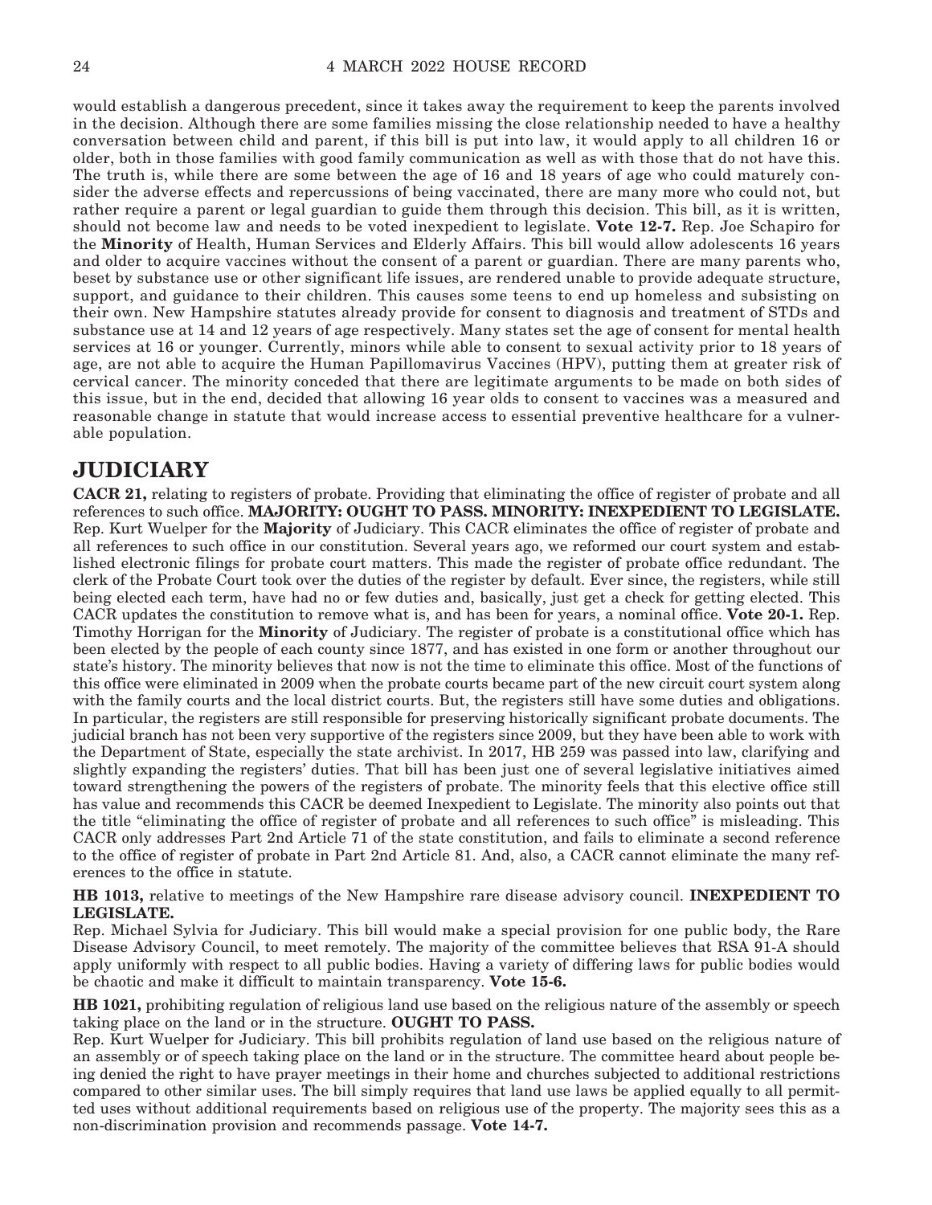would establish a dangerous precedent, since it takes away the requirement to keep the parents involved in the decision. Although there are some families missing the close relationship needed to have a healthy conversation between child and parent, if this bill is put into law, it would apply to all children 16 or older, both in those families with good family communication as well as with those that do not have this. The truth is, while there are some between the age of 16 and 18 years of age who could maturely consider the adverse effects and repercussions of being vaccinated, there are many more who could not, but rather require a parent or legal guardian to guide them through this decision. This bill, as it is written, should not become law and needs to be voted inexpedient to legislate. **Vote 12-7.** Rep. Joe Schapiro for the **Minority** of Health, Human Services and Elderly Affairs. This bill would allow adolescents 16 years and older to acquire vaccines without the consent of a parent or guardian. There are many parents who, beset by substance use or other significant life issues, are rendered unable to provide adequate structure, support, and guidance to their children. This causes some teens to end up homeless and subsisting on their own. New Hampshire statutes already provide for consent to diagnosis and treatment of STDs and substance use at 14 and 12 years of age respectively. Many states set the age of consent for mental health services at 16 or younger. Currently, minors while able to consent to sexual activity prior to 18 years of age, are not able to acquire the Human Papillomavirus Vaccines (HPV), putting them at greater risk of cervical cancer. The minority conceded that there are legitimate arguments to be made on both sides of this issue, but in the end, decided that allowing 16 year olds to consent to vaccines was a measured and reasonable change in statute that would increase access to essential preventive healthcare for a vulnerable population.

## JUDICIARY

**CACR 21,** relating to registers of probate. Providing that eliminating the office of register of probate and all references to such office. **MAJORITY: OUGHT TO PASS. MINORITY: INEXPEDIENT TO LEGISLATE.**
Rep. Kurt Wuelper for the **Majority** of Judiciary. This CACR eliminates the office of register of probate and all references to such office in our constitution. Several years ago, we reformed our court system and established electronic filings for probate court matters. This made the register of probate office redundant. The clerk of the Probate Court took over the duties of the register by default. Ever since, the registers, while still being elected each term, have had no or few duties and, basically, just get a check for getting elected. This CACR updates the constitution to remove what is, and has been for years, a nominal office. **Vote 20-1.** Rep. Timothy Horrigan for the **Minority** of Judiciary. The register of probate is a constitutional office which has been elected by the people of each county since 1877, and has existed in one form or another throughout our state's history. The minority believes that now is not the time to eliminate this office. Most of the functions of this office were eliminated in 2009 when the probate courts became part of the new circuit court system along with the family courts and the local district courts. But, the registers still have some duties and obligations. In particular, the registers are still responsible for preserving historically significant probate documents. The judicial branch has not been very supportive of the registers since 2009, but they have been able to work with the Department of State, especially the state archivist. In 2017, HB 259 was passed into law, clarifying and slightly expanding the registers' duties. That bill has been just one of several legislative initiatives aimed toward strengthening the powers of the registers of probate. The minority feels that this elective office still has value and recommends this CACR be deemed Inexpedient to Legislate. The minority also points out that the title "eliminating the office of register of probate and all references to such office" is misleading. This CACR only addresses Part 2nd Article 71 of the state constitution, and fails to eliminate a second reference to the office of register of probate in Part 2nd Article 81. And, also, a CACR cannot eliminate the many references to the office in statute.

**HB 1013,** relative to meetings of the New Hampshire rare disease advisory council. **INEXPEDIENT TO LEGISLATE.**
Rep. Michael Sylvia for Judiciary. This bill would make a special provision for one public body, the Rare Disease Advisory Council, to meet remotely. The majority of the committee believes that RSA 91-A should apply uniformly with respect to all public bodies. Having a variety of differing laws for public bodies would be chaotic and make it difficult to maintain transparency. **Vote 15-6.**

**HB 1021,** prohibiting regulation of religious land use based on the religious nature of the assembly or speech taking place on the land or in the structure. **OUGHT TO PASS.**
Rep. Kurt Wuelper for Judiciary. This bill prohibits regulation of land use based on the religious nature of an assembly or of speech taking place on the land or in the structure. The committee heard about people being denied the right to have prayer meetings in their home and churches subjected to additional restrictions compared to other similar uses. The bill simply requires that land use laws be applied equally to all permitted uses without additional requirements based on religious use of the property. The majority sees this as a non-discrimination provision and recommends passage. **Vote 14-7.**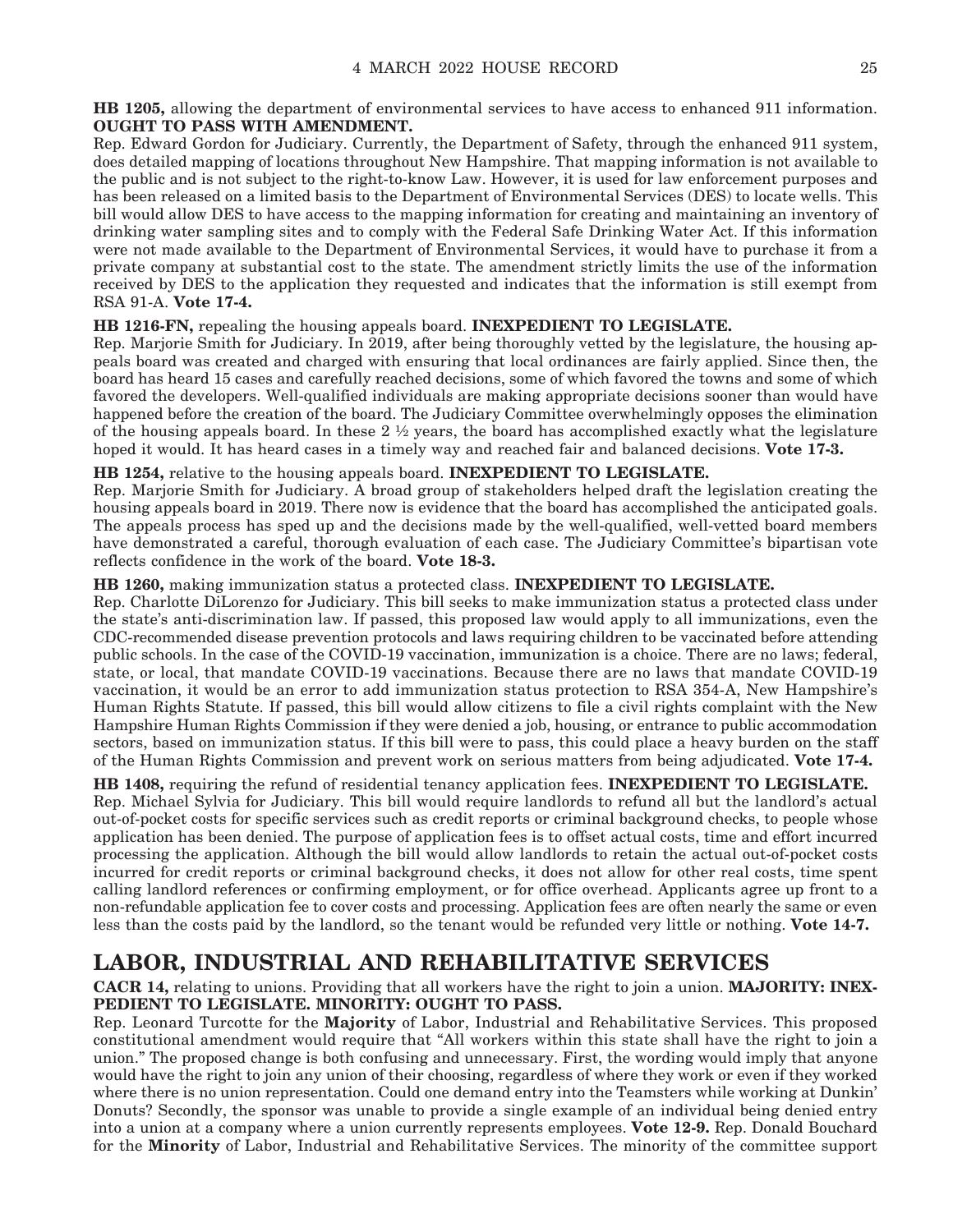**HB 1205,** allowing the department of environmental services to have access to enhanced 911 information. **OUGHT TO PASS WITH AMENDMENT.**

Rep. Edward Gordon for Judiciary. Currently, the Department of Safety, through the enhanced 911 system, does detailed mapping of locations throughout New Hampshire. That mapping information is not available to the public and is not subject to the right-to-know Law. However, it is used for law enforcement purposes and has been released on a limited basis to the Department of Environmental Services (DES) to locate wells. This bill would allow DES to have access to the mapping information for creating and maintaining an inventory of drinking water sampling sites and to comply with the Federal Safe Drinking Water Act. If this information were not made available to the Department of Environmental Services, it would have to purchase it from a private company at substantial cost to the state. The amendment strictly limits the use of the information received by DES to the application they requested and indicates that the information is still exempt from RSA 91-A. **Vote 17-4.**

**HB 1216-FN,** repealing the housing appeals board. **INEXPEDIENT TO LEGISLATE.**

Rep. Marjorie Smith for Judiciary. In 2019, after being thoroughly vetted by the legislature, the housing appeals board was created and charged with ensuring that local ordinances are fairly applied. Since then, the board has heard 15 cases and carefully reached decisions, some of which favored the towns and some of which favored the developers. Well-qualified individuals are making appropriate decisions sooner than would have happened before the creation of the board. The Judiciary Committee overwhelmingly opposes the elimination of the housing appeals board. In these 2 ½ years, the board has accomplished exactly what the legislature hoped it would. It has heard cases in a timely way and reached fair and balanced decisions. **Vote 17-3.**

**HB 1254,** relative to the housing appeals board. **INEXPEDIENT TO LEGISLATE.**

Rep. Marjorie Smith for Judiciary. A broad group of stakeholders helped draft the legislation creating the housing appeals board in 2019. There now is evidence that the board has accomplished the anticipated goals. The appeals process has sped up and the decisions made by the well-qualified, well-vetted board members have demonstrated a careful, thorough evaluation of each case. The Judiciary Committee's bipartisan vote reflects confidence in the work of the board. **Vote 18-3.**

**HB 1260,** making immunization status a protected class. **INEXPEDIENT TO LEGISLATE.**

Rep. Charlotte DiLorenzo for Judiciary. This bill seeks to make immunization status a protected class under the state's anti-discrimination law. If passed, this proposed law would apply to all immunizations, even the CDC-recommended disease prevention protocols and laws requiring children to be vaccinated before attending public schools. In the case of the COVID-19 vaccination, immunization is a choice. There are no laws; federal, state, or local, that mandate COVID-19 vaccinations. Because there are no laws that mandate COVID-19 vaccination, it would be an error to add immunization status protection to RSA 354-A, New Hampshire's Human Rights Statute. If passed, this bill would allow citizens to file a civil rights complaint with the New Hampshire Human Rights Commission if they were denied a job, housing, or entrance to public accommodation sectors, based on immunization status. If this bill were to pass, this could place a heavy burden on the staff of the Human Rights Commission and prevent work on serious matters from being adjudicated. **Vote 17-4.**

**HB 1408,** requiring the refund of residential tenancy application fees. **INEXPEDIENT TO LEGISLATE.**

Rep. Michael Sylvia for Judiciary. This bill would require landlords to refund all but the landlord's actual out-of-pocket costs for specific services such as credit reports or criminal background checks, to people whose application has been denied. The purpose of application fees is to offset actual costs, time and effort incurred processing the application. Although the bill would allow landlords to retain the actual out-of-pocket costs incurred for credit reports or criminal background checks, it does not allow for other real costs, time spent calling landlord references or confirming employment, or for office overhead. Applicants agree up front to a non-refundable application fee to cover costs and processing. Application fees are often nearly the same or even less than the costs paid by the landlord, so the tenant would be refunded very little or nothing. **Vote 14-7.**

## LABOR, INDUSTRIAL AND REHABILITATIVE SERVICES

**CACR 14,** relating to unions. Providing that all workers have the right to join a union. **MAJORITY: INEXPEDIENT TO LEGISLATE. MINORITY: OUGHT TO PASS.**

Rep. Leonard Turcotte for the **Majority** of Labor, Industrial and Rehabilitative Services. This proposed constitutional amendment would require that "All workers within this state shall have the right to join a union." The proposed change is both confusing and unnecessary. First, the wording would imply that anyone would have the right to join any union of their choosing, regardless of where they work or even if they worked where there is no union representation. Could one demand entry into the Teamsters while working at Dunkin' Donuts? Secondly, the sponsor was unable to provide a single example of an individual being denied entry into a union at a company where a union currently represents employees. **Vote 12-9.** Rep. Donald Bouchard for the **Minority** of Labor, Industrial and Rehabilitative Services. The minority of the committee support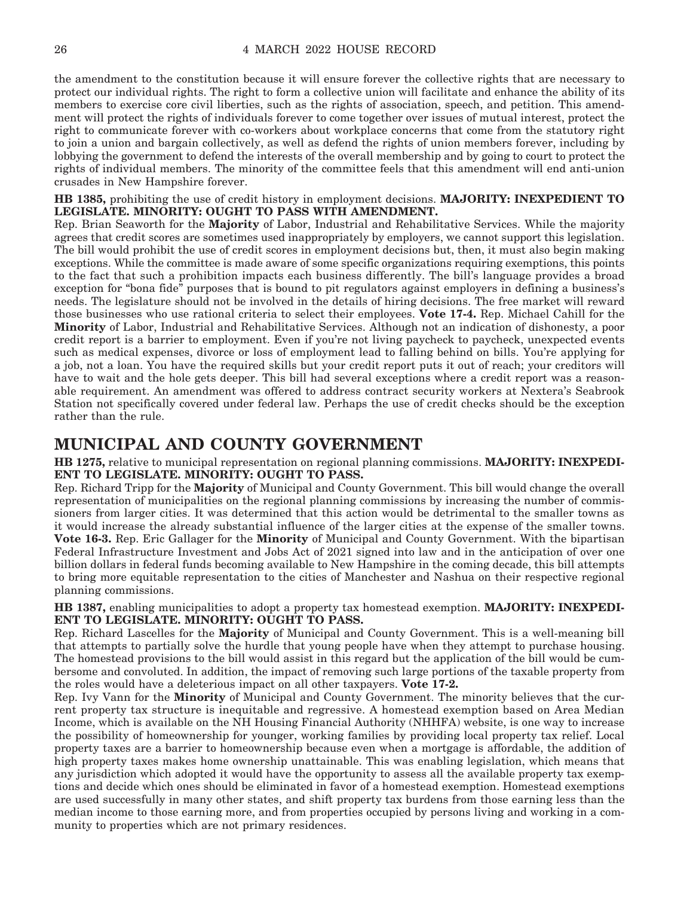the amendment to the constitution because it will ensure forever the collective rights that are necessary to protect our individual rights. The right to form a collective union will facilitate and enhance the ability of its members to exercise core civil liberties, such as the rights of association, speech, and petition. This amendment will protect the rights of individuals forever to come together over issues of mutual interest, protect the right to communicate forever with co-workers about workplace concerns that come from the statutory right to join a union and bargain collectively, as well as defend the rights of union members forever, including by lobbying the government to defend the interests of the overall membership and by going to court to protect the rights of individual members. The minority of the committee feels that this amendment will end anti-union crusades in New Hampshire forever.

**HB 1385,** prohibiting the use of credit history in employment decisions. **MAJORITY: INEXPEDIENT TO LEGISLATE. MINORITY: OUGHT TO PASS WITH AMENDMENT.**

Rep. Brian Seaworth for the **Majority** of Labor, Industrial and Rehabilitative Services. While the majority agrees that credit scores are sometimes used inappropriately by employers, we cannot support this legislation. The bill would prohibit the use of credit scores in employment decisions but, then, it must also begin making exceptions. While the committee is made aware of some specific organizations requiring exemptions, this points to the fact that such a prohibition impacts each business differently. The bill's language provides a broad exception for "bona fide" purposes that is bound to pit regulators against employers in defining a business's needs. The legislature should not be involved in the details of hiring decisions. The free market will reward those businesses who use rational criteria to select their employees. **Vote 17-4.** Rep. Michael Cahill for the **Minority** of Labor, Industrial and Rehabilitative Services. Although not an indication of dishonesty, a poor credit report is a barrier to employment. Even if you're not living paycheck to paycheck, unexpected events such as medical expenses, divorce or loss of employment lead to falling behind on bills. You're applying for a job, not a loan. You have the required skills but your credit report puts it out of reach; your creditors will have to wait and the hole gets deeper. This bill had several exceptions where a credit report was a reasonable requirement. An amendment was offered to address contract security workers at Nextera's Seabrook Station not specifically covered under federal law. Perhaps the use of credit checks should be the exception rather than the rule.

## MUNICIPAL AND COUNTY GOVERNMENT

**HB 1275,** relative to municipal representation on regional planning commissions. **MAJORITY: INEXPEDIENT TO LEGISLATE. MINORITY: OUGHT TO PASS.**

Rep. Richard Tripp for the **Majority** of Municipal and County Government. This bill would change the overall representation of municipalities on the regional planning commissions by increasing the number of commissioners from larger cities. It was determined that this action would be detrimental to the smaller towns as it would increase the already substantial influence of the larger cities at the expense of the smaller towns. **Vote 16-3.** Rep. Eric Gallager for the **Minority** of Municipal and County Government. With the bipartisan Federal Infrastructure Investment and Jobs Act of 2021 signed into law and in the anticipation of over one billion dollars in federal funds becoming available to New Hampshire in the coming decade, this bill attempts to bring more equitable representation to the cities of Manchester and Nashua on their respective regional planning commissions.

**HB 1387,** enabling municipalities to adopt a property tax homestead exemption. **MAJORITY: INEXPEDIENT TO LEGISLATE. MINORITY: OUGHT TO PASS.**

Rep. Richard Lascelles for the **Majority** of Municipal and County Government. This is a well-meaning bill that attempts to partially solve the hurdle that young people have when they attempt to purchase housing. The homestead provisions to the bill would assist in this regard but the application of the bill would be cumbersome and convoluted. In addition, the impact of removing such large portions of the taxable property from the roles would have a deleterious impact on all other taxpayers. **Vote 17-2.**

Rep. Ivy Vann for the **Minority** of Municipal and County Government. The minority believes that the current property tax structure is inequitable and regressive. A homestead exemption based on Area Median Income, which is available on the NH Housing Financial Authority (NHHFA) website, is one way to increase the possibility of homeownership for younger, working families by providing local property tax relief. Local property taxes are a barrier to homeownership because even when a mortgage is affordable, the addition of high property taxes makes home ownership unattainable. This was enabling legislation, which means that any jurisdiction which adopted it would have the opportunity to assess all the available property tax exemptions and decide which ones should be eliminated in favor of a homestead exemption. Homestead exemptions are used successfully in many other states, and shift property tax burdens from those earning less than the median income to those earning more, and from properties occupied by persons living and working in a community to properties which are not primary residences.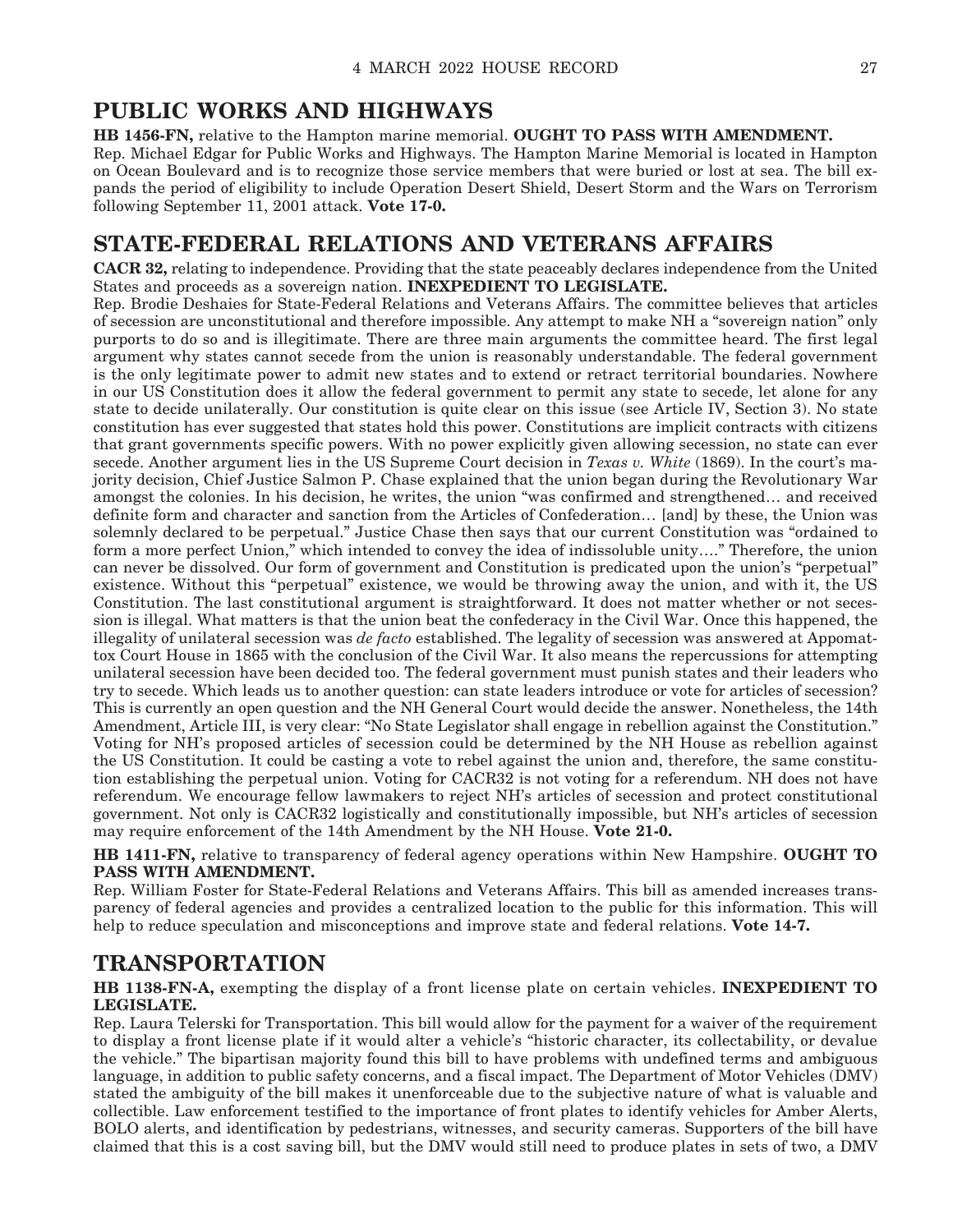## PUBLIC WORKS AND HIGHWAYS

**HB 1456-FN,** relative to the Hampton marine memorial. **OUGHT TO PASS WITH AMENDMENT.**

Rep. Michael Edgar for Public Works and Highways. The Hampton Marine Memorial is located in Hampton on Ocean Boulevard and is to recognize those service members that were buried or lost at sea. The bill expands the period of eligibility to include Operation Desert Shield, Desert Storm and the Wars on Terrorism following September 11, 2001 attack. **Vote 17-0.**

## STATE-FEDERAL RELATIONS AND VETERANS AFFAIRS

**CACR 32,** relating to independence. Providing that the state peaceably declares independence from the United States and proceeds as a sovereign nation. **INEXPEDIENT TO LEGISLATE.**

Rep. Brodie Deshaies for State-Federal Relations and Veterans Affairs. The committee believes that articles of secession are unconstitutional and therefore impossible. Any attempt to make NH a "sovereign nation" only purports to do so and is illegitimate. There are three main arguments the committee heard. The first legal argument why states cannot secede from the union is reasonably understandable. The federal government is the only legitimate power to admit new states and to extend or retract territorial boundaries. Nowhere in our US Constitution does it allow the federal government to permit any state to secede, let alone for any state to decide unilaterally. Our constitution is quite clear on this issue (see Article IV, Section 3). No state constitution has ever suggested that states hold this power. Constitutions are implicit contracts with citizens that grant governments specific powers. With no power explicitly given allowing secession, no state can ever secede. Another argument lies in the US Supreme Court decision in *Texas v. White* (1869). In the court's majority decision, Chief Justice Salmon P. Chase explained that the union began during the Revolutionary War amongst the colonies. In his decision, he writes, the union "was confirmed and strengthened… and received definite form and character and sanction from the Articles of Confederation… [and] by these, the Union was solemnly declared to be perpetual." Justice Chase then says that our current Constitution was "ordained to form a more perfect Union," which intended to convey the idea of indissoluble unity…." Therefore, the union can never be dissolved. Our form of government and Constitution is predicated upon the union's "perpetual" existence. Without this "perpetual" existence, we would be throwing away the union, and with it, the US Constitution. The last constitutional argument is straightforward. It does not matter whether or not secession is illegal. What matters is that the union beat the confederacy in the Civil War. Once this happened, the illegality of unilateral secession was *de facto* established. The legality of secession was answered at Appomattox Court House in 1865 with the conclusion of the Civil War. It also means the repercussions for attempting unilateral secession have been decided too. The federal government must punish states and their leaders who try to secede. Which leads us to another question: can state leaders introduce or vote for articles of secession? This is currently an open question and the NH General Court would decide the answer. Nonetheless, the 14th Amendment, Article III, is very clear: "No State Legislator shall engage in rebellion against the Constitution." Voting for NH's proposed articles of secession could be determined by the NH House as rebellion against the US Constitution. It could be casting a vote to rebel against the union and, therefore, the same constitution establishing the perpetual union. Voting for CACR32 is not voting for a referendum. NH does not have referendum. We encourage fellow lawmakers to reject NH's articles of secession and protect constitutional government. Not only is CACR32 logistically and constitutionally impossible, but NH's articles of secession may require enforcement of the 14th Amendment by the NH House. **Vote 21-0.**

**HB 1411-FN,** relative to transparency of federal agency operations within New Hampshire. **OUGHT TO PASS WITH AMENDMENT.**

Rep. William Foster for State-Federal Relations and Veterans Affairs. This bill as amended increases transparency of federal agencies and provides a centralized location to the public for this information. This will help to reduce speculation and misconceptions and improve state and federal relations. **Vote 14-7.**

## TRANSPORTATION

**HB 1138-FN-A,** exempting the display of a front license plate on certain vehicles. **INEXPEDIENT TO LEGISLATE.**

Rep. Laura Telerski for Transportation. This bill would allow for the payment for a waiver of the requirement to display a front license plate if it would alter a vehicle's "historic character, its collectability, or devalue the vehicle." The bipartisan majority found this bill to have problems with undefined terms and ambiguous language, in addition to public safety concerns, and a fiscal impact. The Department of Motor Vehicles (DMV) stated the ambiguity of the bill makes it unenforceable due to the subjective nature of what is valuable and collectible. Law enforcement testified to the importance of front plates to identify vehicles for Amber Alerts, BOLO alerts, and identification by pedestrians, witnesses, and security cameras. Supporters of the bill have claimed that this is a cost saving bill, but the DMV would still need to produce plates in sets of two, a DMV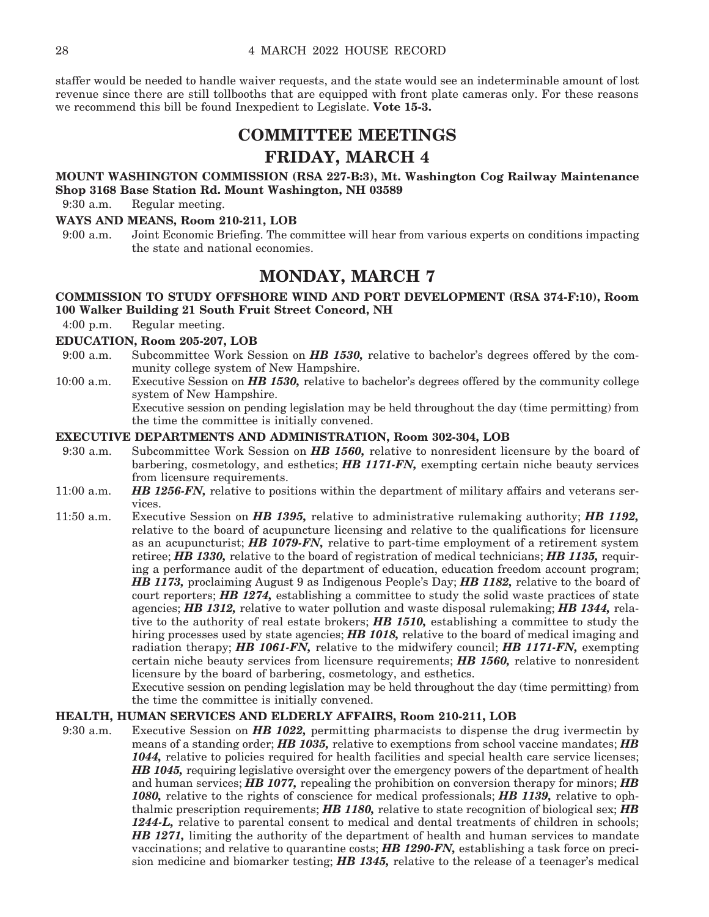staffer would be needed to handle waiver requests, and the state would see an indeterminable amount of lost revenue since there are still tollbooths that are equipped with front plate cameras only. For these reasons we recommend this bill be found Inexpedient to Legislate. **Vote 15-3.**

# COMMITTEE MEETINGS

## FRIDAY, MARCH 4

**MOUNT WASHINGTON COMMISSION (RSA 227-B:3), Mt. Washington Cog Railway Maintenance Shop 3168 Base Station Rd. Mount Washington, NH 03589**

9:30 a.m. Regular meeting.

**WAYS AND MEANS, Room 210-211, LOB**

9:00 a.m. Joint Economic Briefing. The committee will hear from various experts on conditions impacting the state and national economies.

## MONDAY, MARCH 7

**COMMISSION TO STUDY OFFSHORE WIND AND PORT DEVELOPMENT (RSA 374-F:10), Room 100 Walker Building 21 South Fruit Street Concord, NH**

4:00 p.m. Regular meeting.

**EDUCATION, Room 205-207, LOB**

9:00 a.m. Subcommittee Work Session on ***HB 1530,*** relative to bachelor's degrees offered by the community college system of New Hampshire.

10:00 a.m. Executive Session on ***HB 1530,*** relative to bachelor's degrees offered by the community college system of New Hampshire.
Executive session on pending legislation may be held throughout the day (time permitting) from the time the committee is initially convened.

**EXECUTIVE DEPARTMENTS AND ADMINISTRATION, Room 302-304, LOB**

9:30 a.m. Subcommittee Work Session on ***HB 1560,*** relative to nonresident licensure by the board of barbering, cosmetology, and esthetics; ***HB 1171-FN,*** exempting certain niche beauty services from licensure requirements.

11:00 a.m. ***HB 1256-FN,*** relative to positions within the department of military affairs and veterans services.

11:50 a.m. Executive Session on ***HB 1395,*** relative to administrative rulemaking authority; ***HB 1192,*** relative to the board of acupuncture licensing and relative to the qualifications for licensure as an acupuncturist; ***HB 1079-FN,*** relative to part-time employment of a retirement system retiree; ***HB 1330,*** relative to the board of registration of medical technicians; ***HB 1135,*** requiring a performance audit of the department of education, education freedom account program; ***HB 1173,*** proclaiming August 9 as Indigenous People's Day; ***HB 1182,*** relative to the board of court reporters; ***HB 1274,*** establishing a committee to study the solid waste practices of state agencies; ***HB 1312,*** relative to water pollution and waste disposal rulemaking; ***HB 1344,*** relative to the authority of real estate brokers; ***HB 1510,*** establishing a committee to study the hiring processes used by state agencies; ***HB 1018,*** relative to the board of medical imaging and radiation therapy; ***HB 1061-FN,*** relative to the midwifery council; ***HB 1171-FN,*** exempting certain niche beauty services from licensure requirements; ***HB 1560,*** relative to nonresident licensure by the board of barbering, cosmetology, and esthetics.
Executive session on pending legislation may be held throughout the day (time permitting) from the time the committee is initially convened.

**HEALTH, HUMAN SERVICES AND ELDERLY AFFAIRS, Room 210-211, LOB**

9:30 a.m. Executive Session on ***HB 1022,*** permitting pharmacists to dispense the drug ivermectin by means of a standing order; ***HB 1035,*** relative to exemptions from school vaccine mandates; ***HB 1044,*** relative to policies required for health facilities and special health care service licenses; ***HB 1045,*** requiring legislative oversight over the emergency powers of the department of health and human services; ***HB 1077,*** repealing the prohibition on conversion therapy for minors; ***HB 1080,*** relative to the rights of conscience for medical professionals; ***HB 1139,*** relative to ophthalmic prescription requirements; ***HB 1180,*** relative to state recognition of biological sex; ***HB 1244-L,*** relative to parental consent to medical and dental treatments of children in schools; ***HB 1271,*** limiting the authority of the department of health and human services to mandate vaccinations; and relative to quarantine costs; ***HB 1290-FN,*** establishing a task force on precision medicine and biomarker testing; ***HB 1345,*** relative to the release of a teenager's medical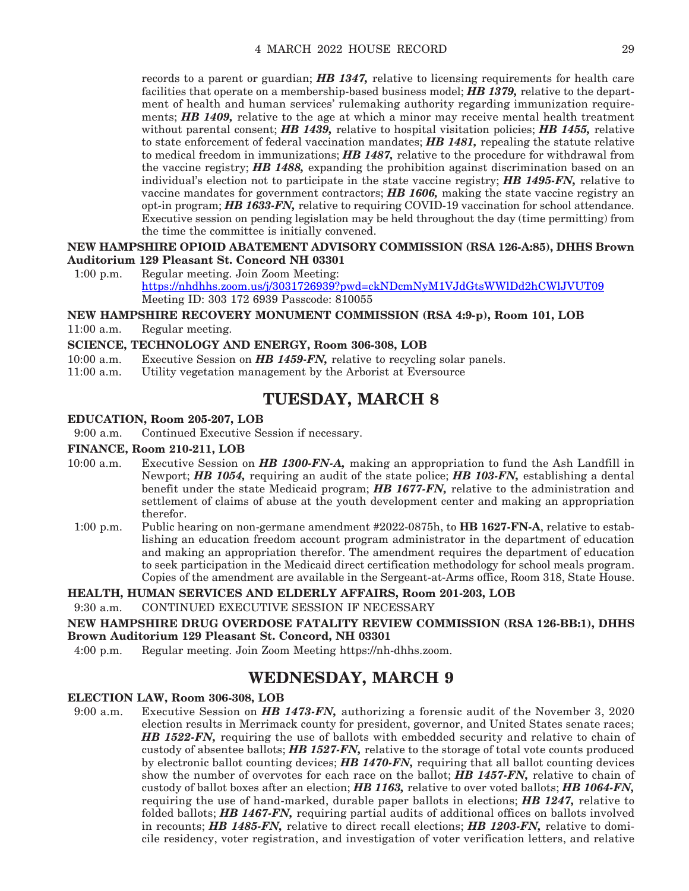records to a parent or guardian; ***HB 1347,*** relative to licensing requirements for health care facilities that operate on a membership-based business model; ***HB 1379,*** relative to the department of health and human services' rulemaking authority regarding immunization requirements; ***HB 1409,*** relative to the age at which a minor may receive mental health treatment without parental consent; ***HB 1439,*** relative to hospital visitation policies; ***HB 1455,*** relative to state enforcement of federal vaccination mandates; ***HB 1481,*** repealing the statute relative to medical freedom in immunizations; ***HB 1487,*** relative to the procedure for withdrawal from the vaccine registry; ***HB 1488,*** expanding the prohibition against discrimination based on an individual's election not to participate in the state vaccine registry; ***HB 1495-FN,*** relative to vaccine mandates for government contractors; ***HB 1606,*** making the state vaccine registry an opt-in program; ***HB 1633-FN,*** relative to requiring COVID-19 vaccination for school attendance. Executive session on pending legislation may be held throughout the day (time permitting) from the time the committee is initially convened.

**NEW HAMPSHIRE OPIOID ABATEMENT ADVISORY COMMISSION (RSA 126-A:85), DHHS Brown Auditorium 129 Pleasant St. Concord NH 03301**

1:00 p.m. Regular meeting. Join Zoom Meeting: https://nhdhhs.zoom.us/j/3031726939?pwd=ckNDcmNyM1VJdGtsWWlDd2hCWlJVUT09 Meeting ID: 303 172 6939 Passcode: 810055

**NEW HAMPSHIRE RECOVERY MONUMENT COMMISSION (RSA 4:9-p), Room 101, LOB**

11:00 a.m. Regular meeting.

**SCIENCE, TECHNOLOGY AND ENERGY, Room 306-308, LOB**

10:00 a.m. Executive Session on ***HB 1459-FN,*** relative to recycling solar panels.

11:00 a.m. Utility vegetation management by the Arborist at Eversource

## TUESDAY, MARCH 8

**EDUCATION, Room 205-207, LOB**

9:00 a.m. Continued Executive Session if necessary.

**FINANCE, Room 210-211, LOB**

10:00 a.m. Executive Session on ***HB 1300-FN-A,*** making an appropriation to fund the Ash Landfill in Newport; ***HB 1054,*** requiring an audit of the state police; ***HB 103-FN,*** establishing a dental benefit under the state Medicaid program; ***HB 1677-FN,*** relative to the administration and settlement of claims of abuse at the youth development center and making an appropriation therefor.

1:00 p.m. Public hearing on non-germane amendment #2022-0875h, to **HB 1627-FN-A**, relative to establishing an education freedom account program administrator in the department of education and making an appropriation therefor. The amendment requires the department of education to seek participation in the Medicaid direct certification methodology for school meals program. Copies of the amendment are available in the Sergeant-at-Arms office, Room 318, State House.

**HEALTH, HUMAN SERVICES AND ELDERLY AFFAIRS, Room 201-203, LOB**

9:30 a.m. CONTINUED EXECUTIVE SESSION IF NECESSARY

**NEW HAMPSHIRE DRUG OVERDOSE FATALITY REVIEW COMMISSION (RSA 126-BB:1), DHHS Brown Auditorium 129 Pleasant St. Concord, NH 03301**

4:00 p.m. Regular meeting. Join Zoom Meeting https://nh-dhhs.zoom.

## WEDNESDAY, MARCH 9

**ELECTION LAW, Room 306-308, LOB**

9:00 a.m. Executive Session on ***HB 1473-FN,*** authorizing a forensic audit of the November 3, 2020 election results in Merrimack county for president, governor, and United States senate races; ***HB 1522-FN,*** requiring the use of ballots with embedded security and relative to chain of custody of absentee ballots; ***HB 1527-FN,*** relative to the storage of total vote counts produced by electronic ballot counting devices; ***HB 1470-FN,*** requiring that all ballot counting devices show the number of overvotes for each race on the ballot; ***HB 1457-FN,*** relative to chain of custody of ballot boxes after an election; ***HB 1163,*** relative to over voted ballots; ***HB 1064-FN,*** requiring the use of hand-marked, durable paper ballots in elections; ***HB 1247,*** relative to folded ballots; ***HB 1467-FN,*** requiring partial audits of additional offices on ballots involved in recounts; ***HB 1485-FN,*** relative to direct recall elections; ***HB 1203-FN,*** relative to domicile residency, voter registration, and investigation of voter verification letters, and relative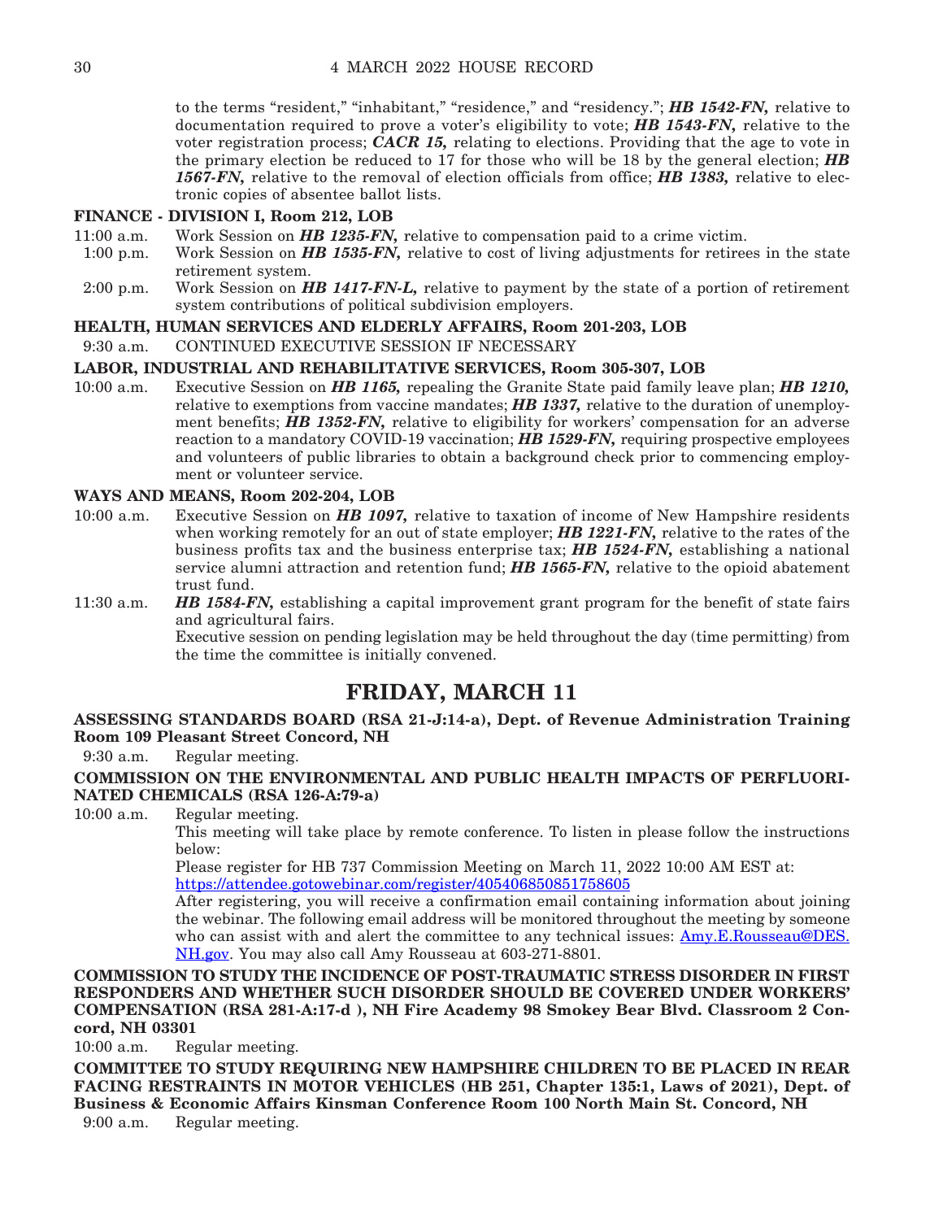to the terms "resident," "inhabitant," "residence," and "residency."; ***HB 1542-FN,*** relative to documentation required to prove a voter's eligibility to vote; ***HB 1543-FN,*** relative to the voter registration process; ***CACR 15,*** relating to elections. Providing that the age to vote in the primary election be reduced to 17 for those who will be 18 by the general election; ***HB 1567-FN,*** relative to the removal of election officials from office; ***HB 1383,*** relative to electronic copies of absentee ballot lists.

**FINANCE - DIVISION I, Room 212, LOB**

11:00 a.m. Work Session on ***HB 1235-FN,*** relative to compensation paid to a crime victim.

1:00 p.m. Work Session on ***HB 1535-FN,*** relative to cost of living adjustments for retirees in the state retirement system.

2:00 p.m. Work Session on ***HB 1417-FN-L,*** relative to payment by the state of a portion of retirement system contributions of political subdivision employers.

**HEALTH, HUMAN SERVICES AND ELDERLY AFFAIRS, Room 201-203, LOB**

9:30 a.m. CONTINUED EXECUTIVE SESSION IF NECESSARY

**LABOR, INDUSTRIAL AND REHABILITATIVE SERVICES, Room 305-307, LOB**

10:00 a.m. Executive Session on ***HB 1165,*** repealing the Granite State paid family leave plan; ***HB 1210,*** relative to exemptions from vaccine mandates; ***HB 1337,*** relative to the duration of unemployment benefits; ***HB 1352-FN,*** relative to eligibility for workers' compensation for an adverse reaction to a mandatory COVID-19 vaccination; ***HB 1529-FN,*** requiring prospective employees and volunteers of public libraries to obtain a background check prior to commencing employment or volunteer service.

**WAYS AND MEANS, Room 202-204, LOB**

10:00 a.m. Executive Session on ***HB 1097,*** relative to taxation of income of New Hampshire residents when working remotely for an out of state employer; ***HB 1221-FN,*** relative to the rates of the business profits tax and the business enterprise tax; ***HB 1524-FN,*** establishing a national service alumni attraction and retention fund; ***HB 1565-FN,*** relative to the opioid abatement trust fund.

11:30 a.m. ***HB 1584-FN,*** establishing a capital improvement grant program for the benefit of state fairs and agricultural fairs.

Executive session on pending legislation may be held throughout the day (time permitting) from the time the committee is initially convened.

# FRIDAY, MARCH 11

**ASSESSING STANDARDS BOARD (RSA 21-J:14-a), Dept. of Revenue Administration Training Room 109 Pleasant Street Concord, NH**

9:30 a.m. Regular meeting.

**COMMISSION ON THE ENVIRONMENTAL AND PUBLIC HEALTH IMPACTS OF PERFLUORINATED CHEMICALS (RSA 126-A:79-a)**

10:00 a.m. Regular meeting.

This meeting will take place by remote conference. To listen in please follow the instructions below:

Please register for HB 737 Commission Meeting on March 11, 2022 10:00 AM EST at: https://attendee.gotowebinar.com/register/405406850851758605

After registering, you will receive a confirmation email containing information about joining the webinar. The following email address will be monitored throughout the meeting by someone who can assist with and alert the committee to any technical issues: Amy.E.Rousseau@DES.NH.gov. You may also call Amy Rousseau at 603-271-8801.

**COMMISSION TO STUDY THE INCIDENCE OF POST-TRAUMATIC STRESS DISORDER IN FIRST RESPONDERS AND WHETHER SUCH DISORDER SHOULD BE COVERED UNDER WORKERS' COMPENSATION (RSA 281-A:17-d ), NH Fire Academy 98 Smokey Bear Blvd. Classroom 2 Concord, NH 03301**

10:00 a.m. Regular meeting.

**COMMITTEE TO STUDY REQUIRING NEW HAMPSHIRE CHILDREN TO BE PLACED IN REAR FACING RESTRAINTS IN MOTOR VEHICLES (HB 251, Chapter 135:1, Laws of 2021), Dept. of Business & Economic Affairs Kinsman Conference Room 100 North Main St. Concord, NH**

9:00 a.m. Regular meeting.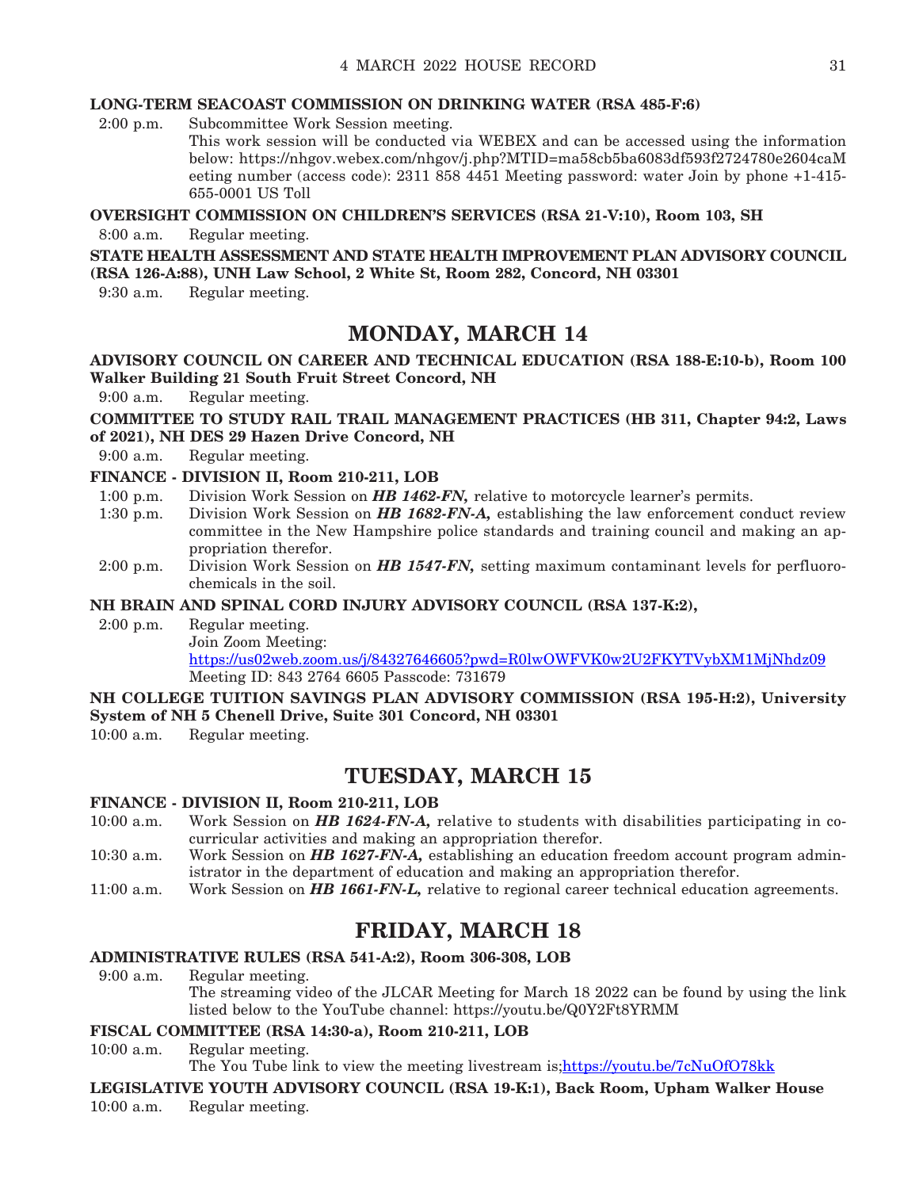**LONG-TERM SEACOAST COMMISSION ON DRINKING WATER (RSA 485-F:6)**

2:00 p.m. Subcommittee Work Session meeting.
This work session will be conducted via WEBEX and can be accessed using the information below: https://nhgov.webex.com/nhgov/j.php?MTID=ma58cb5ba6083df593f2724780e2604caMeeting number (access code): 2311 858 4451 Meeting password: water Join by phone +1-415-655-0001 US Toll

**OVERSIGHT COMMISSION ON CHILDREN'S SERVICES (RSA 21-V:10), Room 103, SH**

8:00 a.m. Regular meeting.

**STATE HEALTH ASSESSMENT AND STATE HEALTH IMPROVEMENT PLAN ADVISORY COUNCIL (RSA 126-A:88), UNH Law School, 2 White St, Room 282, Concord, NH 03301**

9:30 a.m. Regular meeting.

## MONDAY, MARCH 14

**ADVISORY COUNCIL ON CAREER AND TECHNICAL EDUCATION (RSA 188-E:10-b), Room 100 Walker Building 21 South Fruit Street Concord, NH**

9:00 a.m. Regular meeting.

**COMMITTEE TO STUDY RAIL TRAIL MANAGEMENT PRACTICES (HB 311, Chapter 94:2, Laws of 2021), NH DES 29 Hazen Drive Concord, NH**

9:00 a.m. Regular meeting.

**FINANCE - DIVISION II, Room 210-211, LOB**

1:00 p.m. Division Work Session on ***HB 1462-FN,*** relative to motorcycle learner's permits.

1:30 p.m. Division Work Session on ***HB 1682-FN-A,*** establishing the law enforcement conduct review committee in the New Hampshire police standards and training council and making an appropriation therefor.

2:00 p.m. Division Work Session on ***HB 1547-FN,*** setting maximum contaminant levels for perfluorochemicals in the soil.

**NH BRAIN AND SPINAL CORD INJURY ADVISORY COUNCIL (RSA 137-K:2),**

2:00 p.m. Regular meeting.
Join Zoom Meeting:
https://us02web.zoom.us/j/84327646605?pwd=R0lwOWFVK0w2U2FKYTVybXM1MjNhdz09
Meeting ID: 843 2764 6605 Passcode: 731679

**NH COLLEGE TUITION SAVINGS PLAN ADVISORY COMMISSION (RSA 195-H:2), University System of NH 5 Chenell Drive, Suite 301 Concord, NH 03301**

10:00 a.m. Regular meeting.

## TUESDAY, MARCH 15

**FINANCE - DIVISION II, Room 210-211, LOB**

10:00 a.m. Work Session on ***HB 1624-FN-A,*** relative to students with disabilities participating in co-curricular activities and making an appropriation therefor.

10:30 a.m. Work Session on ***HB 1627-FN-A,*** establishing an education freedom account program administrator in the department of education and making an appropriation therefor.

11:00 a.m. Work Session on ***HB 1661-FN-L,*** relative to regional career technical education agreements.

## FRIDAY, MARCH 18

**ADMINISTRATIVE RULES (RSA 541-A:2), Room 306-308, LOB**

9:00 a.m. Regular meeting.
The streaming video of the JLCAR Meeting for March 18 2022 can be found by using the link listed below to the YouTube channel: https://youtu.be/Q0Y2Ft8YRMM

**FISCAL COMMITTEE (RSA 14:30-a), Room 210-211, LOB**

10:00 a.m. Regular meeting.
The You Tube link to view the meeting livestream is;https://youtu.be/7cNuOfO78kk

**LEGISLATIVE YOUTH ADVISORY COUNCIL (RSA 19-K:1), Back Room, Upham Walker House**

10:00 a.m. Regular meeting.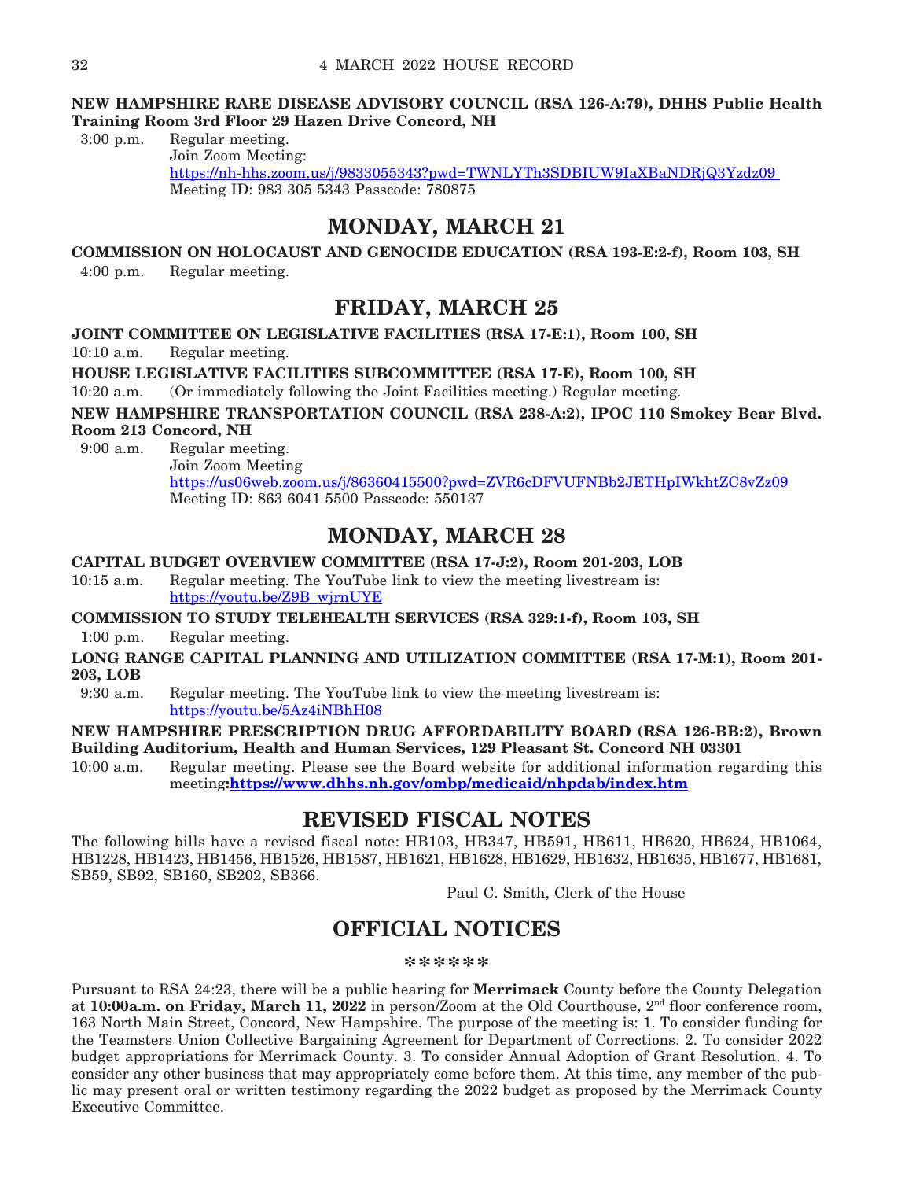**NEW HAMPSHIRE RARE DISEASE ADVISORY COUNCIL (RSA 126-A:79), DHHS Public Health Training Room 3rd Floor 29 Hazen Drive Concord, NH**

3:00 p.m. Regular meeting.
Join Zoom Meeting:
https://nh-hhs.zoom.us/j/9833055343?pwd=TWNLYTh3SDBIUW9IaXBaNDRjQ3Yzdz09
Meeting ID: 983 305 5343 Passcode: 780875

## MONDAY, MARCH 21

**COMMISSION ON HOLOCAUST AND GENOCIDE EDUCATION (RSA 193-E:2-f), Room 103, SH**

4:00 p.m. Regular meeting.

## FRIDAY, MARCH 25

**JOINT COMMITTEE ON LEGISLATIVE FACILITIES (RSA 17-E:1), Room 100, SH**

10:10 a.m. Regular meeting.

**HOUSE LEGISLATIVE FACILITIES SUBCOMMITTEE (RSA 17-E), Room 100, SH**

10:20 a.m. (Or immediately following the Joint Facilities meeting.) Regular meeting.

**NEW HAMPSHIRE TRANSPORTATION COUNCIL (RSA 238-A:2), IPOC 110 Smokey Bear Blvd. Room 213 Concord, NH**

9:00 a.m. Regular meeting.
Join Zoom Meeting
https://us06web.zoom.us/j/86360415500?pwd=ZVR6cDFVUFNBb2JETHpIWkhtZC8vZz09
Meeting ID: 863 6041 5500 Passcode: 550137

## MONDAY, MARCH 28

**CAPITAL BUDGET OVERVIEW COMMITTEE (RSA 17-J:2), Room 201-203, LOB**

10:15 a.m. Regular meeting. The YouTube link to view the meeting livestream is:
https://youtu.be/Z9B_wjrnUYE

**COMMISSION TO STUDY TELEHEALTH SERVICES (RSA 329:1-f), Room 103, SH**

1:00 p.m. Regular meeting.

**LONG RANGE CAPITAL PLANNING AND UTILIZATION COMMITTEE (RSA 17-M:1), Room 201-203, LOB**

9:30 a.m. Regular meeting. The YouTube link to view the meeting livestream is:
https://youtu.be/5Az4iNBhH08

**NEW HAMPSHIRE PRESCRIPTION DRUG AFFORDABILITY BOARD (RSA 126-BB:2), Brown Building Auditorium, Health and Human Services, 129 Pleasant St. Concord NH 03301**

10:00 a.m. Regular meeting. Please see the Board website for additional information regarding this meeting**:https://www.dhhs.nh.gov/ombp/medicaid/nhpdab/index.htm**

## REVISED FISCAL NOTES

The following bills have a revised fiscal note: HB103, HB347, HB591, HB611, HB620, HB624, HB1064, HB1228, HB1423, HB1456, HB1526, HB1587, HB1621, HB1628, HB1629, HB1632, HB1635, HB1677, HB1681, SB59, SB92, SB160, SB202, SB366.

Paul C. Smith, Clerk of the House

## OFFICIAL NOTICES

******

Pursuant to RSA 24:23, there will be a public hearing for **Merrimack** County before the County Delegation at **10:00a.m. on Friday, March 11, 2022** in person/Zoom at the Old Courthouse, 2nd floor conference room, 163 North Main Street, Concord, New Hampshire. The purpose of the meeting is: 1. To consider funding for the Teamsters Union Collective Bargaining Agreement for Department of Corrections. 2. To consider 2022 budget appropriations for Merrimack County. 3. To consider Annual Adoption of Grant Resolution. 4. To consider any other business that may appropriately come before them. At this time, any member of the public may present oral or written testimony regarding the 2022 budget as proposed by the Merrimack County Executive Committee.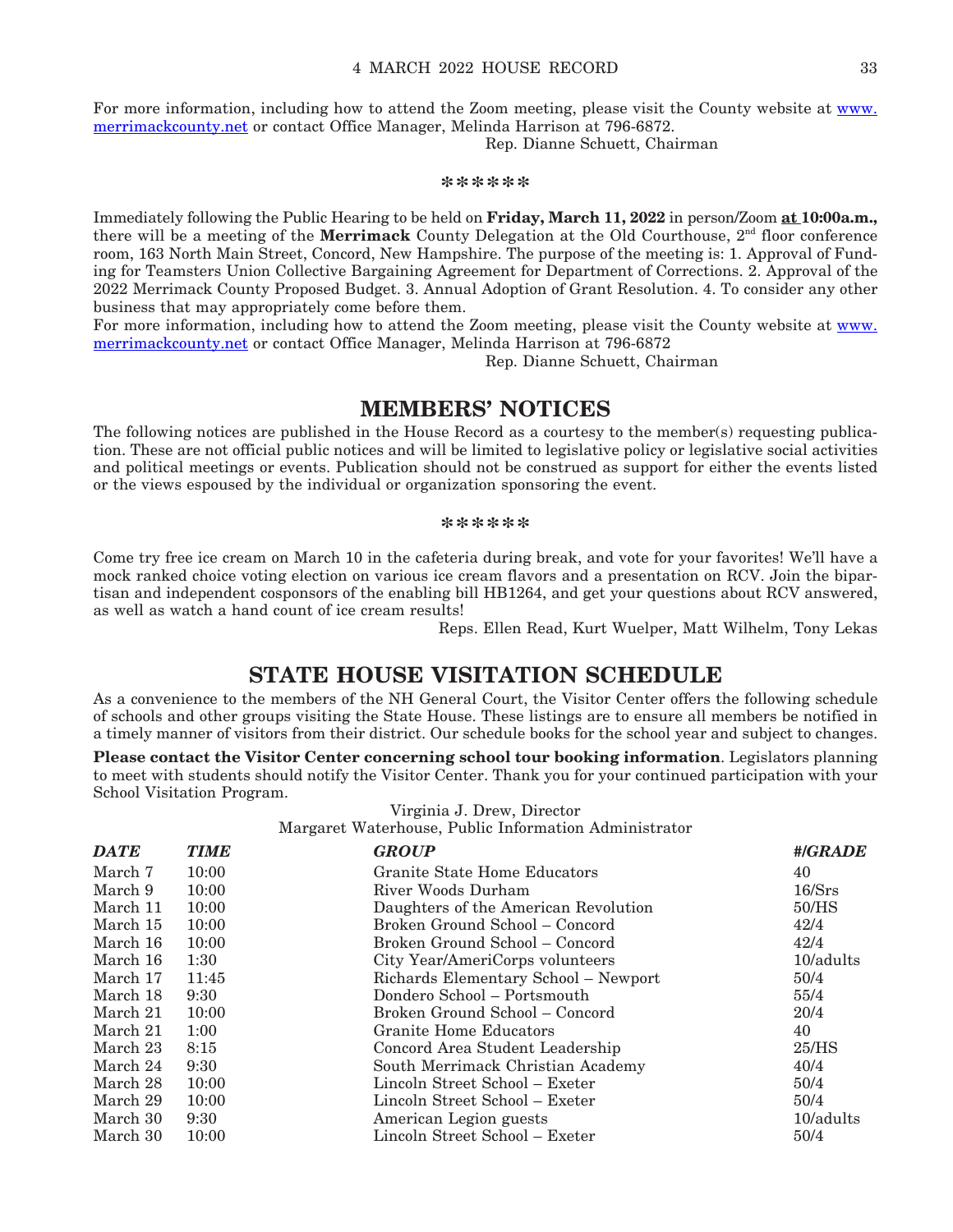For more information, including how to attend the Zoom meeting, please visit the County website at [www.merrimackcounty.net](http://www.merrimackcounty.net) or contact Office Manager, Melinda Harrison at 796-6872.

Rep. Dianne Schuett, Chairman

\*\*\*\*\*\*

Immediately following the Public Hearing to be held on **Friday, March 11, 2022** in person/Zoom **at 10:00a.m.,** there will be a meeting of the **Merrimack** County Delegation at the Old Courthouse, 2nd floor conference room, 163 North Main Street, Concord, New Hampshire. The purpose of the meeting is: 1. Approval of Funding for Teamsters Union Collective Bargaining Agreement for Department of Corrections. 2. Approval of the 2022 Merrimack County Proposed Budget. 3. Annual Adoption of Grant Resolution. 4. To consider any other business that may appropriately come before them.

For more information, including how to attend the Zoom meeting, please visit the County website at [www.merrimackcounty.net](http://www.merrimackcounty.net) or contact Office Manager, Melinda Harrison at 796-6872

Rep. Dianne Schuett, Chairman

## MEMBERS' NOTICES

The following notices are published in the House Record as a courtesy to the member(s) requesting publication. These are not official public notices and will be limited to legislative policy or legislative social activities and political meetings or events. Publication should not be construed as support for either the events listed or the views espoused by the individual or organization sponsoring the event.

\*\*\*\*\*\*

Come try free ice cream on March 10 in the cafeteria during break, and vote for your favorites! We'll have a mock ranked choice voting election on various ice cream flavors and a presentation on RCV. Join the bipartisan and independent cosponsors of the enabling bill HB1264, and get your questions about RCV answered, as well as watch a hand count of ice cream results!

Reps. Ellen Read, Kurt Wuelper, Matt Wilhelm, Tony Lekas

## STATE HOUSE VISITATION SCHEDULE

As a convenience to the members of the NH General Court, the Visitor Center offers the following schedule of schools and other groups visiting the State House. These listings are to ensure all members be notified in a timely manner of visitors from their district. Our schedule books for the school year and subject to changes.

**Please contact the Visitor Center concerning school tour booking information**. Legislators planning to meet with students should notify the Visitor Center. Thank you for your continued participation with your School Visitation Program.

Virginia J. Drew, Director
Margaret Waterhouse, Public Information Administrator

| ***DATE*** | ***TIME*** | ***GROUP*** | ***#/GRADE*** |
|---|---|---|---|
| March 7 | 10:00 | Granite State Home Educators | 40 |
| March 9 | 10:00 | River Woods Durham | 16/Srs |
| March 11 | 10:00 | Daughters of the American Revolution | 50/HS |
| March 15 | 10:00 | Broken Ground School – Concord | 42/4 |
| March 16 | 10:00 | Broken Ground School – Concord | 42/4 |
| March 16 | 1:30 | City Year/AmeriCorps volunteers | 10/adults |
| March 17 | 11:45 | Richards Elementary School – Newport | 50/4 |
| March 18 | 9:30 | Dondero School – Portsmouth | 55/4 |
| March 21 | 10:00 | Broken Ground School – Concord | 20/4 |
| March 21 | 1:00 | Granite Home Educators | 40 |
| March 23 | 8:15 | Concord Area Student Leadership | 25/HS |
| March 24 | 9:30 | South Merrimack Christian Academy | 40/4 |
| March 28 | 10:00 | Lincoln Street School – Exeter | 50/4 |
| March 29 | 10:00 | Lincoln Street School – Exeter | 50/4 |
| March 30 | 9:30 | American Legion guests | 10/adults |
| March 30 | 10:00 | Lincoln Street School – Exeter | 50/4 |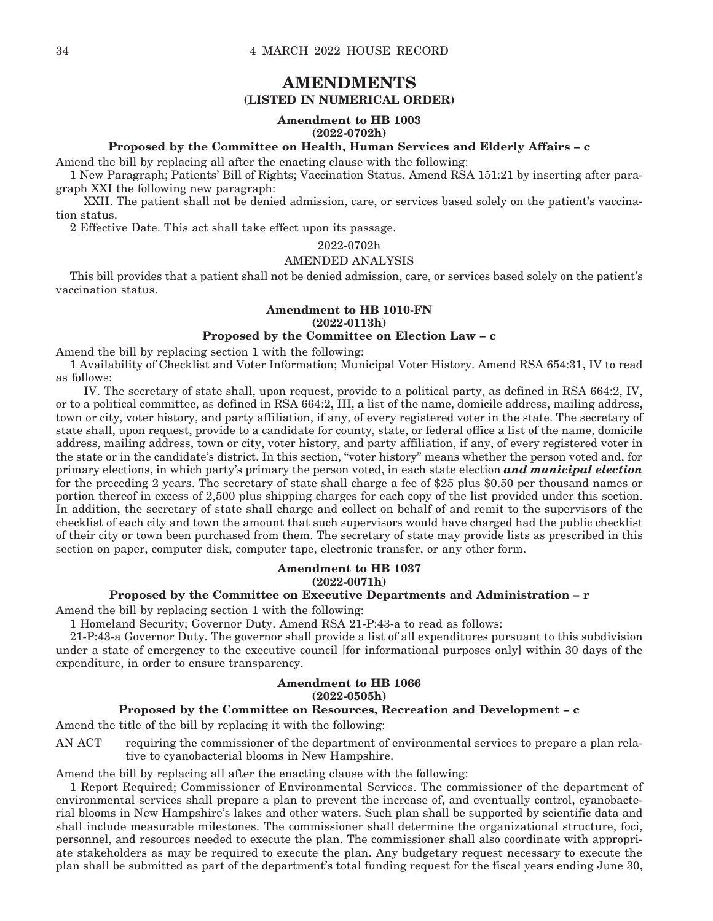# AMENDMENTS

## (LISTED IN NUMERICAL ORDER)

### Amendment to HB 1003
### (2022-0702h)
### Proposed by the Committee on Health, Human Services and Elderly Affairs – c

Amend the bill by replacing all after the enacting clause with the following:

1 New Paragraph; Patients' Bill of Rights; Vaccination Status. Amend RSA 151:21 by inserting after paragraph XXI the following new paragraph:

XXII. The patient shall not be denied admission, care, or services based solely on the patient's vaccination status.

2 Effective Date. This act shall take effect upon its passage.

2022-0702h

AMENDED ANALYSIS

This bill provides that a patient shall not be denied admission, care, or services based solely on the patient's vaccination status.

### Amendment to HB 1010-FN
### (2022-0113h)
### Proposed by the Committee on Election Law – c

Amend the bill by replacing section 1 with the following:

1 Availability of Checklist and Voter Information; Municipal Voter History. Amend RSA 654:31, IV to read as follows:

IV. The secretary of state shall, upon request, provide to a political party, as defined in RSA 664:2, IV, or to a political committee, as defined in RSA 664:2, III, a list of the name, domicile address, mailing address, town or city, voter history, and party affiliation, if any, of every registered voter in the state. The secretary of state shall, upon request, provide to a candidate for county, state, or federal office a list of the name, domicile address, mailing address, town or city, voter history, and party affiliation, if any, of every registered voter in the state or in the candidate's district. In this section, "voter history" means whether the person voted and, for primary elections, in which party's primary the person voted, in each state election ***and municipal election*** for the preceding 2 years. The secretary of state shall charge a fee of $25 plus $0.50 per thousand names or portion thereof in excess of 2,500 plus shipping charges for each copy of the list provided under this section. In addition, the secretary of state shall charge and collect on behalf of and remit to the supervisors of the checklist of each city and town the amount that such supervisors would have charged had the public checklist of their city or town been purchased from them. The secretary of state may provide lists as prescribed in this section on paper, computer disk, computer tape, electronic transfer, or any other form.

### Amendment to HB 1037
### (2022-0071h)
### Proposed by the Committee on Executive Departments and Administration – r

Amend the bill by replacing section 1 with the following:

1 Homeland Security; Governor Duty. Amend RSA 21-P:43-a to read as follows:

21-P:43-a Governor Duty. The governor shall provide a list of all expenditures pursuant to this subdivision under a state of emergency to the executive council [~~for informational purposes only~~] within 30 days of the expenditure, in order to ensure transparency.

### Amendment to HB 1066
### (2022-0505h)
### Proposed by the Committee on Resources, Recreation and Development – c

Amend the title of the bill by replacing it with the following:

AN ACT requiring the commissioner of the department of environmental services to prepare a plan relative to cyanobacterial blooms in New Hampshire.

Amend the bill by replacing all after the enacting clause with the following:

1 Report Required; Commissioner of Environmental Services. The commissioner of the department of environmental services shall prepare a plan to prevent the increase of, and eventually control, cyanobacterial blooms in New Hampshire's lakes and other waters. Such plan shall be supported by scientific data and shall include measurable milestones. The commissioner shall determine the organizational structure, foci, personnel, and resources needed to execute the plan. The commissioner shall also coordinate with appropriate stakeholders as may be required to execute the plan. Any budgetary request necessary to execute the plan shall be submitted as part of the department's total funding request for the fiscal years ending June 30,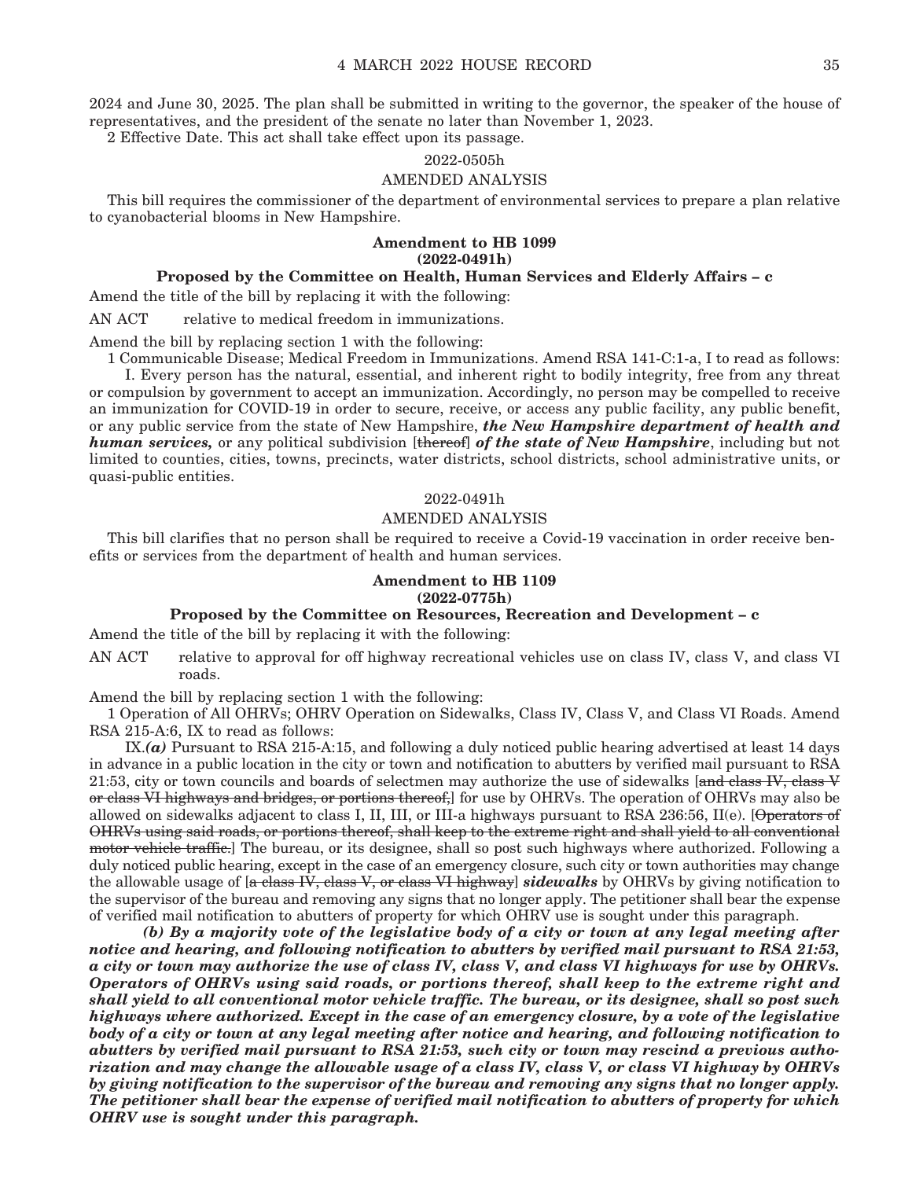2024 and June 30, 2025. The plan shall be submitted in writing to the governor, the speaker of the house of representatives, and the president of the senate no later than November 1, 2023.

2 Effective Date. This act shall take effect upon its passage.

2022-0505h

AMENDED ANALYSIS

This bill requires the commissioner of the department of environmental services to prepare a plan relative to cyanobacterial blooms in New Hampshire.

**Amendment to HB 1099**
**(2022-0491h)**

**Proposed by the Committee on Health, Human Services and Elderly Affairs – c**

Amend the title of the bill by replacing it with the following:

AN ACT relative to medical freedom in immunizations.

Amend the bill by replacing section 1 with the following:

1 Communicable Disease; Medical Freedom in Immunizations. Amend RSA 141-C:1-a, I to read as follows:

I. Every person has the natural, essential, and inherent right to bodily integrity, free from any threat or compulsion by government to accept an immunization. Accordingly, no person may be compelled to receive an immunization for COVID-19 in order to secure, receive, or access any public facility, any public benefit, or any public service from the state of New Hampshire, ***the New Hampshire department of health and human services,*** or any political subdivision [~~thereof~~] ***of the state of New Hampshire***, including but not limited to counties, cities, towns, precincts, water districts, school districts, school administrative units, or quasi-public entities.

2022-0491h

AMENDED ANALYSIS

This bill clarifies that no person shall be required to receive a Covid-19 vaccination in order receive benefits or services from the department of health and human services.

**Amendment to HB 1109**
**(2022-0775h)**

**Proposed by the Committee on Resources, Recreation and Development – c**

Amend the title of the bill by replacing it with the following:

AN ACT relative to approval for off highway recreational vehicles use on class IV, class V, and class VI roads.

Amend the bill by replacing section 1 with the following:

1 Operation of All OHRVs; OHRV Operation on Sidewalks, Class IV, Class V, and Class VI Roads. Amend RSA 215-A:6, IX to read as follows:

IX.***(a)*** Pursuant to RSA 215-A:15, and following a duly noticed public hearing advertised at least 14 days in advance in a public location in the city or town and notification to abutters by verified mail pursuant to RSA 21:53, city or town councils and boards of selectmen may authorize the use of sidewalks [~~and class IV, class V or class VI highways and bridges, or portions thereof,~~] for use by OHRVs. The operation of OHRVs may also be allowed on sidewalks adjacent to class I, II, III, or III-a highways pursuant to RSA 236:56, II(e). [~~Operators of OHRVs using said roads, or portions thereof, shall keep to the extreme right and shall yield to all conventional motor vehicle traffic.~~] The bureau, or its designee, shall so post such highways where authorized. Following a duly noticed public hearing, except in the case of an emergency closure, such city or town authorities may change the allowable usage of [~~a class IV, class V, or class VI highway~~] ***sidewalks*** by OHRVs by giving notification to the supervisor of the bureau and removing any signs that no longer apply. The petitioner shall bear the expense of verified mail notification to abutters of property for which OHRV use is sought under this paragraph.

***(b) By a majority vote of the legislative body of a city or town at any legal meeting after notice and hearing, and following notification to abutters by verified mail pursuant to RSA 21:53, a city or town may authorize the use of class IV, class V, and class VI highways for use by OHRVs. Operators of OHRVs using said roads, or portions thereof, shall keep to the extreme right and shall yield to all conventional motor vehicle traffic. The bureau, or its designee, shall so post such highways where authorized. Except in the case of an emergency closure, by a vote of the legislative body of a city or town at any legal meeting after notice and hearing, and following notification to abutters by verified mail pursuant to RSA 21:53, such city or town may rescind a previous authorization and may change the allowable usage of a class IV, class V, or class VI highway by OHRVs by giving notification to the supervisor of the bureau and removing any signs that no longer apply. The petitioner shall bear the expense of verified mail notification to abutters of property for which OHRV use is sought under this paragraph.***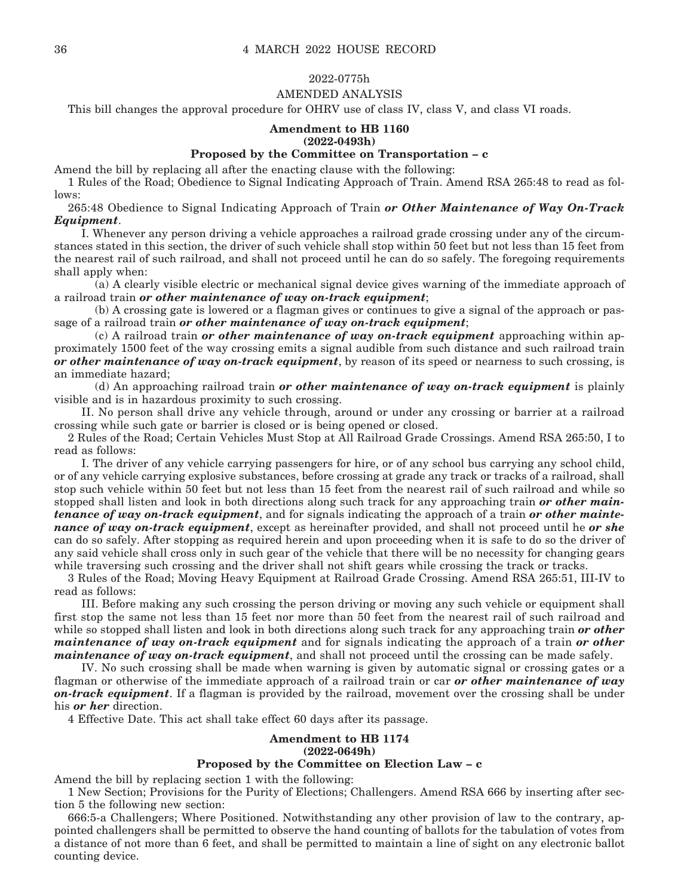2022-0775h

AMENDED ANALYSIS

This bill changes the approval procedure for OHRV use of class IV, class V, and class VI roads.

**Amendment to HB 1160**
**(2022-0493h)**
**Proposed by the Committee on Transportation – c**

Amend the bill by replacing all after the enacting clause with the following:

1 Rules of the Road; Obedience to Signal Indicating Approach of Train. Amend RSA 265:48 to read as follows:

265:48 Obedience to Signal Indicating Approach of Train ***or Other Maintenance of Way On-Track Equipment***.

I. Whenever any person driving a vehicle approaches a railroad grade crossing under any of the circumstances stated in this section, the driver of such vehicle shall stop within 50 feet but not less than 15 feet from the nearest rail of such railroad, and shall not proceed until he can do so safely. The foregoing requirements shall apply when:

(a) A clearly visible electric or mechanical signal device gives warning of the immediate approach of a railroad train ***or other maintenance of way on-track equipment***;

(b) A crossing gate is lowered or a flagman gives or continues to give a signal of the approach or passage of a railroad train ***or other maintenance of way on-track equipment***;

(c) A railroad train ***or other maintenance of way on-track equipment*** approaching within approximately 1500 feet of the way crossing emits a signal audible from such distance and such railroad train ***or other maintenance of way on-track equipment***, by reason of its speed or nearness to such crossing, is an immediate hazard;

(d) An approaching railroad train ***or other maintenance of way on-track equipment*** is plainly visible and is in hazardous proximity to such crossing.

II. No person shall drive any vehicle through, around or under any crossing or barrier at a railroad crossing while such gate or barrier is closed or is being opened or closed.

2 Rules of the Road; Certain Vehicles Must Stop at All Railroad Grade Crossings. Amend RSA 265:50, I to read as follows:

I. The driver of any vehicle carrying passengers for hire, or of any school bus carrying any school child, or of any vehicle carrying explosive substances, before crossing at grade any track or tracks of a railroad, shall stop such vehicle within 50 feet but not less than 15 feet from the nearest rail of such railroad and while so stopped shall listen and look in both directions along such track for any approaching train ***or other maintenance of way on-track equipment***, and for signals indicating the approach of a train ***or other maintenance of way on-track equipment***, except as hereinafter provided, and shall not proceed until he ***or she*** can do so safely. After stopping as required herein and upon proceeding when it is safe to do so the driver of any said vehicle shall cross only in such gear of the vehicle that there will be no necessity for changing gears while traversing such cross and the driver shall not shift gears while crossing the track or tracks.

3 Rules of the Road; Moving Heavy Equipment at Railroad Grade Crossing. Amend RSA 265:51, III-IV to read as follows:

III. Before making any such crossing the person driving or moving any such vehicle or equipment shall first stop the same not less than 15 feet nor more than 50 feet from the nearest rail of such railroad and while so stopped shall listen and look in both directions along such track for any approaching train ***or other maintenance of way on-track equipment*** and for signals indicating the approach of a train ***or other maintenance of way on-track equipment***, and shall not proceed until the crossing can be made safely.

IV. No such crossing shall be made when warning is given by automatic signal or crossing gates or a flagman or otherwise of the immediate approach of a railroad train or car ***or other maintenance of way on-track equipment***. If a flagman is provided by the railroad, movement over the crossing shall be under his ***or her*** direction.

4 Effective Date. This act shall take effect 60 days after its passage.

**Amendment to HB 1174**
**(2022-0649h)**
**Proposed by the Committee on Election Law – c**

Amend the bill by replacing section 1 with the following:

1 New Section; Provisions for the Purity of Elections; Challengers. Amend RSA 666 by inserting after section 5 the following new section:

666:5-a Challengers; Where Positioned. Notwithstanding any other provision of law to the contrary, appointed challengers shall be permitted to observe the hand counting of ballots for the tabulation of votes from a distance of not more than 6 feet, and shall be permitted to maintain a line of sight on any electronic ballot counting device.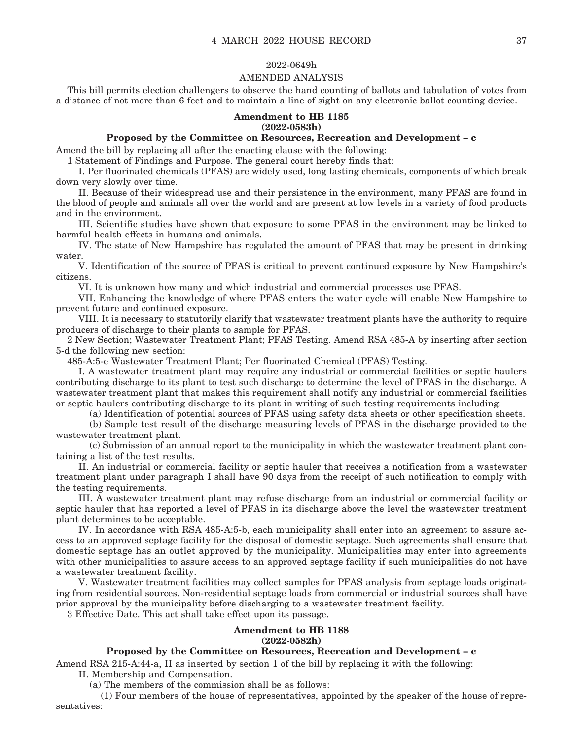2022-0649h

AMENDED ANALYSIS

This bill permits election challengers to observe the hand counting of ballots and tabulation of votes from a distance of not more than 6 feet and to maintain a line of sight on any electronic ballot counting device.

**Amendment to HB 1185**
**(2022-0583h)**

**Proposed by the Committee on Resources, Recreation and Development – c**

Amend the bill by replacing all after the enacting clause with the following:

1 Statement of Findings and Purpose. The general court hereby finds that:

I. Per fluorinated chemicals (PFAS) are widely used, long lasting chemicals, components of which break down very slowly over time.

II. Because of their widespread use and their persistence in the environment, many PFAS are found in the blood of people and animals all over the world and are present at low levels in a variety of food products and in the environment.

III. Scientific studies have shown that exposure to some PFAS in the environment may be linked to harmful health effects in humans and animals.

IV. The state of New Hampshire has regulated the amount of PFAS that may be present in drinking water.

V. Identification of the source of PFAS is critical to prevent continued exposure by New Hampshire's citizens.

VI. It is unknown how many and which industrial and commercial processes use PFAS.

VII. Enhancing the knowledge of where PFAS enters the water cycle will enable New Hampshire to prevent future and continued exposure.

VIII. It is necessary to statutorily clarify that wastewater treatment plants have the authority to require producers of discharge to their plants to sample for PFAS.

2 New Section; Wastewater Treatment Plant; PFAS Testing. Amend RSA 485-A by inserting after section 5-d the following new section:

485-A:5-e Wastewater Treatment Plant; Per fluorinated Chemical (PFAS) Testing.

I. A wastewater treatment plant may require any industrial or commercial facilities or septic haulers contributing discharge to its plant to test such discharge to determine the level of PFAS in the discharge. A wastewater treatment plant that makes this requirement shall notify any industrial or commercial facilities or septic haulers contributing discharge to its plant in writing of such testing requirements including:

(a) Identification of potential sources of PFAS using safety data sheets or other specification sheets.

(b) Sample test result of the discharge measuring levels of PFAS in the discharge provided to the wastewater treatment plant.

(c) Submission of an annual report to the municipality in which the wastewater treatment plant containing a list of the test results.

II. An industrial or commercial facility or septic hauler that receives a notification from a wastewater treatment plant under paragraph I shall have 90 days from the receipt of such notification to comply with the testing requirements.

III. A wastewater treatment plant may refuse discharge from an industrial or commercial facility or septic hauler that has reported a level of PFAS in its discharge above the level the wastewater treatment plant determines to be acceptable.

IV. In accordance with RSA 485-A:5-b, each municipality shall enter into an agreement to assure access to an approved septage facility for the disposal of domestic septage. Such agreements shall ensure that domestic septage has an outlet approved by the municipality. Municipalities may enter into agreements with other municipalities to assure access to an approved septage facility if such municipalities do not have a wastewater treatment facility.

V. Wastewater treatment facilities may collect samples for PFAS analysis from septage loads originating from residential sources. Non-residential septage loads from commercial or industrial sources shall have prior approval by the municipality before discharging to a wastewater treatment facility.

3 Effective Date. This act shall take effect upon its passage.

**Amendment to HB 1188**
**(2022-0582h)**

**Proposed by the Committee on Resources, Recreation and Development – c**

Amend RSA 215-A:44-a, II as inserted by section 1 of the bill by replacing it with the following:

II. Membership and Compensation.

(a) The members of the commission shall be as follows:

(1) Four members of the house of representatives, appointed by the speaker of the house of representatives: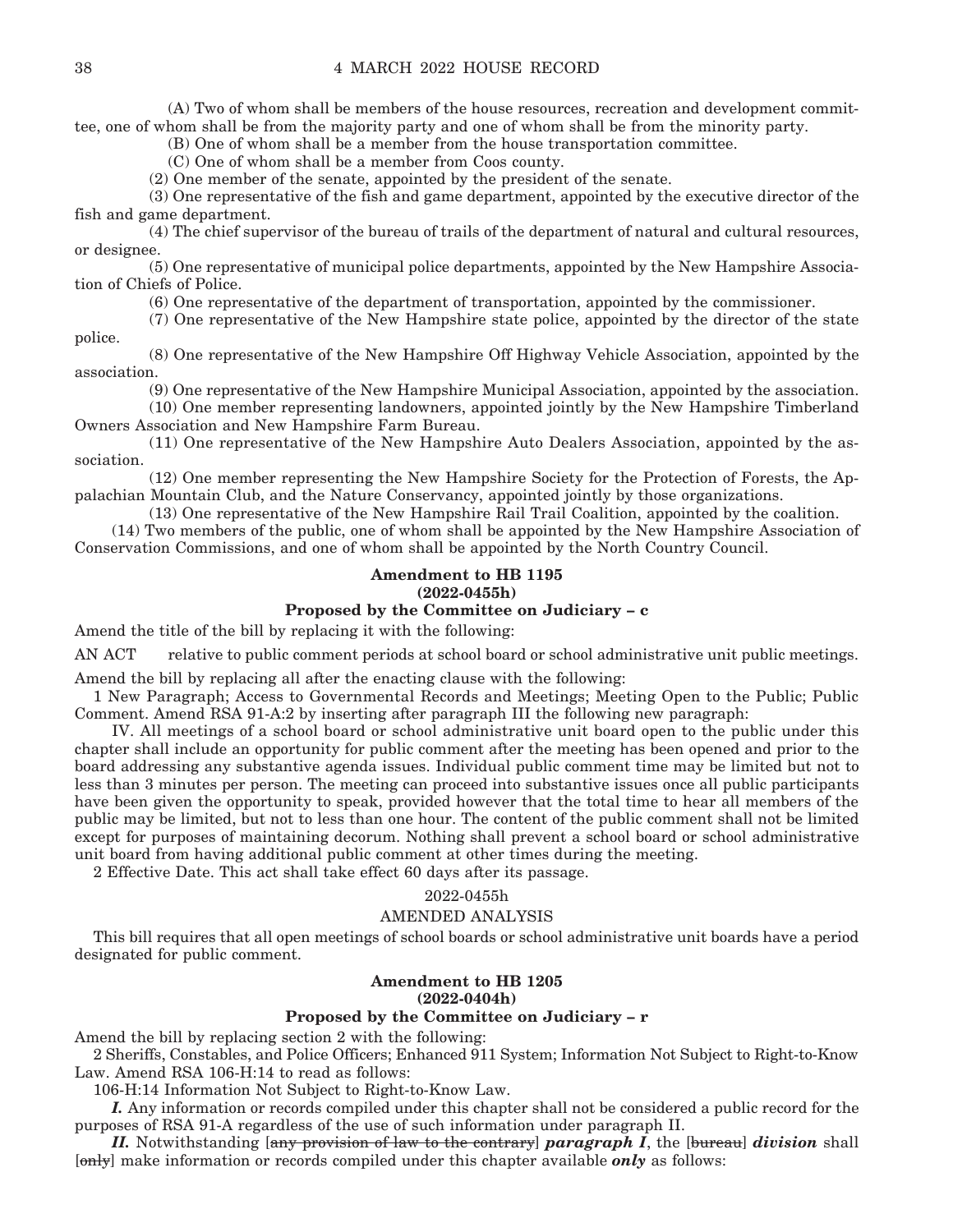(A) Two of whom shall be members of the house resources, recreation and development committee, one of whom shall be from the majority party and one of whom shall be from the minority party.

(B) One of whom shall be a member from the house transportation committee.

(C) One of whom shall be a member from Coos county.

(2) One member of the senate, appointed by the president of the senate.

(3) One representative of the fish and game department, appointed by the executive director of the fish and game department.

(4) The chief supervisor of the bureau of trails of the department of natural and cultural resources, or designee.

(5) One representative of municipal police departments, appointed by the New Hampshire Association of Chiefs of Police.

(6) One representative of the department of transportation, appointed by the commissioner.

(7) One representative of the New Hampshire state police, appointed by the director of the state police.

(8) One representative of the New Hampshire Off Highway Vehicle Association, appointed by the association.

(9) One representative of the New Hampshire Municipal Association, appointed by the association.

(10) One member representing landowners, appointed jointly by the New Hampshire Timberland Owners Association and New Hampshire Farm Bureau.

(11) One representative of the New Hampshire Auto Dealers Association, appointed by the association.

(12) One member representing the New Hampshire Society for the Protection of Forests, the Appalachian Mountain Club, and the Nature Conservancy, appointed jointly by those organizations.

(13) One representative of the New Hampshire Rail Trail Coalition, appointed by the coalition.

(14) Two members of the public, one of whom shall be appointed by the New Hampshire Association of Conservation Commissions, and one of whom shall be appointed by the North Country Council.

**Amendment to HB 1195**
**(2022-0455h)**
**Proposed by the Committee on Judiciary – c**

Amend the title of the bill by replacing it with the following:

AN ACT relative to public comment periods at school board or school administrative unit public meetings.

Amend the bill by replacing all after the enacting clause with the following:

1 New Paragraph; Access to Governmental Records and Meetings; Meeting Open to the Public; Public Comment. Amend RSA 91-A:2 by inserting after paragraph III the following new paragraph:

IV. All meetings of a school board or school administrative unit board open to the public under this chapter shall include an opportunity for public comment after the meeting has been opened and prior to the board addressing any substantive agenda issues. Individual public comment time may be limited but not to less than 3 minutes per person. The meeting can proceed into substantive issues once all public participants have been given the opportunity to speak, provided however that the total time to hear all members of the public may be limited, but not to less than one hour. The content of the public comment shall not be limited except for purposes of maintaining decorum. Nothing shall prevent a school board or school administrative unit board from having additional public comment at other times during the meeting.

2 Effective Date. This act shall take effect 60 days after its passage.

2022-0455h

AMENDED ANALYSIS

This bill requires that all open meetings of school boards or school administrative unit boards have a period designated for public comment.

**Amendment to HB 1205**
**(2022-0404h)**
**Proposed by the Committee on Judiciary – r**

Amend the bill by replacing section 2 with the following:

2 Sheriffs, Constables, and Police Officers; Enhanced 911 System; Information Not Subject to Right-to-Know Law. Amend RSA 106-H:14 to read as follows:

106-H:14 Information Not Subject to Right-to-Know Law.

***I.*** Any information or records compiled under this chapter shall not be considered a public record for the purposes of RSA 91-A regardless of the use of such information under paragraph II.

***II.*** Notwithstanding [~~any provision of law to the contrary~~] ***paragraph I***, the [~~bureau~~] ***division*** shall [~~only~~] make information or records compiled under this chapter available ***only*** as follows: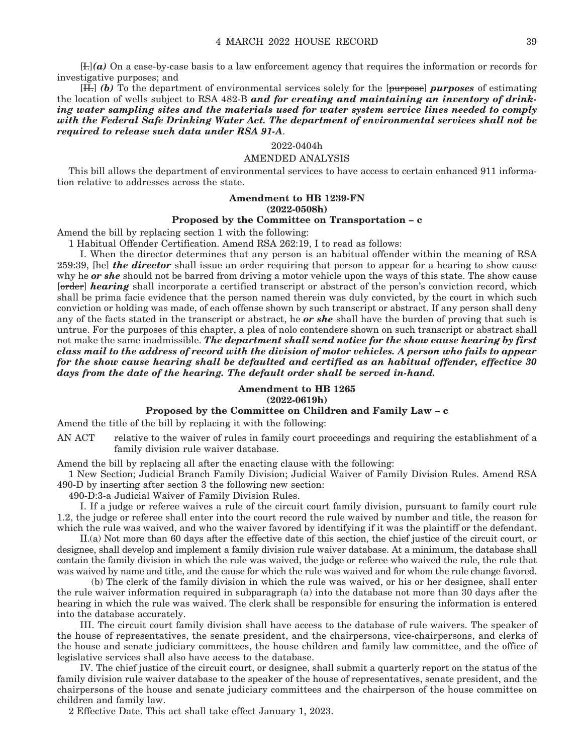[~~I.~~]***(a)*** On a case-by-case basis to a law enforcement agency that requires the information or records for investigative purposes; and

[~~II.~~] ***(b)*** To the department of environmental services solely for the [~~purpose~~] ***purposes*** of estimating the location of wells subject to RSA 482-B ***and for creating and maintaining an inventory of drinking water sampling sites and the materials used for water system service lines needed to comply with the Federal Safe Drinking Water Act. The department of environmental services shall not be required to release such data under RSA 91-A***.

2022-0404h

AMENDED ANALYSIS

This bill allows the department of environmental services to have access to certain enhanced 911 information relative to addresses across the state.

**Amendment to HB 1239-FN**
**(2022-0508h)**
**Proposed by the Committee on Transportation – c**

Amend the bill by replacing section 1 with the following:

1 Habitual Offender Certification. Amend RSA 262:19, I to read as follows:

I. When the director determines that any person is an habitual offender within the meaning of RSA 259:39, [~~he~~] ***the director*** shall issue an order requiring that person to appear for a hearing to show cause why he ***or she*** should not be barred from driving a motor vehicle upon the ways of this state. The show cause [~~order~~] ***hearing*** shall incorporate a certified transcript or abstract of the person's conviction record, which shall be prima facie evidence that the person named therein was duly convicted, by the court in which such conviction or holding was made, of each offense shown by such transcript or abstract. If any person shall deny any of the facts stated in the transcript or abstract, he ***or she*** shall have the burden of proving that such is untrue. For the purposes of this chapter, a plea of nolo contendere shown on such transcript or abstract shall not make the same inadmissible. ***The department shall send notice for the show cause hearing by first class mail to the address of record with the division of motor vehicles. A person who fails to appear for the show cause hearing shall be defaulted and certified as an habitual offender, effective 30 days from the date of the hearing. The default order shall be served in-hand.***

**Amendment to HB 1265**
**(2022-0619h)**
**Proposed by the Committee on Children and Family Law – c**

Amend the title of the bill by replacing it with the following:

AN ACT relative to the waiver of rules in family court proceedings and requiring the establishment of a family division rule waiver database.

Amend the bill by replacing all after the enacting clause with the following:

1 New Section; Judicial Branch Family Division; Judicial Waiver of Family Division Rules. Amend RSA 490-D by inserting after section 3 the following new section:

490-D:3-a Judicial Waiver of Family Division Rules.

I. If a judge or referee waives a rule of the circuit court family division, pursuant to family court rule 1.2, the judge or referee shall enter into the court record the rule waived by number and title, the reason for which the rule was waived, and who the waiver favored by identifying if it was the plaintiff or the defendant.

II.(a) Not more than 60 days after the effective date of this section, the chief justice of the circuit court, or designee, shall develop and implement a family division rule waiver database. At a minimum, the database shall contain the family division in which the rule was waived, the judge or referee who waived the rule, the rule that was waived by name and title, and the cause for which the rule was waived and for whom the rule change favored.

(b) The clerk of the family division in which the rule was waived, or his or her designee, shall enter the rule waiver information required in subparagraph (a) into the database not more than 30 days after the hearing in which the rule was waived. The clerk shall be responsible for ensuring the information is entered into the database accurately.

III. The circuit court family division shall have access to the database of rule waivers. The speaker of the house of representatives, the senate president, and the chairpersons, vice-chairpersons, and clerks of the house and senate judiciary committees, the house children and family law committee, and the office of legislative services shall also have access to the database.

IV. The chief justice of the circuit court, or designee, shall submit a quarterly report on the status of the family division rule waiver database to the speaker of the house of representatives, senate president, and the chairpersons of the house and senate judiciary committees and the chairperson of the house committee on children and family law.

2 Effective Date. This act shall take effect January 1, 2023.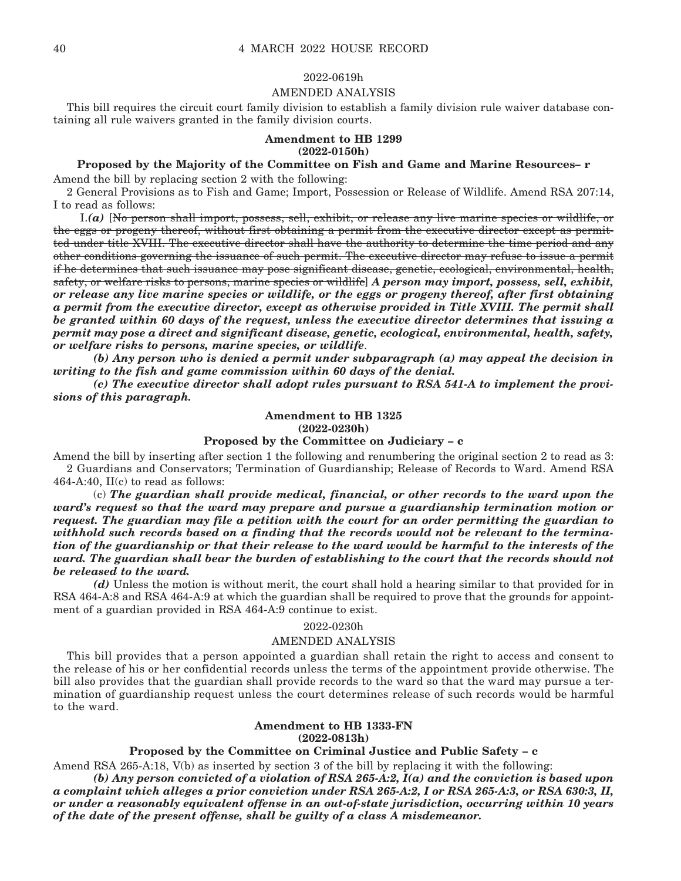2022-0619h

AMENDED ANALYSIS

This bill requires the circuit court family division to establish a family division rule waiver database containing all rule waivers granted in the family division courts.

**Amendment to HB 1299**
**(2022-0150h)**

**Proposed by the Majority of the Committee on Fish and Game and Marine Resources– r**

Amend the bill by replacing section 2 with the following:

2 General Provisions as to Fish and Game; Import, Possession or Release of Wildlife. Amend RSA 207:14, I to read as follows:

I.***(a)*** [~~No person shall import, possess, sell, exhibit, or release any live marine species or wildlife, or the eggs or progeny thereof, without first obtaining a permit from the executive director except as permitted under title XVIII. The executive director shall have the authority to determine the time period and any other conditions governing the issuance of such permit. The executive director may refuse to issue a permit if he determines that such issuance may pose significant disease, genetic, ecological, environmental, health, safety, or welfare risks to persons, marine species or wildlife~~] ***A person may import, possess, sell, exhibit, or release any live marine species or wildlife, or the eggs or progeny thereof, after first obtaining a permit from the executive director, except as otherwise provided in Title XVIII. The permit shall be granted within 60 days of the request, unless the executive director determines that issuing a permit may pose a direct and significant disease, genetic, ecological, environmental, health, safety, or welfare risks to persons, marine species, or wildlife***.

***(b) Any person who is denied a permit under subparagraph (a) may appeal the decision in writing to the fish and game commission within 60 days of the denial.***

***(c) The executive director shall adopt rules pursuant to RSA 541-A to implement the provisions of this paragraph.***

**Amendment to HB 1325**
**(2022-0230h)**

**Proposed by the Committee on Judiciary – c**

Amend the bill by inserting after section 1 the following and renumbering the original section 2 to read as 3:

2 Guardians and Conservators; Termination of Guardianship; Release of Records to Ward. Amend RSA 464-A:40, II(c) to read as follows:

(c) ***The guardian shall provide medical, financial, or other records to the ward upon the ward's request so that the ward may prepare and pursue a guardianship termination motion or request. The guardian may file a petition with the court for an order permitting the guardian to withhold such records based on a finding that the records would not be relevant to the termination of the guardianship or that their release to the ward would be harmful to the interests of the ward. The guardian shall bear the burden of establishing to the court that the records should not be released to the ward.***

***(d)*** Unless the motion is without merit, the court shall hold a hearing similar to that provided for in RSA 464-A:8 and RSA 464-A:9 at which the guardian shall be required to prove that the grounds for appointment of a guardian provided in RSA 464-A:9 continue to exist.

2022-0230h

AMENDED ANALYSIS

This bill provides that a person appointed a guardian shall retain the right to access and consent to the release of his or her confidential records unless the terms of the appointment provide otherwise. The bill also provides that the guardian shall provide records to the ward so that the ward may pursue a termination of guardianship request unless the court determines release of such records would be harmful to the ward.

**Amendment to HB 1333-FN**
**(2022-0813h)**

**Proposed by the Committee on Criminal Justice and Public Safety – c**

Amend RSA 265-A:18, V(b) as inserted by section 3 of the bill by replacing it with the following:

***(b) Any person convicted of a violation of RSA 265-A:2, I(a) and the conviction is based upon a complaint which alleges a prior conviction under RSA 265-A:2, I or RSA 265-A:3, or RSA 630:3, II, or under a reasonably equivalent offense in an out-of-state jurisdiction, occurring within 10 years of the date of the present offense, shall be guilty of a class A misdemeanor.***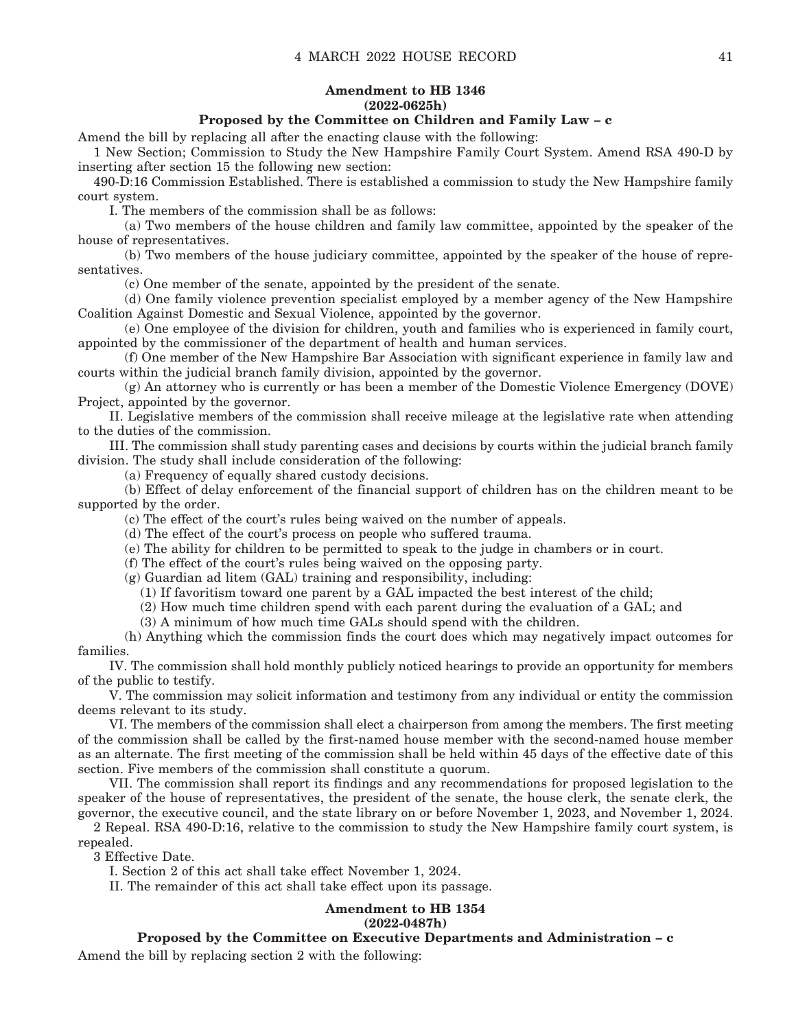**Amendment to HB 1346**
**(2022-0625h)**
**Proposed by the Committee on Children and Family Law – c**

Amend the bill by replacing all after the enacting clause with the following:

1 New Section; Commission to Study the New Hampshire Family Court System. Amend RSA 490-D by inserting after section 15 the following new section:

490-D:16 Commission Established. There is established a commission to study the New Hampshire family court system.

I. The members of the commission shall be as follows:

(a) Two members of the house children and family law committee, appointed by the speaker of the house of representatives.

(b) Two members of the house judiciary committee, appointed by the speaker of the house of representatives.

(c) One member of the senate, appointed by the president of the senate.

(d) One family violence prevention specialist employed by a member agency of the New Hampshire Coalition Against Domestic and Sexual Violence, appointed by the governor.

(e) One employee of the division for children, youth and families who is experienced in family court, appointed by the commissioner of the department of health and human services.

(f) One member of the New Hampshire Bar Association with significant experience in family law and courts within the judicial branch family division, appointed by the governor.

(g) An attorney who is currently or has been a member of the Domestic Violence Emergency (DOVE) Project, appointed by the governor.

II. Legislative members of the commission shall receive mileage at the legislative rate when attending to the duties of the commission.

III. The commission shall study parenting cases and decisions by courts within the judicial branch family division. The study shall include consideration of the following:

(a) Frequency of equally shared custody decisions.

(b) Effect of delay enforcement of the financial support of children has on the children meant to be supported by the order.

(c) The effect of the court's rules being waived on the number of appeals.

(d) The effect of the court's process on people who suffered trauma.

(e) The ability for children to be permitted to speak to the judge in chambers or in court.

(f) The effect of the court's rules being waived on the opposing party.

(g) Guardian ad litem (GAL) training and responsibility, including:

(1) If favoritism toward one parent by a GAL impacted the best interest of the child;

(2) How much time children spend with each parent during the evaluation of a GAL; and

(3) A minimum of how much time GALs should spend with the children.

(h) Anything which the commission finds the court does which may negatively impact outcomes for families.

IV. The commission shall hold monthly publicly noticed hearings to provide an opportunity for members of the public to testify.

V. The commission may solicit information and testimony from any individual or entity the commission deems relevant to its study.

VI. The members of the commission shall elect a chairperson from among the members. The first meeting of the commission shall be called by the first-named house member with the second-named house member as an alternate. The first meeting of the commission shall be held within 45 days of the effective date of this section. Five members of the commission shall constitute a quorum.

VII. The commission shall report its findings and any recommendations for proposed legislation to the speaker of the house of representatives, the president of the senate, the house clerk, the senate clerk, the governor, the executive council, and the state library on or before November 1, 2023, and November 1, 2024.

2 Repeal. RSA 490-D:16, relative to the commission to study the New Hampshire family court system, is repealed.

3 Effective Date.

I. Section 2 of this act shall take effect November 1, 2024.

II. The remainder of this act shall take effect upon its passage.

**Amendment to HB 1354**
**(2022-0487h)**
**Proposed by the Committee on Executive Departments and Administration – c**

Amend the bill by replacing section 2 with the following: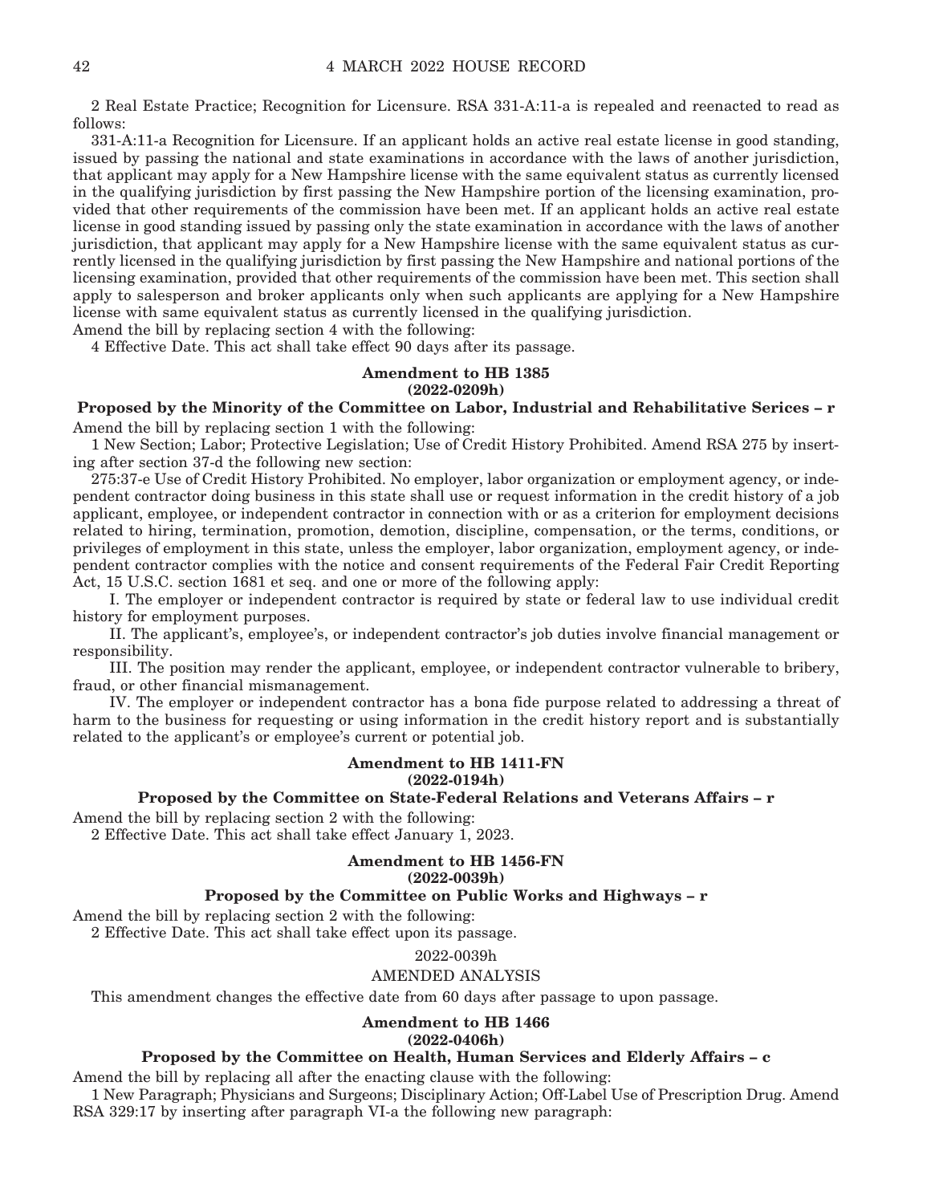2 Real Estate Practice; Recognition for Licensure. RSA 331-A:11-a is repealed and reenacted to read as follows:

331-A:11-a Recognition for Licensure. If an applicant holds an active real estate license in good standing, issued by passing the national and state examinations in accordance with the laws of another jurisdiction, that applicant may apply for a New Hampshire license with the same equivalent status as currently licensed in the qualifying jurisdiction by first passing the New Hampshire portion of the licensing examination, provided that other requirements of the commission have been met. If an applicant holds an active real estate license in good standing issued by passing only the state examination in accordance with the laws of another jurisdiction, that applicant may apply for a New Hampshire license with the same equivalent status as currently licensed in the qualifying jurisdiction by first passing the New Hampshire and national portions of the licensing examination, provided that other requirements of the commission have been met. This section shall apply to salesperson and broker applicants only when such applicants are applying for a New Hampshire license with same equivalent status as currently licensed in the qualifying jurisdiction.

Amend the bill by replacing section 4 with the following:

4 Effective Date. This act shall take effect 90 days after its passage.

**Amendment to HB 1385**
**(2022-0209h)**

**Proposed by the Minority of the Committee on Labor, Industrial and Rehabilitative Serices – r**

Amend the bill by replacing section 1 with the following:

1 New Section; Labor; Protective Legislation; Use of Credit History Prohibited. Amend RSA 275 by inserting after section 37-d the following new section:

275:37-e Use of Credit History Prohibited. No employer, labor organization or employment agency, or independent contractor doing business in this state shall use or request information in the credit history of a job applicant, employee, or independent contractor in connection with or as a criterion for employment decisions related to hiring, termination, promotion, demotion, discipline, compensation, or the terms, conditions, or privileges of employment in this state, unless the employer, labor organization, employment agency, or independent contractor complies with the notice and consent requirements of the Federal Fair Credit Reporting Act, 15 U.S.C. section 1681 et seq. and one or more of the following apply:

I. The employer or independent contractor is required by state or federal law to use individual credit history for employment purposes.

II. The applicant's, employee's, or independent contractor's job duties involve financial management or responsibility.

III. The position may render the applicant, employee, or independent contractor vulnerable to bribery, fraud, or other financial mismanagement.

IV. The employer or independent contractor has a bona fide purpose related to addressing a threat of harm to the business for requesting or using information in the credit history report and is substantially related to the applicant's or employee's current or potential job.

**Amendment to HB 1411-FN**
**(2022-0194h)**

**Proposed by the Committee on State-Federal Relations and Veterans Affairs – r**

Amend the bill by replacing section 2 with the following:

2 Effective Date. This act shall take effect January 1, 2023.

**Amendment to HB 1456-FN**
**(2022-0039h)**

**Proposed by the Committee on Public Works and Highways – r**

Amend the bill by replacing section 2 with the following:

2 Effective Date. This act shall take effect upon its passage.

2022-0039h

AMENDED ANALYSIS

This amendment changes the effective date from 60 days after passage to upon passage.

**Amendment to HB 1466**
**(2022-0406h)**

**Proposed by the Committee on Health, Human Services and Elderly Affairs – c**

Amend the bill by replacing all after the enacting clause with the following:

1 New Paragraph; Physicians and Surgeons; Disciplinary Action; Off-Label Use of Prescription Drug. Amend RSA 329:17 by inserting after paragraph VI-a the following new paragraph: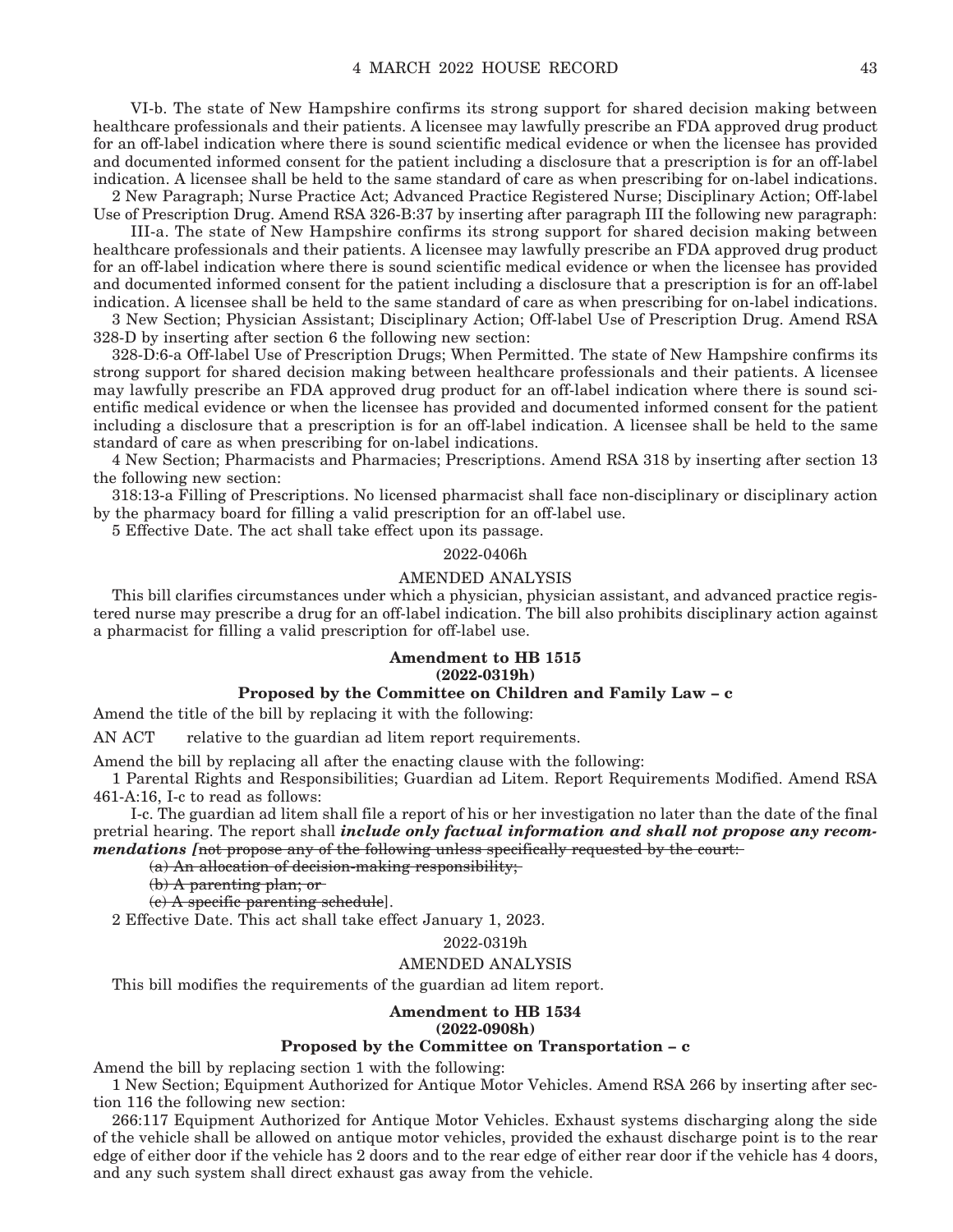VI-b. The state of New Hampshire confirms its strong support for shared decision making between healthcare professionals and their patients. A licensee may lawfully prescribe an FDA approved drug product for an off-label indication where there is sound scientific medical evidence or when the licensee has provided and documented informed consent for the patient including a disclosure that a prescription is for an off-label indication. A licensee shall be held to the same standard of care as when prescribing for on-label indications.

2 New Paragraph; Nurse Practice Act; Advanced Practice Registered Nurse; Disciplinary Action; Off-label Use of Prescription Drug. Amend RSA 326-B:37 by inserting after paragraph III the following new paragraph:

III-a. The state of New Hampshire confirms its strong support for shared decision making between healthcare professionals and their patients. A licensee may lawfully prescribe an FDA approved drug product for an off-label indication where there is sound scientific medical evidence or when the licensee has provided and documented informed consent for the patient including a disclosure that a prescription is for an off-label indication. A licensee shall be held to the same standard of care as when prescribing for on-label indications.

3 New Section; Physician Assistant; Disciplinary Action; Off-label Use of Prescription Drug. Amend RSA 328-D by inserting after section 6 the following new section:

328-D:6-a Off-label Use of Prescription Drugs; When Permitted. The state of New Hampshire confirms its strong support for shared decision making between healthcare professionals and their patients. A licensee may lawfully prescribe an FDA approved drug product for an off-label indication where there is sound scientific medical evidence or when the licensee has provided and documented informed consent for the patient including a disclosure that a prescription is for an off-label indication. A licensee shall be held to the same standard of care as when prescribing for on-label indications.

4 New Section; Pharmacists and Pharmacies; Prescriptions. Amend RSA 318 by inserting after section 13 the following new section:

318:13-a Filling of Prescriptions. No licensed pharmacist shall face non-disciplinary or disciplinary action by the pharmacy board for filling a valid prescription for an off-label use.

5 Effective Date. The act shall take effect upon its passage.

2022-0406h

AMENDED ANALYSIS

This bill clarifies circumstances under which a physician, physician assistant, and advanced practice registered nurse may prescribe a drug for an off-label indication. The bill also prohibits disciplinary action against a pharmacist for filling a valid prescription for off-label use.

**Amendment to HB 1515**
**(2022-0319h)**
**Proposed by the Committee on Children and Family Law – c**

Amend the title of the bill by replacing it with the following:

AN ACT relative to the guardian ad litem report requirements.

Amend the bill by replacing all after the enacting clause with the following:

1 Parental Rights and Responsibilities; Guardian ad Litem. Report Requirements Modified. Amend RSA 461-A:16, I-c to read as follows:

I-c. The guardian ad litem shall file a report of his or her investigation no later than the date of the final pretrial hearing. The report shall ***include only factual information and shall not propose any recommendations [***~~not propose any of the following unless specifically requested by the court:~~

~~(a) An allocation of decision-making responsibility;~~

~~(b) A parenting plan; or~~

~~(c) A specific parenting schedule~~].

2 Effective Date. This act shall take effect January 1, 2023.

2022-0319h

AMENDED ANALYSIS

This bill modifies the requirements of the guardian ad litem report.

**Amendment to HB 1534**
**(2022-0908h)**
**Proposed by the Committee on Transportation – c**

Amend the bill by replacing section 1 with the following:

1 New Section; Equipment Authorized for Antique Motor Vehicles. Amend RSA 266 by inserting after section 116 the following new section:

266:117 Equipment Authorized for Antique Motor Vehicles. Exhaust systems discharging along the side of the vehicle shall be allowed on antique motor vehicles, provided the exhaust discharge point is to the rear edge of either door if the vehicle has 2 doors and to the rear edge of either rear door if the vehicle has 4 doors, and any such system shall direct exhaust gas away from the vehicle.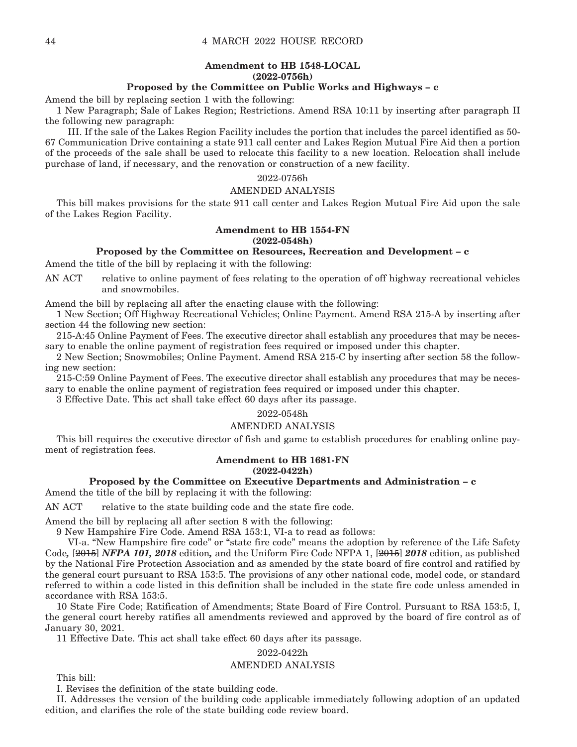**Amendment to HB 1548-LOCAL**
**(2022-0756h)**
**Proposed by the Committee on Public Works and Highways – c**

Amend the bill by replacing section 1 with the following:

1 New Paragraph; Sale of Lakes Region; Restrictions. Amend RSA 10:11 by inserting after paragraph II the following new paragraph:

III. If the sale of the Lakes Region Facility includes the portion that includes the parcel identified as 50-67 Communication Drive containing a state 911 call center and Lakes Region Mutual Fire Aid then a portion of the proceeds of the sale shall be used to relocate this facility to a new location. Relocation shall include purchase of land, if necessary, and the renovation or construction of a new facility.

2022-0756h

AMENDED ANALYSIS

This bill makes provisions for the state 911 call center and Lakes Region Mutual Fire Aid upon the sale of the Lakes Region Facility.

**Amendment to HB 1554-FN**
**(2022-0548h)**
**Proposed by the Committee on Resources, Recreation and Development – c**

Amend the title of the bill by replacing it with the following:

AN ACT relative to online payment of fees relating to the operation of off highway recreational vehicles and snowmobiles.

Amend the bill by replacing all after the enacting clause with the following:

1 New Section; Off Highway Recreational Vehicles; Online Payment. Amend RSA 215-A by inserting after section 44 the following new section:

215-A:45 Online Payment of Fees. The executive director shall establish any procedures that may be necessary to enable the online payment of registration fees required or imposed under this chapter.

2 New Section; Snowmobiles; Online Payment. Amend RSA 215-C by inserting after section 58 the following new section:

215-C:59 Online Payment of Fees. The executive director shall establish any procedures that may be necessary to enable the online payment of registration fees required or imposed under this chapter.

3 Effective Date. This act shall take effect 60 days after its passage.

2022-0548h

AMENDED ANALYSIS

This bill requires the executive director of fish and game to establish procedures for enabling online payment of registration fees.

**Amendment to HB 1681-FN**
**(2022-0422h)**
**Proposed by the Committee on Executive Departments and Administration – c**

Amend the title of the bill by replacing it with the following:

AN ACT relative to the state building code and the state fire code.

Amend the bill by replacing all after section 8 with the following:

9 New Hampshire Fire Code. Amend RSA 153:1, VI-a to read as follows:

VI-a. "New Hampshire fire code" or "state fire code" means the adoption by reference of the Life Safety Code*,* [~~2015~~] ***NFPA 101, 2018*** edition*,* and the Uniform Fire Code NFPA 1, [~~2015~~] ***2018*** edition, as published by the National Fire Protection Association and as amended by the state board of fire control and ratified by the general court pursuant to RSA 153:5. The provisions of any other national code, model code, or standard referred to within a code listed in this definition shall be included in the state fire code unless amended in accordance with RSA 153:5.

10 State Fire Code; Ratification of Amendments; State Board of Fire Control. Pursuant to RSA 153:5, I, the general court hereby ratifies all amendments reviewed and approved by the board of fire control as of January 30, 2021.

11 Effective Date. This act shall take effect 60 days after its passage.

2022-0422h

AMENDED ANALYSIS

This bill:

I. Revises the definition of the state building code.

II. Addresses the version of the building code applicable immediately following adoption of an updated edition, and clarifies the role of the state building code review board.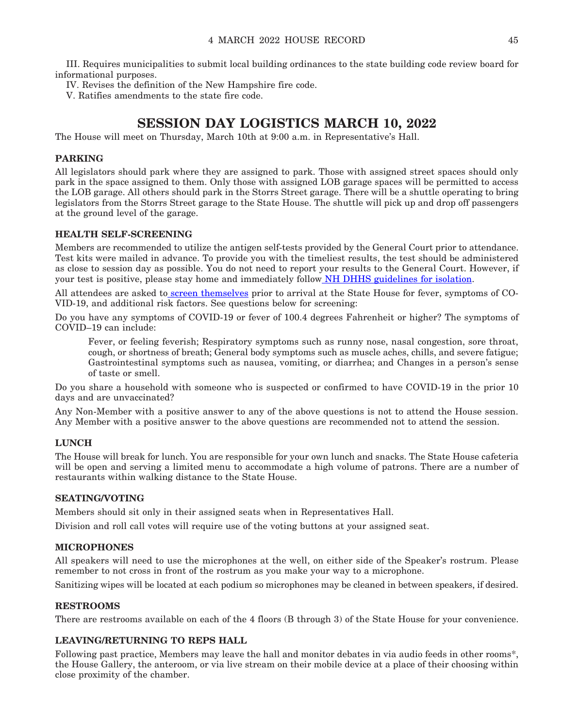III. Requires municipalities to submit local building ordinances to the state building code review board for informational purposes.

IV. Revises the definition of the New Hampshire fire code.

V. Ratifies amendments to the state fire code.

# SESSION DAY LOGISTICS MARCH 10, 2022

The House will meet on Thursday, March 10th at 9:00 a.m. in Representative's Hall.

### PARKING

All legislators should park where they are assigned to park. Those with assigned street spaces should only park in the space assigned to them. Only those with assigned LOB garage spaces will be permitted to access the LOB garage. All others should park in the Storrs Street garage. There will be a shuttle operating to bring legislators from the Storrs Street garage to the State House. The shuttle will pick up and drop off passengers at the ground level of the garage.

### HEALTH SELF-SCREENING

Members are recommended to utilize the antigen self-tests provided by the General Court prior to attendance. Test kits were mailed in advance. To provide you with the timeliest results, the test should be administered as close to session day as possible. You do not need to report your results to the General Court. However, if your test is positive, please stay home and immediately follow NH DHHS guidelines for isolation.

All attendees are asked to screen themselves prior to arrival at the State House for fever, symptoms of COVID-19, and additional risk factors. See questions below for screening:

Do you have any symptoms of COVID-19 or fever of 100.4 degrees Fahrenheit or higher? The symptoms of COVID–19 can include:

> Fever, or feeling feverish; Respiratory symptoms such as runny nose, nasal congestion, sore throat, cough, or shortness of breath; General body symptoms such as muscle aches, chills, and severe fatigue; Gastrointestinal symptoms such as nausea, vomiting, or diarrhea; and Changes in a person's sense of taste or smell.

Do you share a household with someone who is suspected or confirmed to have COVID-19 in the prior 10 days and are unvaccinated?

Any Non-Member with a positive answer to any of the above questions is not to attend the House session. Any Member with a positive answer to the above questions are recommended not to attend the session.

### LUNCH

The House will break for lunch. You are responsible for your own lunch and snacks. The State House cafeteria will be open and serving a limited menu to accommodate a high volume of patrons. There are a number of restaurants within walking distance to the State House.

### SEATING/VOTING

Members should sit only in their assigned seats when in Representatives Hall.

Division and roll call votes will require use of the voting buttons at your assigned seat.

### MICROPHONES

All speakers will need to use the microphones at the well, on either side of the Speaker's rostrum. Please remember to not cross in front of the rostrum as you make your way to a microphone.

Sanitizing wipes will be located at each podium so microphones may be cleaned in between speakers, if desired.

### RESTROOMS

There are restrooms available on each of the 4 floors (B through 3) of the State House for your convenience.

### LEAVING/RETURNING TO REPS HALL

Following past practice, Members may leave the hall and monitor debates in via audio feeds in other rooms*, the House Gallery, the anteroom, or via live stream on their mobile device at a place of their choosing within close proximity of the chamber.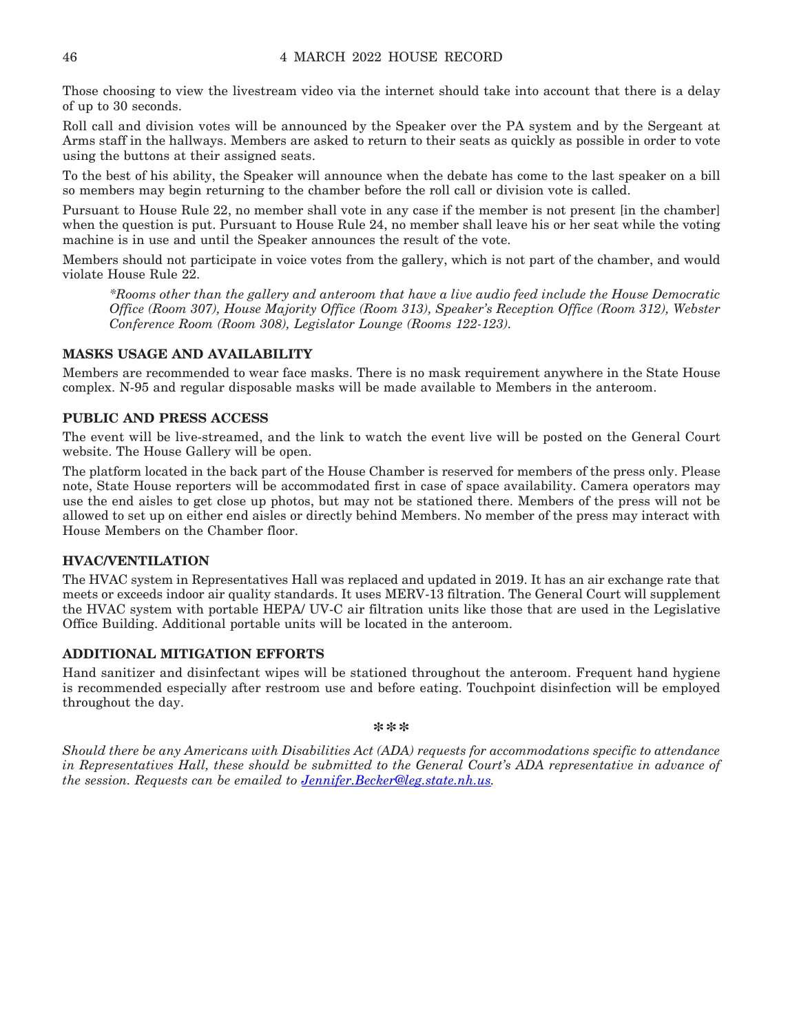Those choosing to view the livestream video via the internet should take into account that there is a delay of up to 30 seconds.

Roll call and division votes will be announced by the Speaker over the PA system and by the Sergeant at Arms staff in the hallways. Members are asked to return to their seats as quickly as possible in order to vote using the buttons at their assigned seats.

To the best of his ability, the Speaker will announce when the debate has come to the last speaker on a bill so members may begin returning to the chamber before the roll call or division vote is called.

Pursuant to House Rule 22, no member shall vote in any case if the member is not present [in the chamber] when the question is put. Pursuant to House Rule 24, no member shall leave his or her seat while the voting machine is in use and until the Speaker announces the result of the vote.

Members should not participate in voice votes from the gallery, which is not part of the chamber, and would violate House Rule 22.

> *\*Rooms other than the gallery and anteroom that have a live audio feed include the House Democratic Office (Room 307), House Majority Office (Room 313), Speaker's Reception Office (Room 312), Webster Conference Room (Room 308), Legislator Lounge (Rooms 122-123).*

### MASKS USAGE AND AVAILABILITY

Members are recommended to wear face masks. There is no mask requirement anywhere in the State House complex. N-95 and regular disposable masks will be made available to Members in the anteroom.

### PUBLIC AND PRESS ACCESS

The event will be live-streamed, and the link to watch the event live will be posted on the General Court website. The House Gallery will be open.

The platform located in the back part of the House Chamber is reserved for members of the press only. Please note, State House reporters will be accommodated first in case of space availability. Camera operators may use the end aisles to get close up photos, but may not be stationed there. Members of the press will not be allowed to set up on either end aisles or directly behind Members. No member of the press may interact with House Members on the Chamber floor.

### HVAC/VENTILATION

The HVAC system in Representatives Hall was replaced and updated in 2019. It has an air exchange rate that meets or exceeds indoor air quality standards. It uses MERV-13 filtration. The General Court will supplement the HVAC system with portable HEPA/ UV-C air filtration units like those that are used in the Legislative Office Building. Additional portable units will be located in the anteroom.

### ADDITIONAL MITIGATION EFFORTS

Hand sanitizer and disinfectant wipes will be stationed throughout the anteroom. Frequent hand hygiene is recommended especially after restroom use and before eating. Touchpoint disinfection will be employed throughout the day.

\*\*\*

*Should there be any Americans with Disabilities Act (ADA) requests for accommodations specific to attendance in Representatives Hall, these should be submitted to the General Court's ADA representative in advance of the session. Requests can be emailed to [Jennifer.Becker@leg.state.nh.us](mailto:Jennifer.Becker@leg.state.nh.us).*